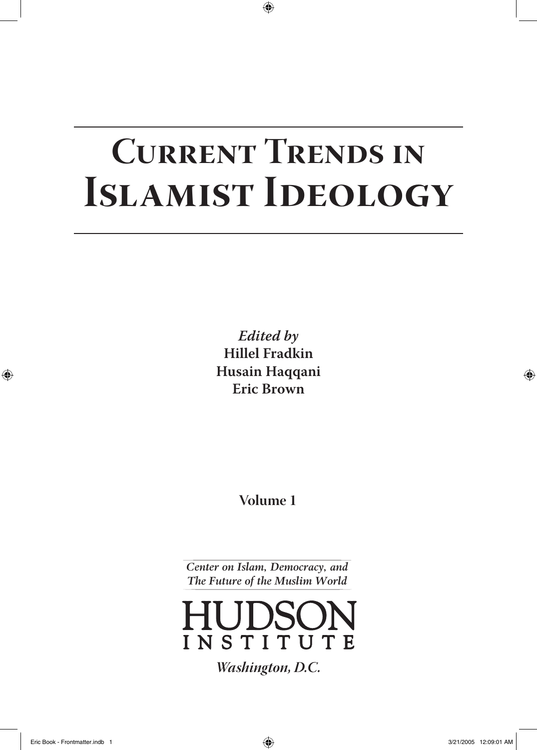# Current Trends in Islamist Ideology

*Edited by*
**Hillel Fradkin**
**Husain Haqqani**
**Eric Brown**

**Volume 1**

*Center on Islam, Democracy, and The Future of the Muslim World*

HUDSON INSTITUTE

*Washington, D.C.*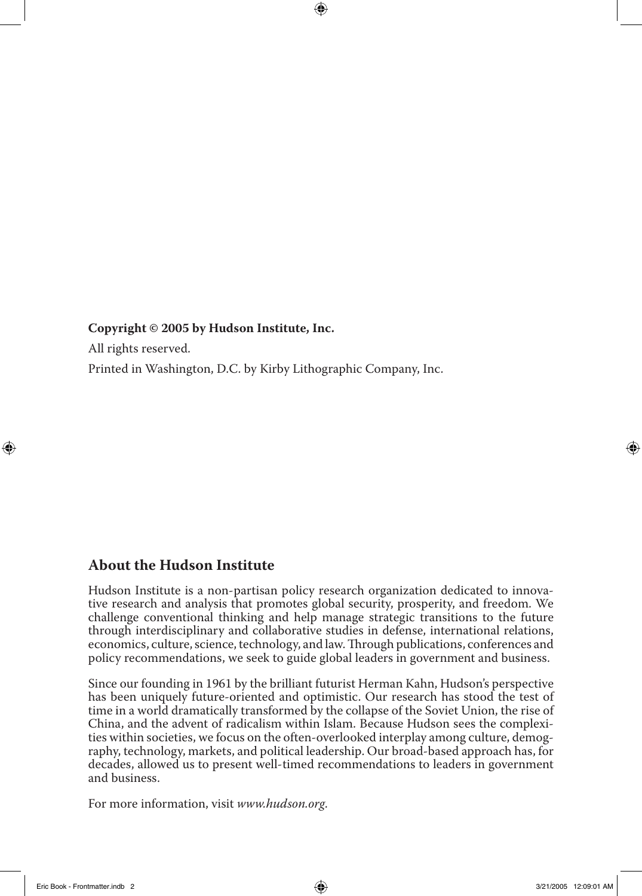**Copyright © 2005 by Hudson Institute, Inc.**

All rights reserved.

Printed in Washington, D.C. by Kirby Lithographic Company, Inc.

## About the Hudson Institute

Hudson Institute is a non-partisan policy research organization dedicated to innovative research and analysis that promotes global security, prosperity, and freedom. We challenge conventional thinking and help manage strategic transitions to the future through interdisciplinary and collaborative studies in defense, international relations, economics, culture, science, technology, and law. Through publications, conferences and policy recommendations, we seek to guide global leaders in government and business.

Since our founding in 1961 by the brilliant futurist Herman Kahn, Hudson's perspective has been uniquely future-oriented and optimistic. Our research has stood the test of time in a world dramatically transformed by the collapse of the Soviet Union, the rise of China, and the advent of radicalism within Islam. Because Hudson sees the complexities within societies, we focus on the often-overlooked interplay among culture, demography, technology, markets, and political leadership. Our broad-based approach has, for decades, allowed us to present well-timed recommendations to leaders in government and business.

For more information, visit *www.hudson.org.*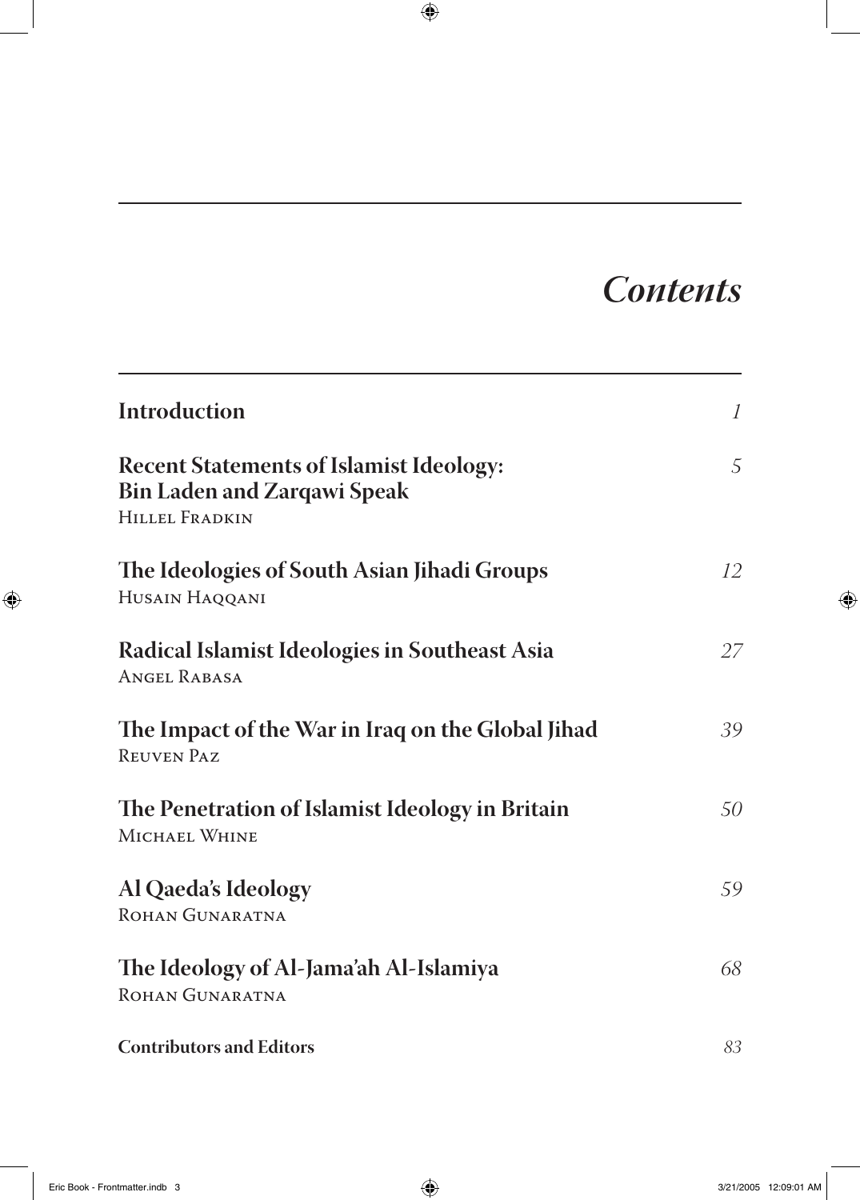# *Contents*

**Introduction** *1*

**Recent Statements of Islamist Ideology: Bin Laden and Zarqawi Speak** *5*
Hillel Fradkin

**The Ideologies of South Asian Jihadi Groups** *12*
Husain Haqqani

**Radical Islamist Ideologies in Southeast Asia** *27*
Angel Rabasa

**The Impact of the War in Iraq on the Global Jihad** *39*
Reuven Paz

**The Penetration of Islamist Ideology in Britain** *50*
Michael Whine

**Al Qaeda's Ideology** *59*
Rohan Gunaratna

**The Ideology of Al-Jama'ah Al-Islamiya** *68*
Rohan Gunaratna

**Contributors and Editors** *83*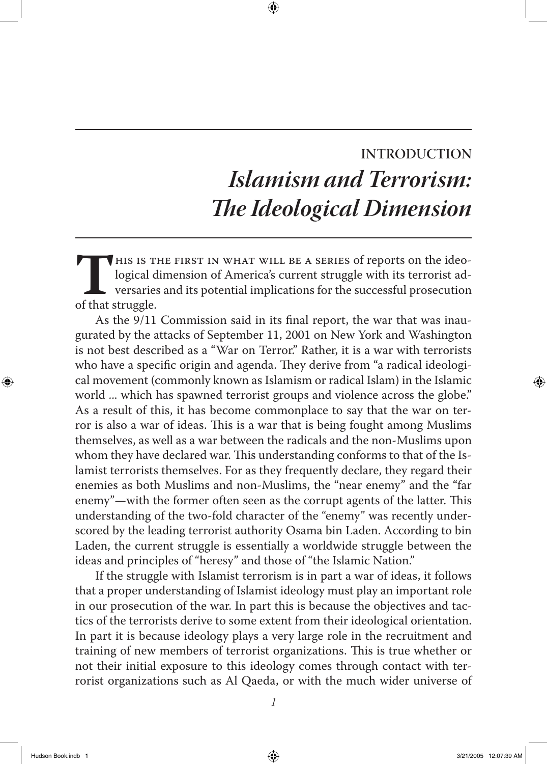# INTRODUCTION
# *Islamism and Terrorism: The Ideological Dimension*

This is the first in what will be a series of reports on the ideological dimension of America's current struggle with its terrorist adversaries and its potential implications for the successful prosecution of that struggle.

As the 9/11 Commission said in its final report, the war that was inaugurated by the attacks of September 11, 2001 on New York and Washington is not best described as a "War on Terror." Rather, it is a war with terrorists who have a specific origin and agenda. They derive from "a radical ideological movement (commonly known as Islamism or radical Islam) in the Islamic world ... which has spawned terrorist groups and violence across the globe." As a result of this, it has become commonplace to say that the war on terror is also a war of ideas. This is a war that is being fought among Muslims themselves, as well as a war between the radicals and the non-Muslims upon whom they have declared war. This understanding conforms to that of the Islamist terrorists themselves. For as they frequently declare, they regard their enemies as both Muslims and non-Muslims, the "near enemy" and the "far enemy"—with the former often seen as the corrupt agents of the latter. This understanding of the two-fold character of the "enemy" was recently underscored by the leading terrorist authority Osama bin Laden. According to bin Laden, the current struggle is essentially a worldwide struggle between the ideas and principles of "heresy" and those of "the Islamic Nation."

If the struggle with Islamist terrorism is in part a war of ideas, it follows that a proper understanding of Islamist ideology must play an important role in our prosecution of the war. In part this is because the objectives and tactics of the terrorists derive to some extent from their ideological orientation. In part it is because ideology plays a very large role in the recruitment and training of new members of terrorist organizations. This is true whether or not their initial exposure to this ideology comes through contact with terrorist organizations such as Al Qaeda, or with the much wider universe of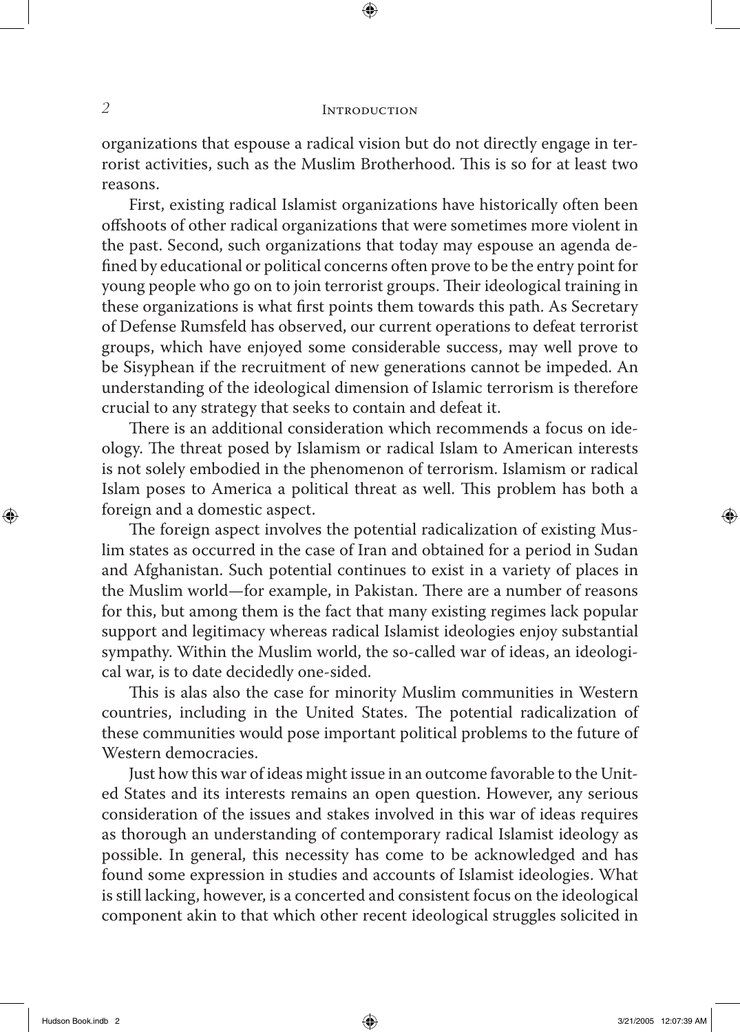organizations that espouse a radical vision but do not directly engage in terrorist activities, such as the Muslim Brotherhood. This is so for at least two reasons.

First, existing radical Islamist organizations have historically often been offshoots of other radical organizations that were sometimes more violent in the past. Second, such organizations that today may espouse an agenda defined by educational or political concerns often prove to be the entry point for young people who go on to join terrorist groups. Their ideological training in these organizations is what first points them towards this path. As Secretary of Defense Rumsfeld has observed, our current operations to defeat terrorist groups, which have enjoyed some considerable success, may well prove to be Sisyphean if the recruitment of new generations cannot be impeded. An understanding of the ideological dimension of Islamic terrorism is therefore crucial to any strategy that seeks to contain and defeat it.

There is an additional consideration which recommends a focus on ideology. The threat posed by Islamism or radical Islam to American interests is not solely embodied in the phenomenon of terrorism. Islamism or radical Islam poses to America a political threat as well. This problem has both a foreign and a domestic aspect.

The foreign aspect involves the potential radicalization of existing Muslim states as occurred in the case of Iran and obtained for a period in Sudan and Afghanistan. Such potential continues to exist in a variety of places in the Muslim world—for example, in Pakistan. There are a number of reasons for this, but among them is the fact that many existing regimes lack popular support and legitimacy whereas radical Islamist ideologies enjoy substantial sympathy. Within the Muslim world, the so-called war of ideas, an ideological war, is to date decidedly one-sided.

This is alas also the case for minority Muslim communities in Western countries, including in the United States. The potential radicalization of these communities would pose important political problems to the future of Western democracies.

Just how this war of ideas might issue in an outcome favorable to the United States and its interests remains an open question. However, any serious consideration of the issues and stakes involved in this war of ideas requires as thorough an understanding of contemporary radical Islamist ideology as possible. In general, this necessity has come to be acknowledged and has found some expression in studies and accounts of Islamist ideologies. What is still lacking, however, is a concerted and consistent focus on the ideological component akin to that which other recent ideological struggles solicited in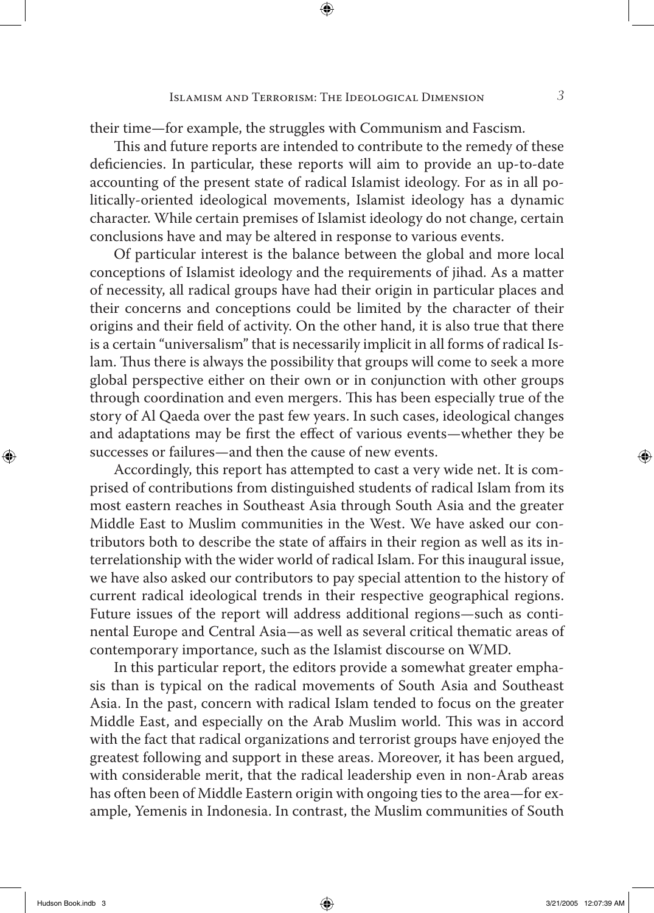their time—for example, the struggles with Communism and Fascism.

This and future reports are intended to contribute to the remedy of these deficiencies. In particular, these reports will aim to provide an up-to-date accounting of the present state of radical Islamist ideology. For as in all politically-oriented ideological movements, Islamist ideology has a dynamic character. While certain premises of Islamist ideology do not change, certain conclusions have and may be altered in response to various events.

Of particular interest is the balance between the global and more local conceptions of Islamist ideology and the requirements of jihad. As a matter of necessity, all radical groups have had their origin in particular places and their concerns and conceptions could be limited by the character of their origins and their field of activity. On the other hand, it is also true that there is a certain "universalism" that is necessarily implicit in all forms of radical Islam. Thus there is always the possibility that groups will come to seek a more global perspective either on their own or in conjunction with other groups through coordination and even mergers. This has been especially true of the story of Al Qaeda over the past few years. In such cases, ideological changes and adaptations may be first the effect of various events—whether they be successes or failures—and then the cause of new events.

Accordingly, this report has attempted to cast a very wide net. It is comprised of contributions from distinguished students of radical Islam from its most eastern reaches in Southeast Asia through South Asia and the greater Middle East to Muslim communities in the West. We have asked our contributors both to describe the state of affairs in their region as well as its interrelationship with the wider world of radical Islam. For this inaugural issue, we have also asked our contributors to pay special attention to the history of current radical ideological trends in their respective geographical regions. Future issues of the report will address additional regions—such as continental Europe and Central Asia—as well as several critical thematic areas of contemporary importance, such as the Islamist discourse on WMD.

In this particular report, the editors provide a somewhat greater emphasis than is typical on the radical movements of South Asia and Southeast Asia. In the past, concern with radical Islam tended to focus on the greater Middle East, and especially on the Arab Muslim world. This was in accord with the fact that radical organizations and terrorist groups have enjoyed the greatest following and support in these areas. Moreover, it has been argued, with considerable merit, that the radical leadership even in non-Arab areas has often been of Middle Eastern origin with ongoing ties to the area—for example, Yemenis in Indonesia. In contrast, the Muslim communities of South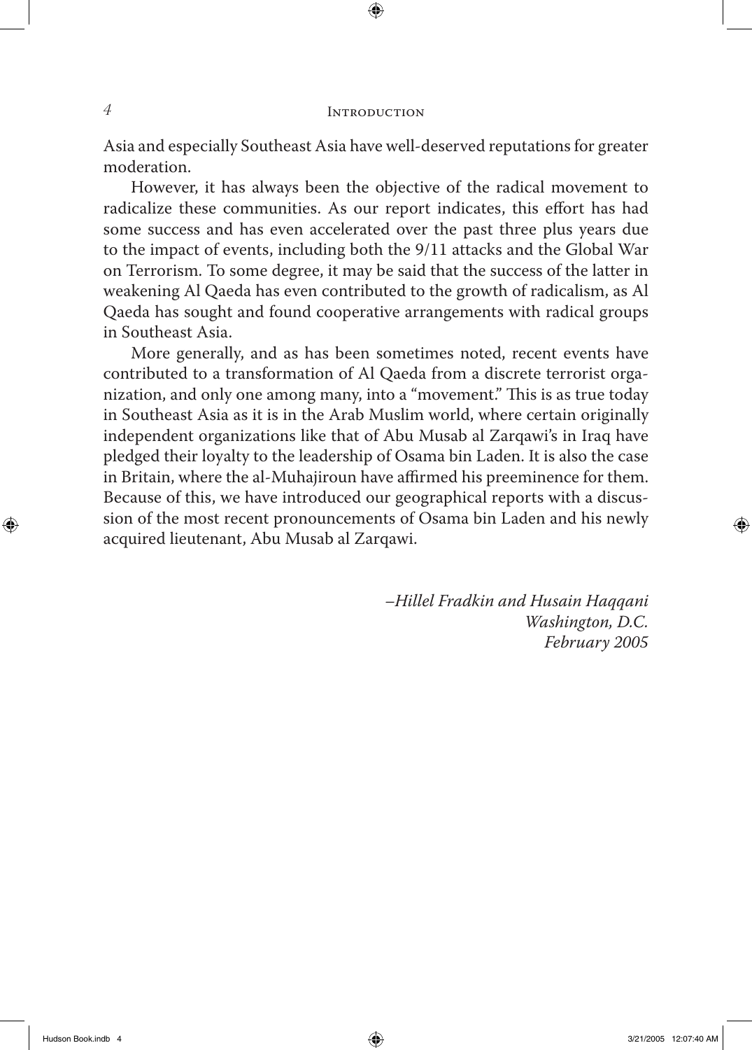Asia and especially Southeast Asia have well-deserved reputations for greater moderation.

However, it has always been the objective of the radical movement to radicalize these communities. As our report indicates, this effort has had some success and has even accelerated over the past three plus years due to the impact of events, including both the 9/11 attacks and the Global War on Terrorism. To some degree, it may be said that the success of the latter in weakening Al Qaeda has even contributed to the growth of radicalism, as Al Qaeda has sought and found cooperative arrangements with radical groups in Southeast Asia.

More generally, and as has been sometimes noted, recent events have contributed to a transformation of Al Qaeda from a discrete terrorist organization, and only one among many, into a "movement." This is as true today in Southeast Asia as it is in the Arab Muslim world, where certain originally independent organizations like that of Abu Musab al Zarqawi's in Iraq have pledged their loyalty to the leadership of Osama bin Laden. It is also the case in Britain, where the al-Muhajiroun have affirmed his preeminence for them. Because of this, we have introduced our geographical reports with a discussion of the most recent pronouncements of Osama bin Laden and his newly acquired lieutenant, Abu Musab al Zarqawi.

*–Hillel Fradkin and Husain Haqqani*
*Washington, D.C.*
*February 2005*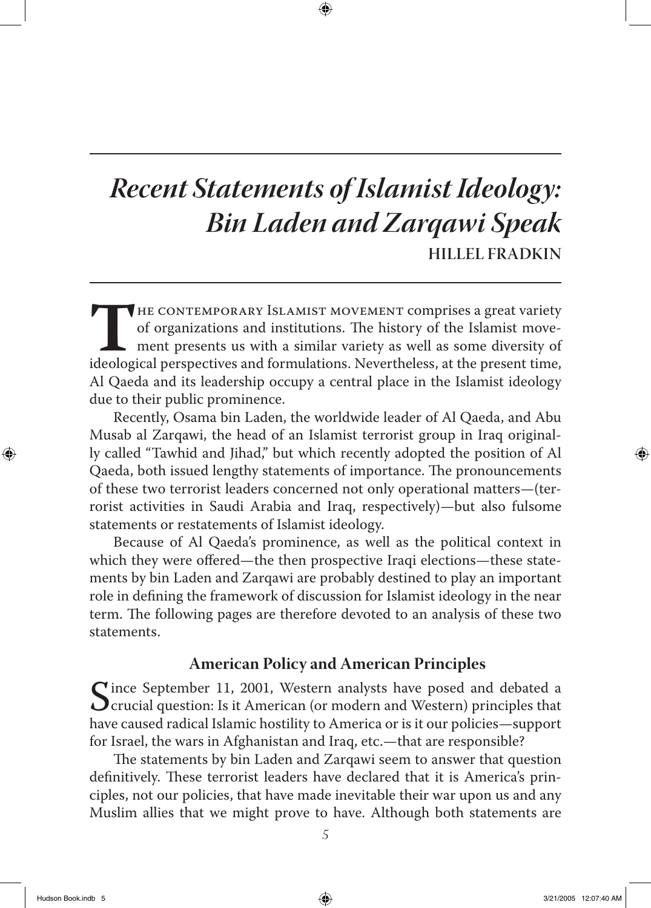# *Recent Statements of Islamist Ideology: Bin Laden and Zarqawi Speak*

**HILLEL FRADKIN**

THE CONTEMPORARY ISLAMIST MOVEMENT comprises a great variety of organizations and institutions. The history of the Islamist movement presents us with a similar variety as well as some diversity of ideological perspectives and formulations. Nevertheless, at the present time, Al Qaeda and its leadership occupy a central place in the Islamist ideology due to their public prominence.

Recently, Osama bin Laden, the worldwide leader of Al Qaeda, and Abu Musab al Zarqawi, the head of an Islamist terrorist group in Iraq originally called "Tawhid and Jihad," but which recently adopted the position of Al Qaeda, both issued lengthy statements of importance. The pronouncements of these two terrorist leaders concerned not only operational matters—(terrorist activities in Saudi Arabia and Iraq, respectively)—but also fulsome statements or restatements of Islamist ideology.

Because of Al Qaeda's prominence, as well as the political context in which they were offered—the then prospective Iraqi elections—these statements by bin Laden and Zarqawi are probably destined to play an important role in defining the framework of discussion for Islamist ideology in the near term. The following pages are therefore devoted to an analysis of these two statements.

## American Policy and American Principles

Since September 11, 2001, Western analysts have posed and debated a crucial question: Is it American (or modern and Western) principles that have caused radical Islamic hostility to America or is it our policies—support for Israel, the wars in Afghanistan and Iraq, etc.—that are responsible?

The statements by bin Laden and Zarqawi seem to answer that question definitively. These terrorist leaders have declared that it is America's principles, not our policies, that have made inevitable their war upon us and any Muslim allies that we might prove to have. Although both statements are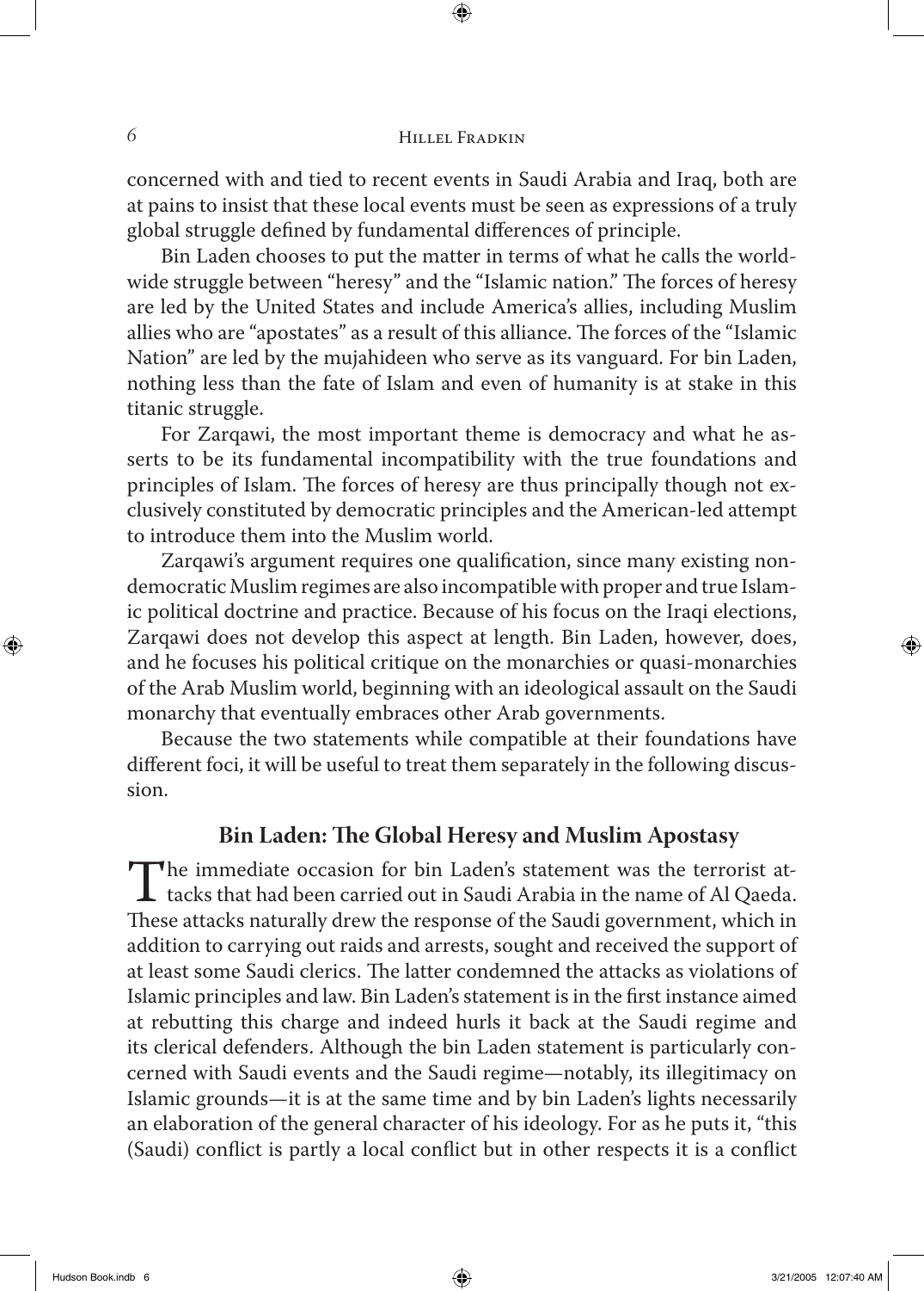concerned with and tied to recent events in Saudi Arabia and Iraq, both are at pains to insist that these local events must be seen as expressions of a truly global struggle defined by fundamental differences of principle.

Bin Laden chooses to put the matter in terms of what he calls the worldwide struggle between "heresy" and the "Islamic nation." The forces of heresy are led by the United States and include America's allies, including Muslim allies who are "apostates" as a result of this alliance. The forces of the "Islamic Nation" are led by the mujahideen who serve as its vanguard. For bin Laden, nothing less than the fate of Islam and even of humanity is at stake in this titanic struggle.

For Zarqawi, the most important theme is democracy and what he asserts to be its fundamental incompatibility with the true foundations and principles of Islam. The forces of heresy are thus principally though not exclusively constituted by democratic principles and the American-led attempt to introduce them into the Muslim world.

Zarqawi's argument requires one qualification, since many existing nondemocratic Muslim regimes are also incompatible with proper and true Islamic political doctrine and practice. Because of his focus on the Iraqi elections, Zarqawi does not develop this aspect at length. Bin Laden, however, does, and he focuses his political critique on the monarchies or quasi-monarchies of the Arab Muslim world, beginning with an ideological assault on the Saudi monarchy that eventually embraces other Arab governments.

Because the two statements while compatible at their foundations have different foci, it will be useful to treat them separately in the following discussion.

## Bin Laden: The Global Heresy and Muslim Apostasy

The immediate occasion for bin Laden's statement was the terrorist attacks that had been carried out in Saudi Arabia in the name of Al Qaeda. These attacks naturally drew the response of the Saudi government, which in addition to carrying out raids and arrests, sought and received the support of at least some Saudi clerics. The latter condemned the attacks as violations of Islamic principles and law. Bin Laden's statement is in the first instance aimed at rebutting this charge and indeed hurls it back at the Saudi regime and its clerical defenders. Although the bin Laden statement is particularly concerned with Saudi events and the Saudi regime—notably, its illegitimacy on Islamic grounds—it is at the same time and by bin Laden's lights necessarily an elaboration of the general character of his ideology. For as he puts it, "this (Saudi) conflict is partly a local conflict but in other respects it is a conflict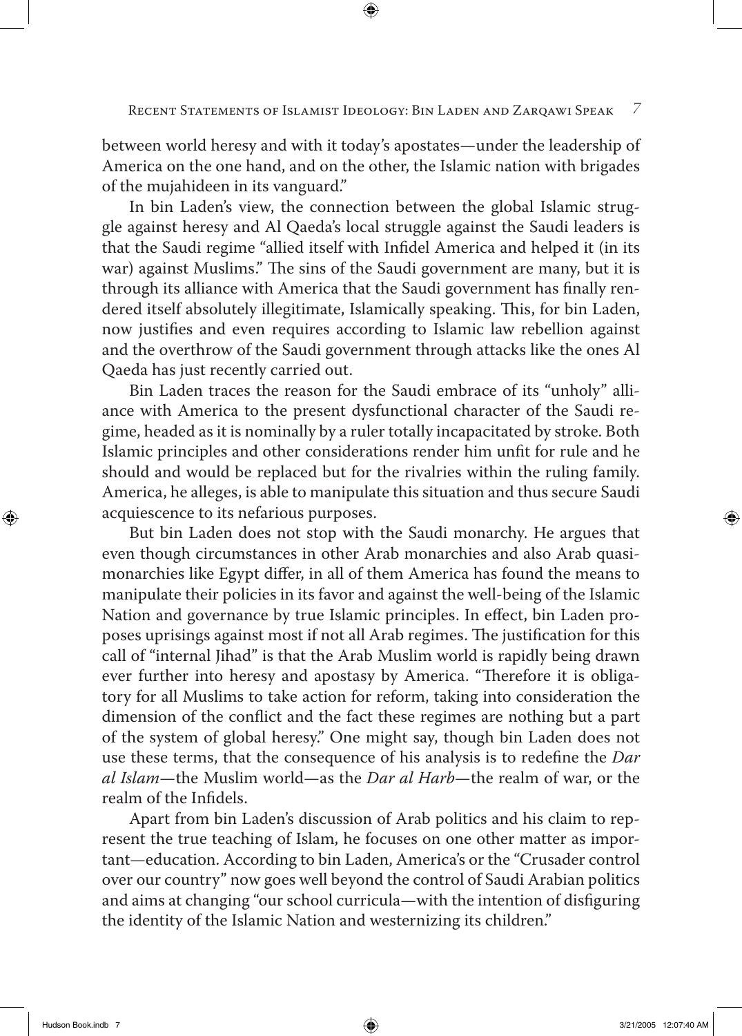between world heresy and with it today's apostates—under the leadership of America on the one hand, and on the other, the Islamic nation with brigades of the mujahideen in its vanguard."

In bin Laden's view, the connection between the global Islamic struggle against heresy and Al Qaeda's local struggle against the Saudi leaders is that the Saudi regime "allied itself with Infidel America and helped it (in its war) against Muslims." The sins of the Saudi government are many, but it is through its alliance with America that the Saudi government has finally rendered itself absolutely illegitimate, Islamically speaking. This, for bin Laden, now justifies and even requires according to Islamic law rebellion against and the overthrow of the Saudi government through attacks like the ones Al Qaeda has just recently carried out.

Bin Laden traces the reason for the Saudi embrace of its "unholy" alliance with America to the present dysfunctional character of the Saudi regime, headed as it is nominally by a ruler totally incapacitated by stroke. Both Islamic principles and other considerations render him unfit for rule and he should and would be replaced but for the rivalries within the ruling family. America, he alleges, is able to manipulate this situation and thus secure Saudi acquiescence to its nefarious purposes.

But bin Laden does not stop with the Saudi monarchy. He argues that even though circumstances in other Arab monarchies and also Arab quasi-monarchies like Egypt differ, in all of them America has found the means to manipulate their policies in its favor and against the well-being of the Islamic Nation and governance by true Islamic principles. In effect, bin Laden proposes uprisings against most if not all Arab regimes. The justification for this call of "internal Jihad" is that the Arab Muslim world is rapidly being drawn ever further into heresy and apostasy by America. "Therefore it is obligatory for all Muslims to take action for reform, taking into consideration the dimension of the conflict and the fact these regimes are nothing but a part of the system of global heresy." One might say, though bin Laden does not use these terms, that the consequence of his analysis is to redefine the *Dar al Islam*—the Muslim world—as the *Dar al Harb*—the realm of war, or the realm of the Infidels.

Apart from bin Laden's discussion of Arab politics and his claim to represent the true teaching of Islam, he focuses on one other matter as important—education. According to bin Laden, America's or the "Crusader control over our country" now goes well beyond the control of Saudi Arabian politics and aims at changing "our school curricula—with the intention of disfiguring the identity of the Islamic Nation and westernizing its children."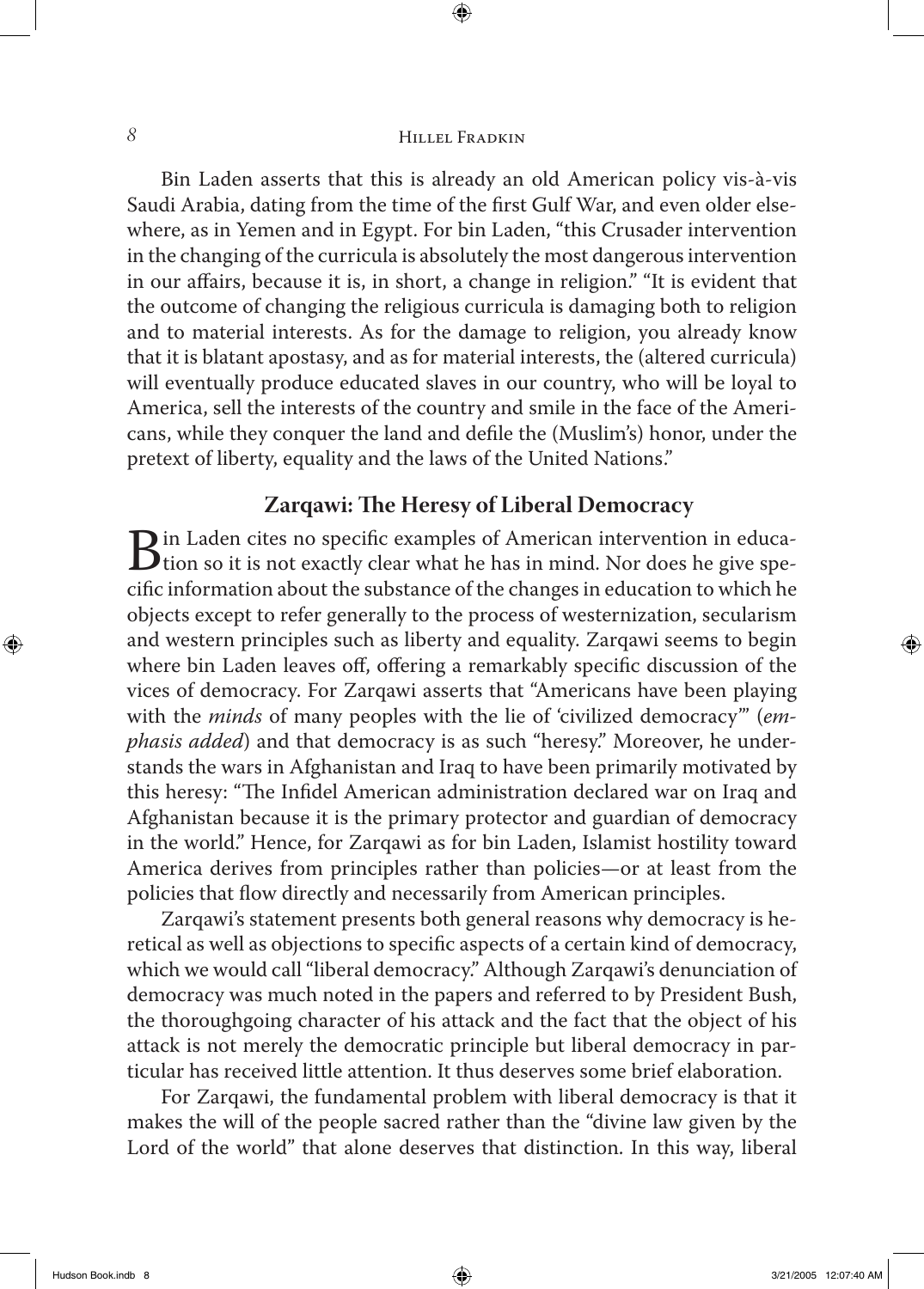Bin Laden asserts that this is already an old American policy vis-à-vis Saudi Arabia, dating from the time of the first Gulf War, and even older elsewhere, as in Yemen and in Egypt. For bin Laden, "this Crusader intervention in the changing of the curricula is absolutely the most dangerous intervention in our affairs, because it is, in short, a change in religion." "It is evident that the outcome of changing the religious curricula is damaging both to religion and to material interests. As for the damage to religion, you already know that it is blatant apostasy, and as for material interests, the (altered curricula) will eventually produce educated slaves in our country, who will be loyal to America, sell the interests of the country and smile in the face of the Americans, while they conquer the land and defile the (Muslim's) honor, under the pretext of liberty, equality and the laws of the United Nations."

## Zarqawi: The Heresy of Liberal Democracy

Bin Laden cites no specific examples of American intervention in education so it is not exactly clear what he has in mind. Nor does he give specific information about the substance of the changes in education to which he objects except to refer generally to the process of westernization, secularism and western principles such as liberty and equality. Zarqawi seems to begin where bin Laden leaves off, offering a remarkably specific discussion of the vices of democracy. For Zarqawi asserts that "Americans have been playing with the *minds* of many peoples with the lie of 'civilized democracy'" (*emphasis added*) and that democracy is as such "heresy." Moreover, he understands the wars in Afghanistan and Iraq to have been primarily motivated by this heresy: "The Infidel American administration declared war on Iraq and Afghanistan because it is the primary protector and guardian of democracy in the world." Hence, for Zarqawi as for bin Laden, Islamist hostility toward America derives from principles rather than policies—or at least from the policies that flow directly and necessarily from American principles.

Zarqawi's statement presents both general reasons why democracy is heretical as well as objections to specific aspects of a certain kind of democracy, which we would call "liberal democracy." Although Zarqawi's denunciation of democracy was much noted in the papers and referred to by President Bush, the thoroughgoing character of his attack and the fact that the object of his attack is not merely the democratic principle but liberal democracy in particular has received little attention. It thus deserves some brief elaboration.

For Zarqawi, the fundamental problem with liberal democracy is that it makes the will of the people sacred rather than the "divine law given by the Lord of the world" that alone deserves that distinction. In this way, liberal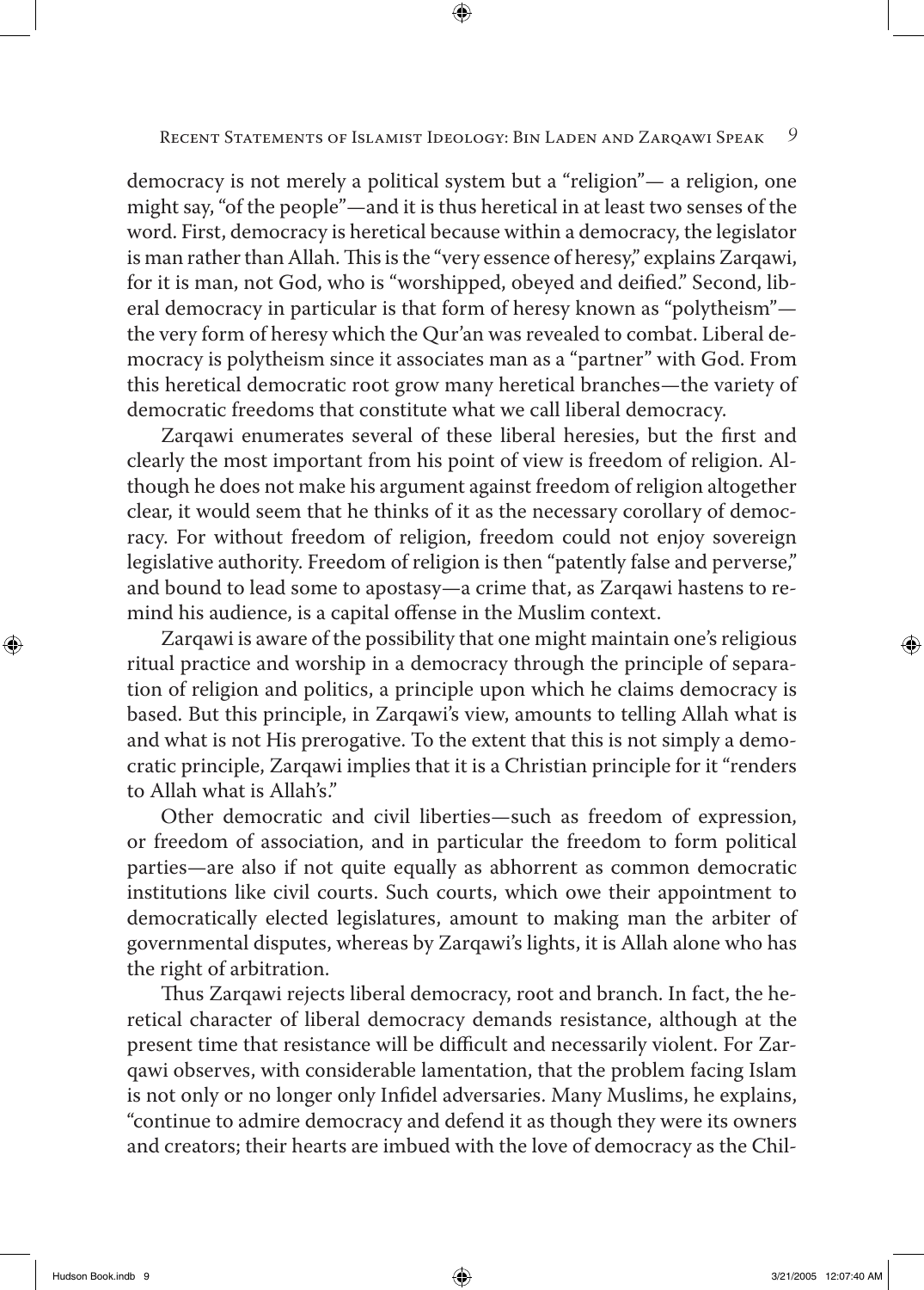democracy is not merely a political system but a "religion"— a religion, one might say, "of the people"—and it is thus heretical in at least two senses of the word. First, democracy is heretical because within a democracy, the legislator is man rather than Allah. This is the "very essence of heresy," explains Zarqawi, for it is man, not God, who is "worshipped, obeyed and deified." Second, liberal democracy in particular is that form of heresy known as "polytheism"—the very form of heresy which the Qur'an was revealed to combat. Liberal democracy is polytheism since it associates man as a "partner" with God. From this heretical democratic root grow many heretical branches—the variety of democratic freedoms that constitute what we call liberal democracy.

Zarqawi enumerates several of these liberal heresies, but the first and clearly the most important from his point of view is freedom of religion. Although he does not make his argument against freedom of religion altogether clear, it would seem that he thinks of it as the necessary corollary of democracy. For without freedom of religion, freedom could not enjoy sovereign legislative authority. Freedom of religion is then "patently false and perverse," and bound to lead some to apostasy—a crime that, as Zarqawi hastens to remind his audience, is a capital offense in the Muslim context.

Zarqawi is aware of the possibility that one might maintain one's religious ritual practice and worship in a democracy through the principle of separation of religion and politics, a principle upon which he claims democracy is based. But this principle, in Zarqawi's view, amounts to telling Allah what is and what is not His prerogative. To the extent that this is not simply a democratic principle, Zarqawi implies that it is a Christian principle for it "renders to Allah what is Allah's."

Other democratic and civil liberties—such as freedom of expression, or freedom of association, and in particular the freedom to form political parties—are also if not quite equally as abhorrent as common democratic institutions like civil courts. Such courts, which owe their appointment to democratically elected legislatures, amount to making man the arbiter of governmental disputes, whereas by Zarqawi's lights, it is Allah alone who has the right of arbitration.

Thus Zarqawi rejects liberal democracy, root and branch. In fact, the heretical character of liberal democracy demands resistance, although at the present time that resistance will be difficult and necessarily violent. For Zarqawi observes, with considerable lamentation, that the problem facing Islam is not only or no longer only Infidel adversaries. Many Muslims, he explains, "continue to admire democracy and defend it as though they were its owners and creators; their hearts are imbued with the love of democracy as the Chil-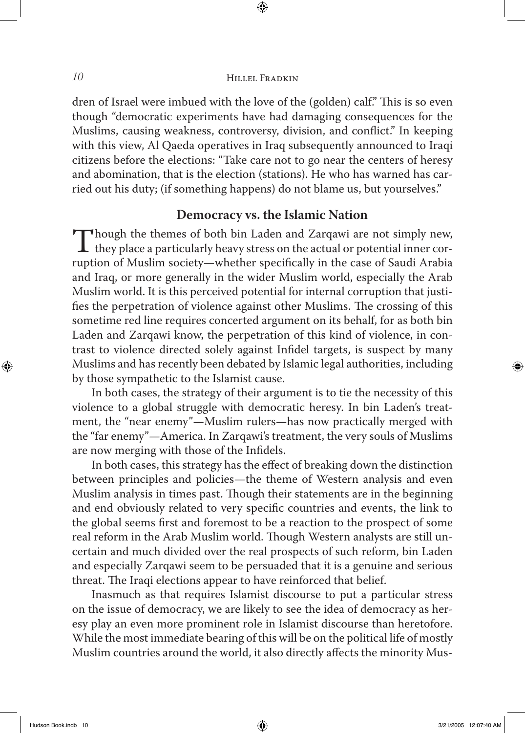dren of Israel were imbued with the love of the (golden) calf." This is so even though "democratic experiments have had damaging consequences for the Muslims, causing weakness, controversy, division, and conflict." In keeping with this view, Al Qaeda operatives in Iraq subsequently announced to Iraqi citizens before the elections: "Take care not to go near the centers of heresy and abomination, that is the election (stations). He who has warned has carried out his duty; (if something happens) do not blame us, but yourselves."

## Democracy vs. the Islamic Nation

Though the themes of both bin Laden and Zarqawi are not simply new, they place a particularly heavy stress on the actual or potential inner corruption of Muslim society—whether specifically in the case of Saudi Arabia and Iraq, or more generally in the wider Muslim world, especially the Arab Muslim world. It is this perceived potential for internal corruption that justifies the perpetration of violence against other Muslims. The crossing of this sometime red line requires concerted argument on its behalf, for as both bin Laden and Zarqawi know, the perpetration of this kind of violence, in contrast to violence directed solely against Infidel targets, is suspect by many Muslims and has recently been debated by Islamic legal authorities, including by those sympathetic to the Islamist cause.

In both cases, the strategy of their argument is to tie the necessity of this violence to a global struggle with democratic heresy. In bin Laden's treatment, the "near enemy"—Muslim rulers—has now practically merged with the "far enemy"—America. In Zarqawi's treatment, the very souls of Muslims are now merging with those of the Infidels.

In both cases, this strategy has the effect of breaking down the distinction between principles and policies—the theme of Western analysis and even Muslim analysis in times past. Though their statements are in the beginning and end obviously related to very specific countries and events, the link to the global seems first and foremost to be a reaction to the prospect of some real reform in the Arab Muslim world. Though Western analysts are still uncertain and much divided over the real prospects of such reform, bin Laden and especially Zarqawi seem to be persuaded that it is a genuine and serious threat. The Iraqi elections appear to have reinforced that belief.

Inasmuch as that requires Islamist discourse to put a particular stress on the issue of democracy, we are likely to see the idea of democracy as heresy play an even more prominent role in Islamist discourse than heretofore. While the most immediate bearing of this will be on the political life of mostly Muslim countries around the world, it also directly affects the minority Mus-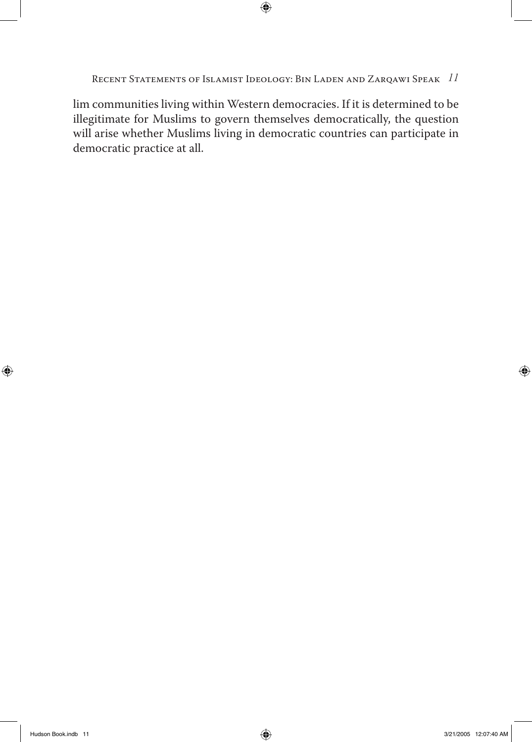lim communities living within Western democracies. If it is determined to be illegitimate for Muslims to govern themselves democratically, the question will arise whether Muslims living in democratic countries can participate in democratic practice at all.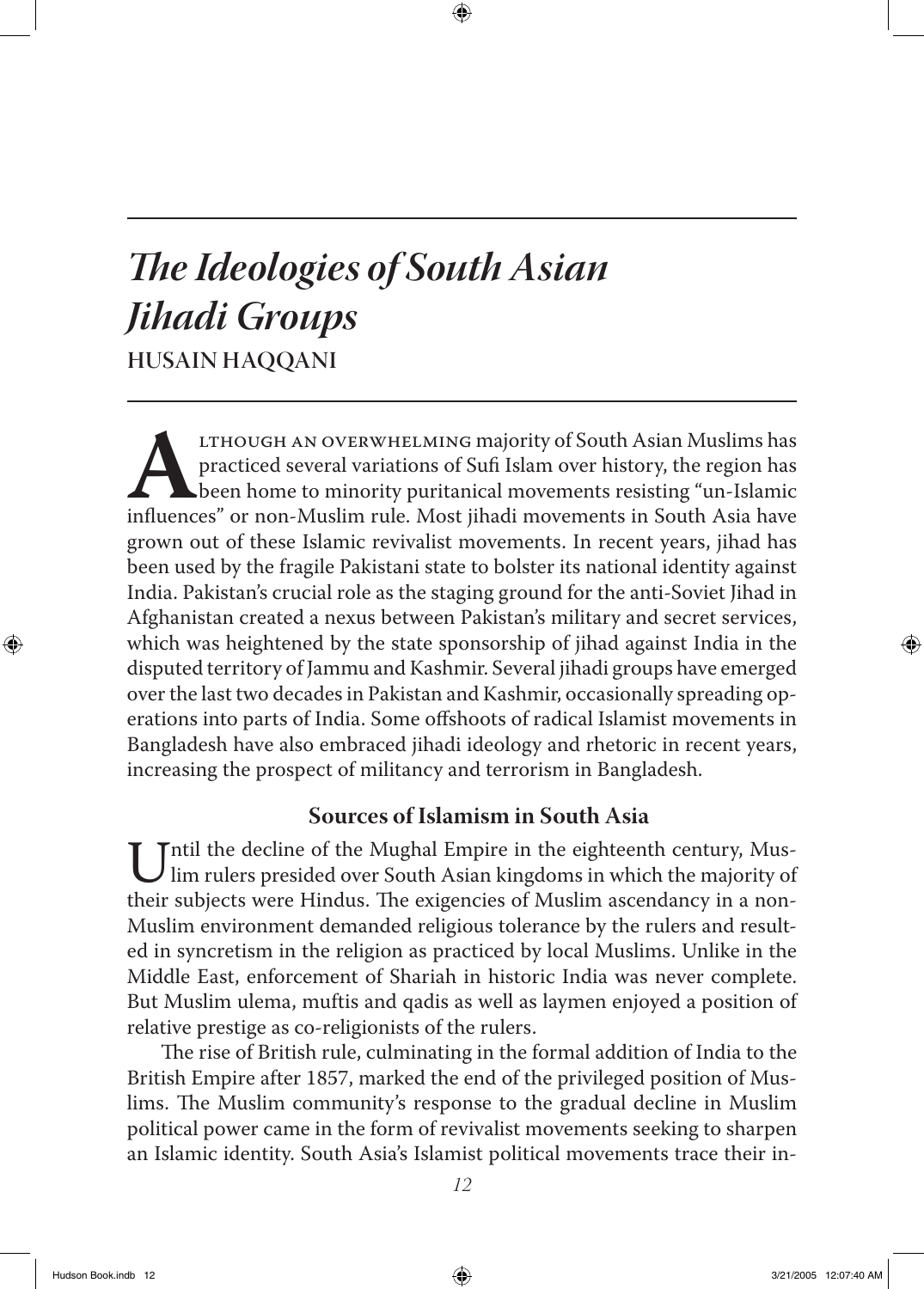# *The Ideologies of South Asian Jihadi Groups*

## HUSAIN HAQQANI

Although an overwhelming majority of South Asian Muslims has practiced several variations of Sufi Islam over history, the region has been home to minority puritanical movements resisting "un-Islamic influences" or non-Muslim rule. Most jihadi movements in South Asia have grown out of these Islamic revivalist movements. In recent years, jihad has been used by the fragile Pakistani state to bolster its national identity against India. Pakistan's crucial role as the staging ground for the anti-Soviet Jihad in Afghanistan created a nexus between Pakistan's military and secret services, which was heightened by the state sponsorship of jihad against India in the disputed territory of Jammu and Kashmir. Several jihadi groups have emerged over the last two decades in Pakistan and Kashmir, occasionally spreading operations into parts of India. Some offshoots of radical Islamist movements in Bangladesh have also embraced jihadi ideology and rhetoric in recent years, increasing the prospect of militancy and terrorism in Bangladesh.

### Sources of Islamism in South Asia

Until the decline of the Mughal Empire in the eighteenth century, Muslim rulers presided over South Asian kingdoms in which the majority of their subjects were Hindus. The exigencies of Muslim ascendancy in a non-Muslim environment demanded religious tolerance by the rulers and resulted in syncretism in the religion as practiced by local Muslims. Unlike in the Middle East, enforcement of Shariah in historic India was never complete. But Muslim ulema, muftis and qadis as well as laymen enjoyed a position of relative prestige as co-religionists of the rulers.

The rise of British rule, culminating in the formal addition of India to the British Empire after 1857, marked the end of the privileged position of Muslims. The Muslim community's response to the gradual decline in Muslim political power came in the form of revivalist movements seeking to sharpen an Islamic identity. South Asia's Islamist political movements trace their in-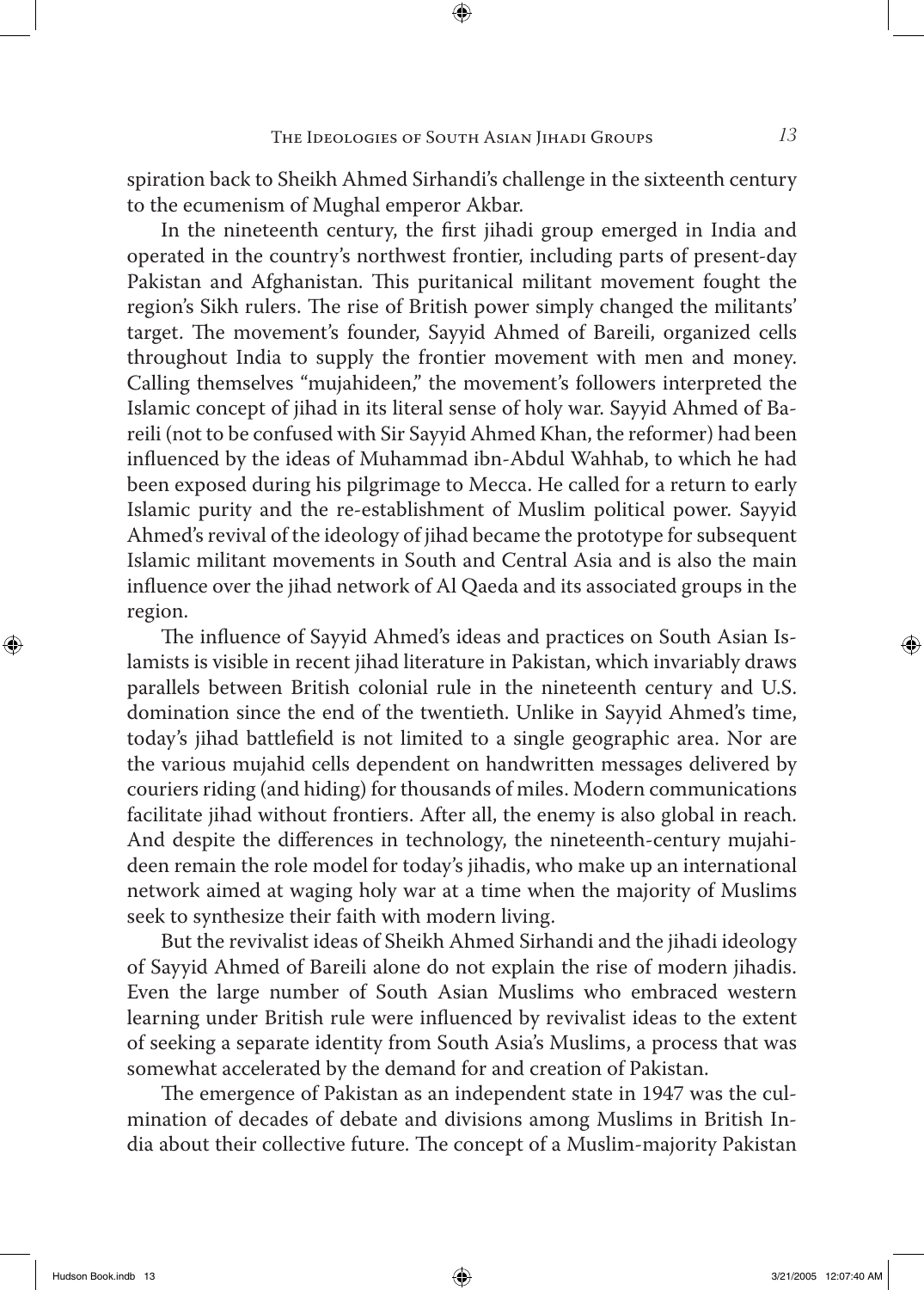spiration back to Sheikh Ahmed Sirhandi's challenge in the sixteenth century to the ecumenism of Mughal emperor Akbar.

In the nineteenth century, the first jihadi group emerged in India and operated in the country's northwest frontier, including parts of present-day Pakistan and Afghanistan. This puritanical militant movement fought the region's Sikh rulers. The rise of British power simply changed the militants' target. The movement's founder, Sayyid Ahmed of Bareili, organized cells throughout India to supply the frontier movement with men and money. Calling themselves "mujahideen," the movement's followers interpreted the Islamic concept of jihad in its literal sense of holy war. Sayyid Ahmed of Bareili (not to be confused with Sir Sayyid Ahmed Khan, the reformer) had been influenced by the ideas of Muhammad ibn-Abdul Wahhab, to which he had been exposed during his pilgrimage to Mecca. He called for a return to early Islamic purity and the re-establishment of Muslim political power. Sayyid Ahmed's revival of the ideology of jihad became the prototype for subsequent Islamic militant movements in South and Central Asia and is also the main influence over the jihad network of Al Qaeda and its associated groups in the region.

The influence of Sayyid Ahmed's ideas and practices on South Asian Islamists is visible in recent jihad literature in Pakistan, which invariably draws parallels between British colonial rule in the nineteenth century and U.S. domination since the end of the twentieth. Unlike in Sayyid Ahmed's time, today's jihad battlefield is not limited to a single geographic area. Nor are the various mujahid cells dependent on handwritten messages delivered by couriers riding (and hiding) for thousands of miles. Modern communications facilitate jihad without frontiers. After all, the enemy is also global in reach. And despite the differences in technology, the nineteenth-century mujahideen remain the role model for today's jihadis, who make up an international network aimed at waging holy war at a time when the majority of Muslims seek to synthesize their faith with modern living.

But the revivalist ideas of Sheikh Ahmed Sirhandi and the jihadi ideology of Sayyid Ahmed of Bareili alone do not explain the rise of modern jihadis. Even the large number of South Asian Muslims who embraced western learning under British rule were influenced by revivalist ideas to the extent of seeking a separate identity from South Asia's Muslims, a process that was somewhat accelerated by the demand for and creation of Pakistan.

The emergence of Pakistan as an independent state in 1947 was the culmination of decades of debate and divisions among Muslims in British India about their collective future. The concept of a Muslim-majority Pakistan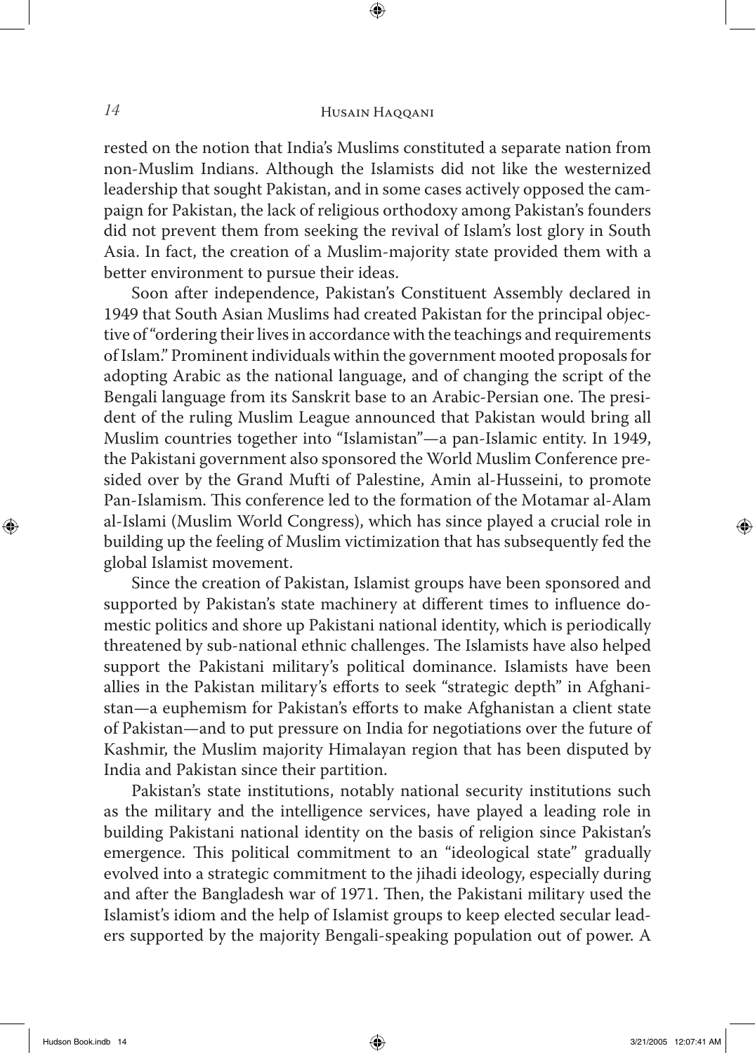rested on the notion that India's Muslims constituted a separate nation from non-Muslim Indians. Although the Islamists did not like the westernized leadership that sought Pakistan, and in some cases actively opposed the campaign for Pakistan, the lack of religious orthodoxy among Pakistan's founders did not prevent them from seeking the revival of Islam's lost glory in South Asia. In fact, the creation of a Muslim-majority state provided them with a better environment to pursue their ideas.

Soon after independence, Pakistan's Constituent Assembly declared in 1949 that South Asian Muslims had created Pakistan for the principal objective of "ordering their lives in accordance with the teachings and requirements of Islam." Prominent individuals within the government mooted proposals for adopting Arabic as the national language, and of changing the script of the Bengali language from its Sanskrit base to an Arabic-Persian one. The president of the ruling Muslim League announced that Pakistan would bring all Muslim countries together into "Islamistan"—a pan-Islamic entity. In 1949, the Pakistani government also sponsored the World Muslim Conference presided over by the Grand Mufti of Palestine, Amin al-Husseini, to promote Pan-Islamism. This conference led to the formation of the Motamar al-Alam al-Islami (Muslim World Congress), which has since played a crucial role in building up the feeling of Muslim victimization that has subsequently fed the global Islamist movement.

Since the creation of Pakistan, Islamist groups have been sponsored and supported by Pakistan's state machinery at different times to influence domestic politics and shore up Pakistani national identity, which is periodically threatened by sub-national ethnic challenges. The Islamists have also helped support the Pakistani military's political dominance. Islamists have been allies in the Pakistan military's efforts to seek "strategic depth" in Afghanistan—a euphemism for Pakistan's efforts to make Afghanistan a client state of Pakistan—and to put pressure on India for negotiations over the future of Kashmir, the Muslim majority Himalayan region that has been disputed by India and Pakistan since their partition.

Pakistan's state institutions, notably national security institutions such as the military and the intelligence services, have played a leading role in building Pakistani national identity on the basis of religion since Pakistan's emergence. This political commitment to an "ideological state" gradually evolved into a strategic commitment to the jihadi ideology, especially during and after the Bangladesh war of 1971. Then, the Pakistani military used the Islamist's idiom and the help of Islamist groups to keep elected secular leaders supported by the majority Bengali-speaking population out of power. A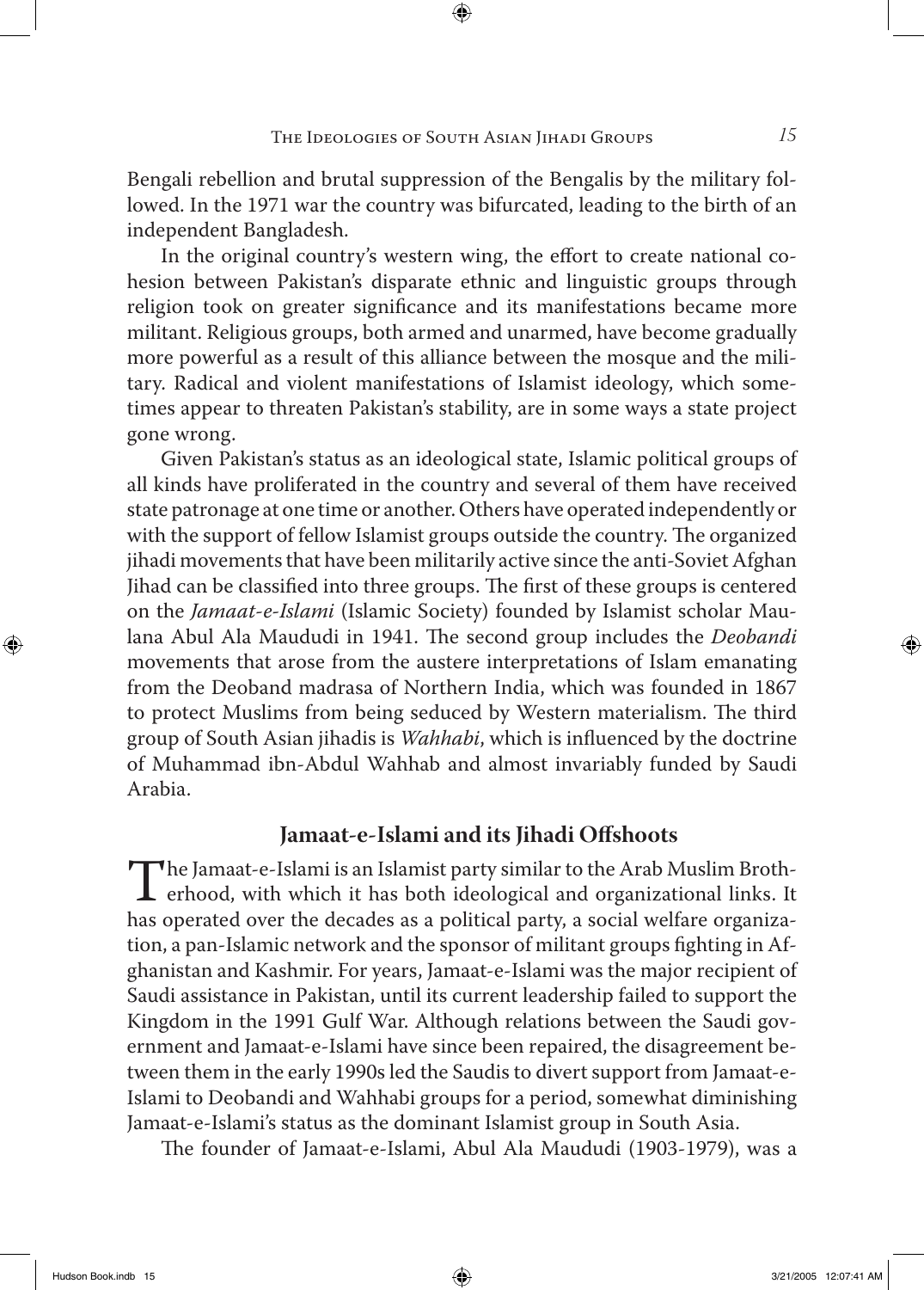Bengali rebellion and brutal suppression of the Bengalis by the military followed. In the 1971 war the country was bifurcated, leading to the birth of an independent Bangladesh.

In the original country's western wing, the effort to create national cohesion between Pakistan's disparate ethnic and linguistic groups through religion took on greater significance and its manifestations became more militant. Religious groups, both armed and unarmed, have become gradually more powerful as a result of this alliance between the mosque and the military. Radical and violent manifestations of Islamist ideology, which sometimes appear to threaten Pakistan's stability, are in some ways a state project gone wrong.

Given Pakistan's status as an ideological state, Islamic political groups of all kinds have proliferated in the country and several of them have received state patronage at one time or another. Others have operated independently or with the support of fellow Islamist groups outside the country. The organized jihadi movements that have been militarily active since the anti-Soviet Afghan Jihad can be classified into three groups. The first of these groups is centered on the *Jamaat-e-Islami* (Islamic Society) founded by Islamist scholar Maulana Abul Ala Maududi in 1941. The second group includes the *Deobandi* movements that arose from the austere interpretations of Islam emanating from the Deoband madrasa of Northern India, which was founded in 1867 to protect Muslims from being seduced by Western materialism. The third group of South Asian jihadis is *Wahhabi*, which is influenced by the doctrine of Muhammad ibn-Abdul Wahhab and almost invariably funded by Saudi Arabia.

## Jamaat-e-Islami and its Jihadi Offshoots

The Jamaat-e-Islami is an Islamist party similar to the Arab Muslim Brotherhood, with which it has both ideological and organizational links. It has operated over the decades as a political party, a social welfare organization, a pan-Islamic network and the sponsor of militant groups fighting in Afghanistan and Kashmir. For years, Jamaat-e-Islami was the major recipient of Saudi assistance in Pakistan, until its current leadership failed to support the Kingdom in the 1991 Gulf War. Although relations between the Saudi government and Jamaat-e-Islami have since been repaired, the disagreement between them in the early 1990s led the Saudis to divert support from Jamaat-e-Islami to Deobandi and Wahhabi groups for a period, somewhat diminishing Jamaat-e-Islami's status as the dominant Islamist group in South Asia.

The founder of Jamaat-e-Islami, Abul Ala Maududi (1903-1979), was a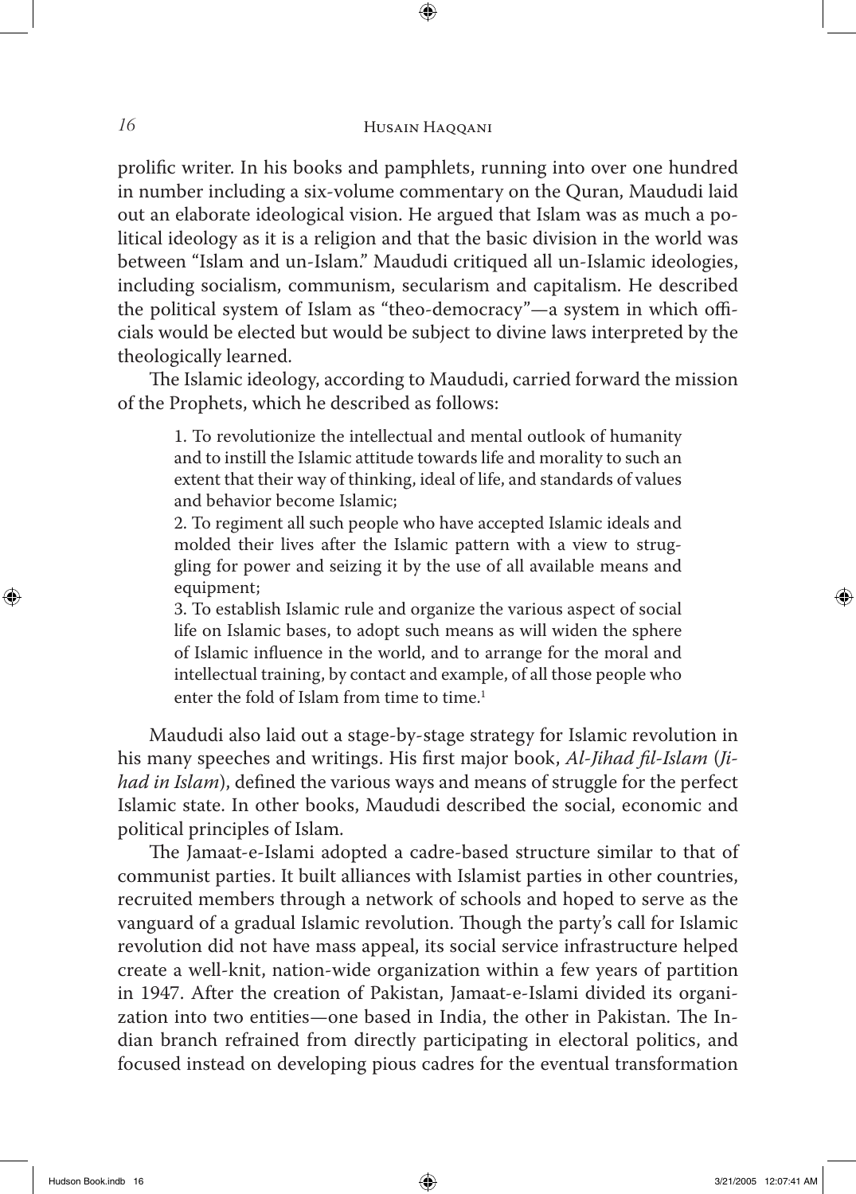prolific writer. In his books and pamphlets, running into over one hundred in number including a six-volume commentary on the Quran, Maududi laid out an elaborate ideological vision. He argued that Islam was as much a political ideology as it is a religion and that the basic division in the world was between "Islam and un-Islam." Maududi critiqued all un-Islamic ideologies, including socialism, communism, secularism and capitalism. He described the political system of Islam as "theo-democracy"—a system in which officials would be elected but would be subject to divine laws interpreted by the theologically learned.

The Islamic ideology, according to Maududi, carried forward the mission of the Prophets, which he described as follows:

> 1. To revolutionize the intellectual and mental outlook of humanity and to instill the Islamic attitude towards life and morality to such an extent that their way of thinking, ideal of life, and standards of values and behavior become Islamic;
> 2. To regiment all such people who have accepted Islamic ideals and molded their lives after the Islamic pattern with a view to struggling for power and seizing it by the use of all available means and equipment;
> 3. To establish Islamic rule and organize the various aspect of social life on Islamic bases, to adopt such means as will widen the sphere of Islamic influence in the world, and to arrange for the moral and intellectual training, by contact and example, of all those people who enter the fold of Islam from time to time.[1]

Maududi also laid out a stage-by-stage strategy for Islamic revolution in his many speeches and writings. His first major book, *Al-Jihad fil-Islam* (*Jihad in Islam*), defined the various ways and means of struggle for the perfect Islamic state. In other books, Maududi described the social, economic and political principles of Islam.

The Jamaat-e-Islami adopted a cadre-based structure similar to that of communist parties. It built alliances with Islamist parties in other countries, recruited members through a network of schools and hoped to serve as the vanguard of a gradual Islamic revolution. Though the party's call for Islamic revolution did not have mass appeal, its social service infrastructure helped create a well-knit, nation-wide organization within a few years of partition in 1947. After the creation of Pakistan, Jamaat-e-Islami divided its organization into two entities—one based in India, the other in Pakistan. The Indian branch refrained from directly participating in electoral politics, and focused instead on developing pious cadres for the eventual transformation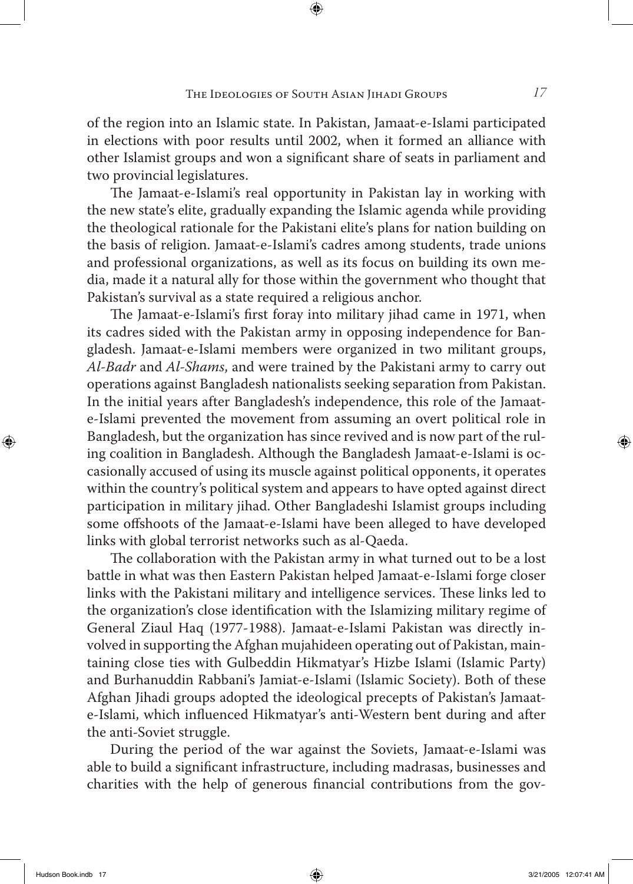of the region into an Islamic state. In Pakistan, Jamaat-e-Islami participated in elections with poor results until 2002, when it formed an alliance with other Islamist groups and won a significant share of seats in parliament and two provincial legislatures.

The Jamaat-e-Islami's real opportunity in Pakistan lay in working with the new state's elite, gradually expanding the Islamic agenda while providing the theological rationale for the Pakistani elite's plans for nation building on the basis of religion. Jamaat-e-Islami's cadres among students, trade unions and professional organizations, as well as its focus on building its own media, made it a natural ally for those within the government who thought that Pakistan's survival as a state required a religious anchor.

The Jamaat-e-Islami's first foray into military jihad came in 1971, when its cadres sided with the Pakistan army in opposing independence for Bangladesh. Jamaat-e-Islami members were organized in two militant groups, *Al-Badr* and *Al-Shams*, and were trained by the Pakistani army to carry out operations against Bangladesh nationalists seeking separation from Pakistan. In the initial years after Bangladesh's independence, this role of the Jamaat-e-Islami prevented the movement from assuming an overt political role in Bangladesh, but the organization has since revived and is now part of the ruling coalition in Bangladesh. Although the Bangladesh Jamaat-e-Islami is occasionally accused of using its muscle against political opponents, it operates within the country's political system and appears to have opted against direct participation in military jihad. Other Bangladeshi Islamist groups including some offshoots of the Jamaat-e-Islami have been alleged to have developed links with global terrorist networks such as al-Qaeda.

The collaboration with the Pakistan army in what turned out to be a lost battle in what was then Eastern Pakistan helped Jamaat-e-Islami forge closer links with the Pakistani military and intelligence services. These links led to the organization's close identification with the Islamizing military regime of General Ziaul Haq (1977-1988). Jamaat-e-Islami Pakistan was directly involved in supporting the Afghan mujahideen operating out of Pakistan, maintaining close ties with Gulbeddin Hikmatyar's Hizbe Islami (Islamic Party) and Burhanuddin Rabbani's Jamiat-e-Islami (Islamic Society). Both of these Afghan Jihadi groups adopted the ideological precepts of Pakistan's Jamaat-e-Islami, which influenced Hikmatyar's anti-Western bent during and after the anti-Soviet struggle.

During the period of the war against the Soviets, Jamaat-e-Islami was able to build a significant infrastructure, including madrasas, businesses and charities with the help of generous financial contributions from the gov-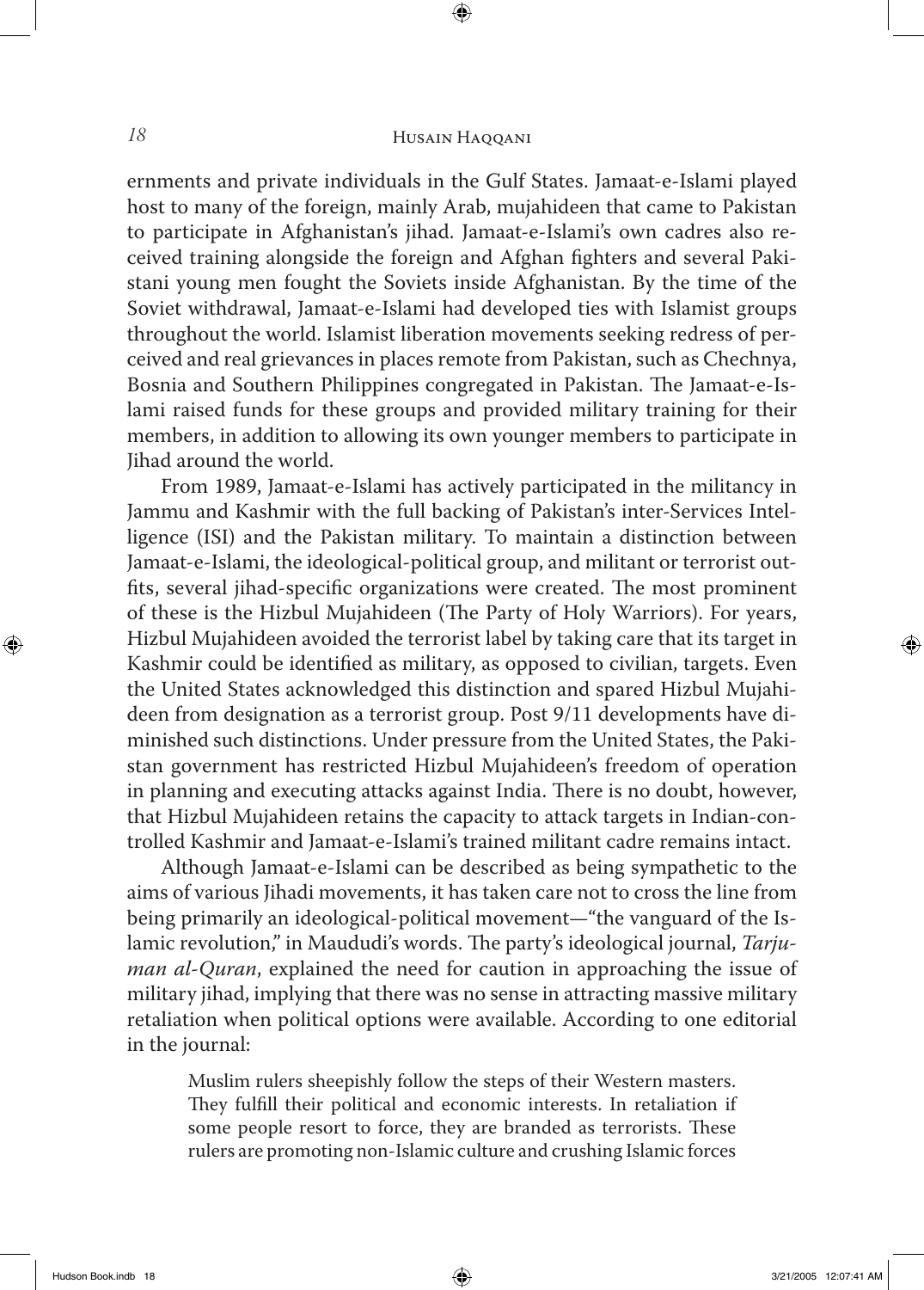ernments and private individuals in the Gulf States. Jamaat-e-Islami played host to many of the foreign, mainly Arab, mujahideen that came to Pakistan to participate in Afghanistan's jihad. Jamaat-e-Islami's own cadres also received training alongside the foreign and Afghan fighters and several Pakistani young men fought the Soviets inside Afghanistan. By the time of the Soviet withdrawal, Jamaat-e-Islami had developed ties with Islamist groups throughout the world. Islamist liberation movements seeking redress of perceived and real grievances in places remote from Pakistan, such as Chechnya, Bosnia and Southern Philippines congregated in Pakistan. The Jamaat-e-Islami raised funds for these groups and provided military training for their members, in addition to allowing its own younger members to participate in Jihad around the world.

From 1989, Jamaat-e-Islami has actively participated in the militancy in Jammu and Kashmir with the full backing of Pakistan's inter-Services Intelligence (ISI) and the Pakistan military. To maintain a distinction between Jamaat-e-Islami, the ideological-political group, and militant or terrorist outfits, several jihad-specific organizations were created. The most prominent of these is the Hizbul Mujahideen (The Party of Holy Warriors). For years, Hizbul Mujahideen avoided the terrorist label by taking care that its target in Kashmir could be identified as military, as opposed to civilian, targets. Even the United States acknowledged this distinction and spared Hizbul Mujahideen from designation as a terrorist group. Post 9/11 developments have diminished such distinctions. Under pressure from the United States, the Pakistan government has restricted Hizbul Mujahideen's freedom of operation in planning and executing attacks against India. There is no doubt, however, that Hizbul Mujahideen retains the capacity to attack targets in Indian-controlled Kashmir and Jamaat-e-Islami's trained militant cadre remains intact.

Although Jamaat-e-Islami can be described as being sympathetic to the aims of various Jihadi movements, it has taken care not to cross the line from being primarily an ideological-political movement—"the vanguard of the Islamic revolution," in Maududi's words. The party's ideological journal, *Tarjuman al-Quran*, explained the need for caution in approaching the issue of military jihad, implying that there was no sense in attracting massive military retaliation when political options were available. According to one editorial in the journal:

> Muslim rulers sheepishly follow the steps of their Western masters. They fulfill their political and economic interests. In retaliation if some people resort to force, they are branded as terrorists. These rulers are promoting non-Islamic culture and crushing Islamic forces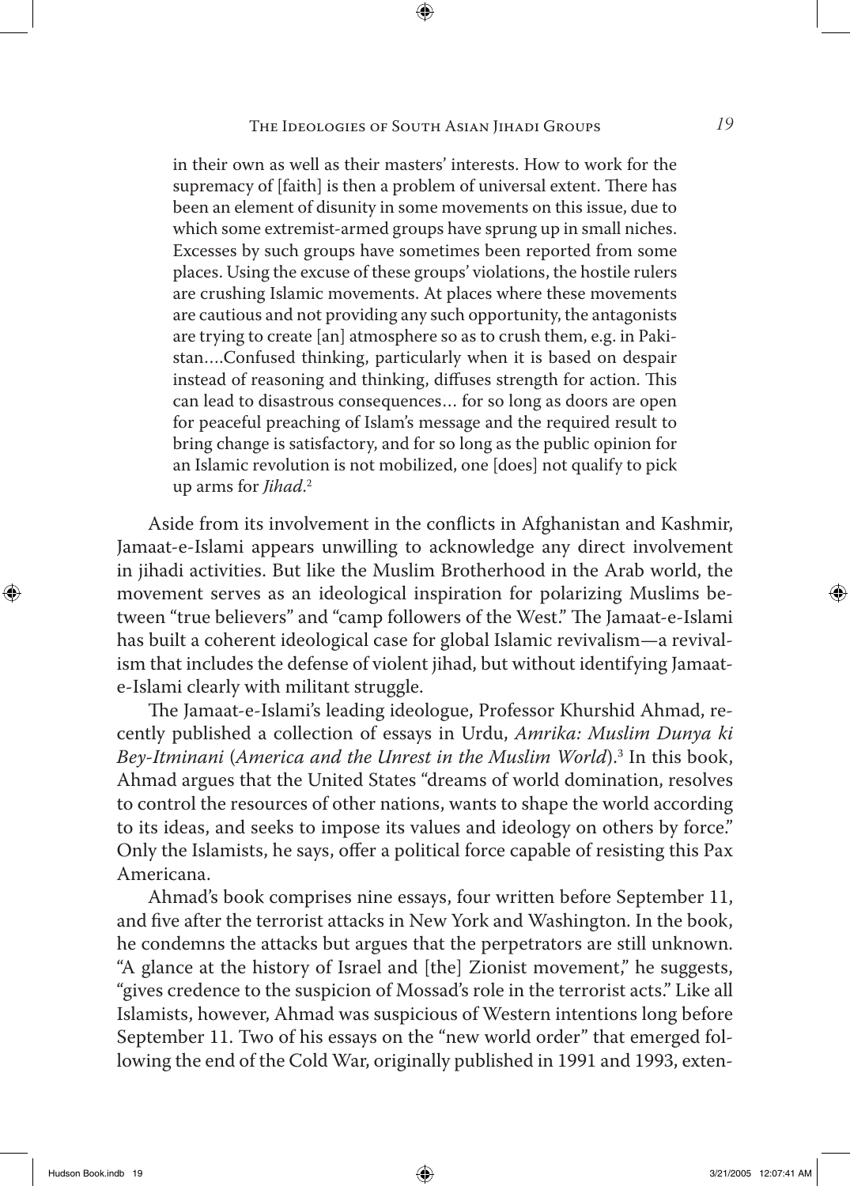> in their own as well as their masters' interests. How to work for the supremacy of [faith] is then a problem of universal extent. There has been an element of disunity in some movements on this issue, due to which some extremist-armed groups have sprung up in small niches. Excesses by such groups have sometimes been reported from some places. Using the excuse of these groups' violations, the hostile rulers are crushing Islamic movements. At places where these movements are cautious and not providing any such opportunity, the antagonists are trying to create [an] atmosphere so as to crush them, e.g. in Pakistan....Confused thinking, particularly when it is based on despair instead of reasoning and thinking, diffuses strength for action. This can lead to disastrous consequences... for so long as doors are open for peaceful preaching of Islam's message and the required result to bring change is satisfactory, and for so long as the public opinion for an Islamic revolution is not mobilized, one [does] not qualify to pick up arms for *Jihad*.[2]

Aside from its involvement in the conflicts in Afghanistan and Kashmir, Jamaat-e-Islami appears unwilling to acknowledge any direct involvement in jihadi activities. But like the Muslim Brotherhood in the Arab world, the movement serves as an ideological inspiration for polarizing Muslims between "true believers" and "camp followers of the West." The Jamaat-e-Islami has built a coherent ideological case for global Islamic revivalism—a revivalism that includes the defense of violent jihad, but without identifying Jamaat-e-Islami clearly with militant struggle.

The Jamaat-e-Islami's leading ideologue, Professor Khurshid Ahmad, recently published a collection of essays in Urdu, *Amrika: Muslim Dunya ki Bey-Itminani* (*America and the Unrest in the Muslim World*).[3] In this book, Ahmad argues that the United States "dreams of world domination, resolves to control the resources of other nations, wants to shape the world according to its ideas, and seeks to impose its values and ideology on others by force." Only the Islamists, he says, offer a political force capable of resisting this Pax Americana.

Ahmad's book comprises nine essays, four written before September 11, and five after the terrorist attacks in New York and Washington. In the book, he condemns the attacks but argues that the perpetrators are still unknown. "A glance at the history of Israel and [the] Zionist movement," he suggests, "gives credence to the suspicion of Mossad's role in the terrorist acts." Like all Islamists, however, Ahmad was suspicious of Western intentions long before September 11. Two of his essays on the "new world order" that emerged following the end of the Cold War, originally published in 1991 and 1993, exten-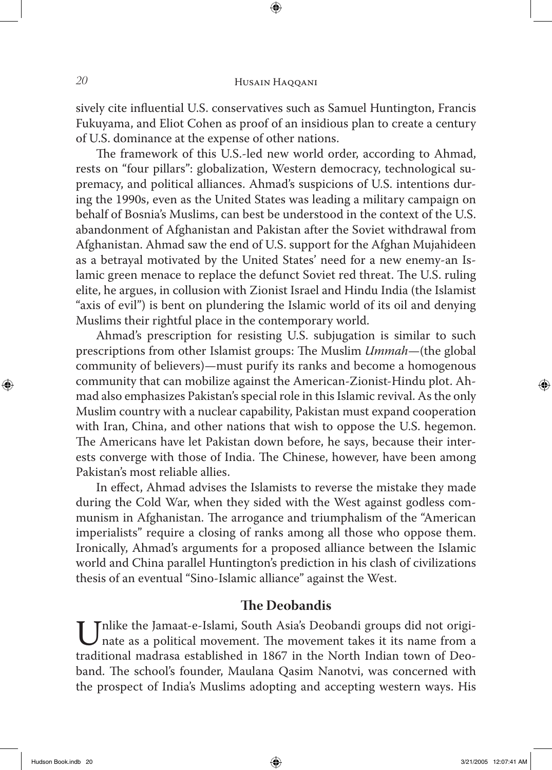sively cite influential U.S. conservatives such as Samuel Huntington, Francis Fukuyama, and Eliot Cohen as proof of an insidious plan to create a century of U.S. dominance at the expense of other nations.

The framework of this U.S.-led new world order, according to Ahmad, rests on "four pillars": globalization, Western democracy, technological supremacy, and political alliances. Ahmad's suspicions of U.S. intentions during the 1990s, even as the United States was leading a military campaign on behalf of Bosnia's Muslims, can best be understood in the context of the U.S. abandonment of Afghanistan and Pakistan after the Soviet withdrawal from Afghanistan. Ahmad saw the end of U.S. support for the Afghan Mujahideen as a betrayal motivated by the United States' need for a new enemy-an Islamic green menace to replace the defunct Soviet red threat. The U.S. ruling elite, he argues, in collusion with Zionist Israel and Hindu India (the Islamist "axis of evil") is bent on plundering the Islamic world of its oil and denying Muslims their rightful place in the contemporary world.

Ahmad's prescription for resisting U.S. subjugation is similar to such prescriptions from other Islamist groups: The Muslim *Ummah*—(the global community of believers)—must purify its ranks and become a homogenous community that can mobilize against the American-Zionist-Hindu plot. Ahmad also emphasizes Pakistan's special role in this Islamic revival. As the only Muslim country with a nuclear capability, Pakistan must expand cooperation with Iran, China, and other nations that wish to oppose the U.S. hegemon. The Americans have let Pakistan down before, he says, because their interests converge with those of India. The Chinese, however, have been among Pakistan's most reliable allies.

In effect, Ahmad advises the Islamists to reverse the mistake they made during the Cold War, when they sided with the West against godless communism in Afghanistan. The arrogance and triumphalism of the "American imperialists" require a closing of ranks among all those who oppose them. Ironically, Ahmad's arguments for a proposed alliance between the Islamic world and China parallel Huntington's prediction in his clash of civilizations thesis of an eventual "Sino-Islamic alliance" against the West.

## The Deobandis

Unlike the Jamaat-e-Islami, South Asia's Deobandi groups did not originate as a political movement. The movement takes it its name from a traditional madrasa established in 1867 in the North Indian town of Deoband. The school's founder, Maulana Qasim Nanotvi, was concerned with the prospect of India's Muslims adopting and accepting western ways. His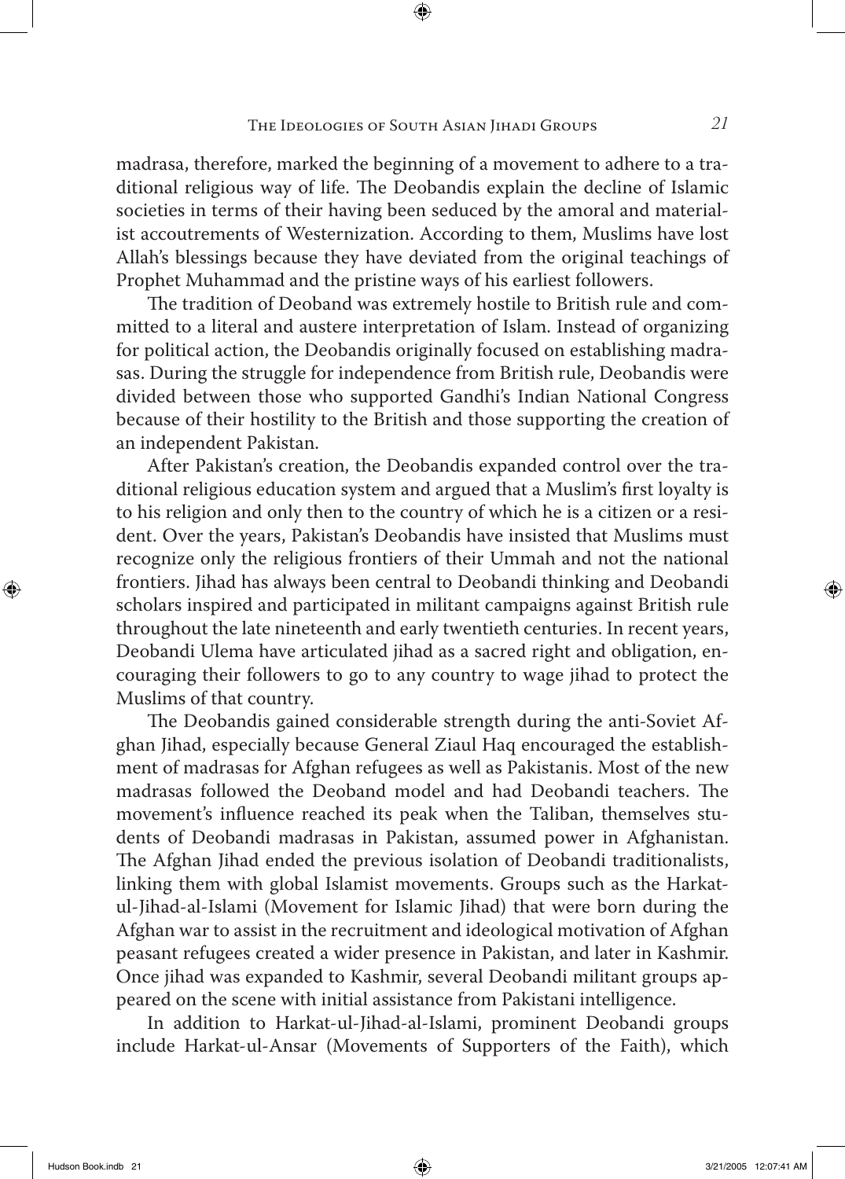madrasa, therefore, marked the beginning of a movement to adhere to a traditional religious way of life. The Deobandis explain the decline of Islamic societies in terms of their having been seduced by the amoral and materialist accoutrements of Westernization. According to them, Muslims have lost Allah's blessings because they have deviated from the original teachings of Prophet Muhammad and the pristine ways of his earliest followers.

The tradition of Deoband was extremely hostile to British rule and committed to a literal and austere interpretation of Islam. Instead of organizing for political action, the Deobandis originally focused on establishing madrasas. During the struggle for independence from British rule, Deobandis were divided between those who supported Gandhi's Indian National Congress because of their hostility to the British and those supporting the creation of an independent Pakistan.

After Pakistan's creation, the Deobandis expanded control over the traditional religious education system and argued that a Muslim's first loyalty is to his religion and only then to the country of which he is a citizen or a resident. Over the years, Pakistan's Deobandis have insisted that Muslims must recognize only the religious frontiers of their Ummah and not the national frontiers. Jihad has always been central to Deobandi thinking and Deobandi scholars inspired and participated in militant campaigns against British rule throughout the late nineteenth and early twentieth centuries. In recent years, Deobandi Ulema have articulated jihad as a sacred right and obligation, encouraging their followers to go to any country to wage jihad to protect the Muslims of that country.

The Deobandis gained considerable strength during the anti-Soviet Afghan Jihad, especially because General Ziaul Haq encouraged the establishment of madrasas for Afghan refugees as well as Pakistanis. Most of the new madrasas followed the Deoband model and had Deobandi teachers. The movement's influence reached its peak when the Taliban, themselves students of Deobandi madrasas in Pakistan, assumed power in Afghanistan. The Afghan Jihad ended the previous isolation of Deobandi traditionalists, linking them with global Islamist movements. Groups such as the Harkat-ul-Jihad-al-Islami (Movement for Islamic Jihad) that were born during the Afghan war to assist in the recruitment and ideological motivation of Afghan peasant refugees created a wider presence in Pakistan, and later in Kashmir. Once jihad was expanded to Kashmir, several Deobandi militant groups appeared on the scene with initial assistance from Pakistani intelligence.

In addition to Harkat-ul-Jihad-al-Islami, prominent Deobandi groups include Harkat-ul-Ansar (Movements of Supporters of the Faith), which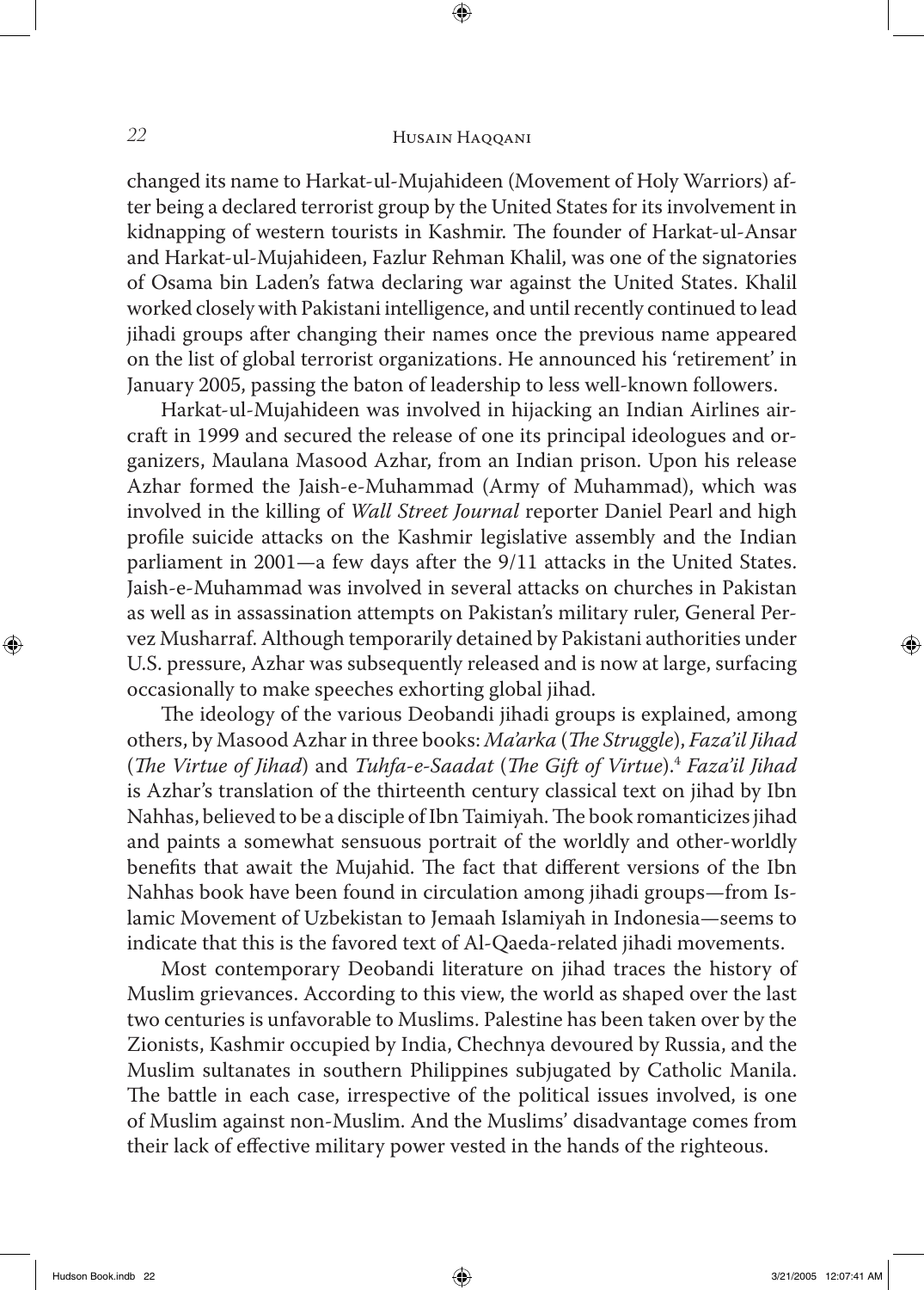changed its name to Harkat-ul-Mujahideen (Movement of Holy Warriors) after being a declared terrorist group by the United States for its involvement in kidnapping of western tourists in Kashmir. The founder of Harkat-ul-Ansar and Harkat-ul-Mujahideen, Fazlur Rehman Khalil, was one of the signatories of Osama bin Laden's fatwa declaring war against the United States. Khalil worked closely with Pakistani intelligence, and until recently continued to lead jihadi groups after changing their names once the previous name appeared on the list of global terrorist organizations. He announced his 'retirement' in January 2005, passing the baton of leadership to less well-known followers.

Harkat-ul-Mujahideen was involved in hijacking an Indian Airlines aircraft in 1999 and secured the release of one its principal ideologues and organizers, Maulana Masood Azhar, from an Indian prison. Upon his release Azhar formed the Jaish-e-Muhammad (Army of Muhammad), which was involved in the killing of *Wall Street Journal* reporter Daniel Pearl and high profile suicide attacks on the Kashmir legislative assembly and the Indian parliament in 2001—a few days after the 9/11 attacks in the United States. Jaish-e-Muhammad was involved in several attacks on churches in Pakistan as well as in assassination attempts on Pakistan's military ruler, General Pervez Musharraf. Although temporarily detained by Pakistani authorities under U.S. pressure, Azhar was subsequently released and is now at large, surfacing occasionally to make speeches exhorting global jihad.

The ideology of the various Deobandi jihadi groups is explained, among others, by Masood Azhar in three books: *Ma'arka* (*The Struggle*), *Faza'il Jihad* (*The Virtue of Jihad*) and *Tuhfa-e-Saadat* (*The Gift of Virtue*).[4] *Faza'il Jihad* is Azhar's translation of the thirteenth century classical text on jihad by Ibn Nahhas, believed to be a disciple of Ibn Taimiyah. The book romanticizes jihad and paints a somewhat sensuous portrait of the worldly and other-worldly benefits that await the Mujahid. The fact that different versions of the Ibn Nahhas book have been found in circulation among jihadi groups—from Islamic Movement of Uzbekistan to Jemaah Islamiyah in Indonesia—seems to indicate that this is the favored text of Al-Qaeda-related jihadi movements.

Most contemporary Deobandi literature on jihad traces the history of Muslim grievances. According to this view, the world as shaped over the last two centuries is unfavorable to Muslims. Palestine has been taken over by the Zionists, Kashmir occupied by India, Chechnya devoured by Russia, and the Muslim sultanates in southern Philippines subjugated by Catholic Manila. The battle in each case, irrespective of the political issues involved, is one of Muslim against non-Muslim. And the Muslims' disadvantage comes from their lack of effective military power vested in the hands of the righteous.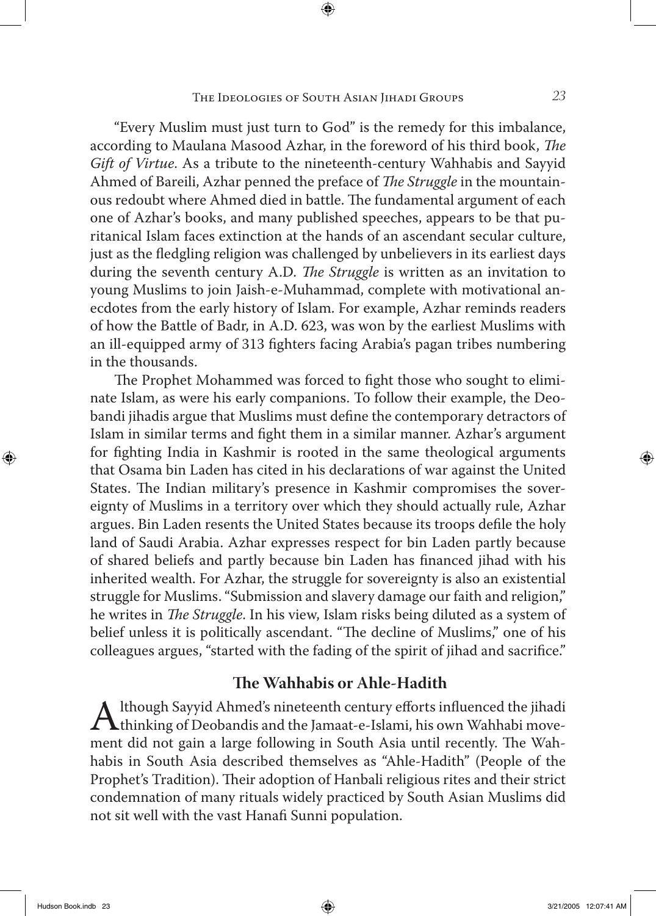"Every Muslim must just turn to God" is the remedy for this imbalance, according to Maulana Masood Azhar, in the foreword of his third book, *The Gift of Virtue*. As a tribute to the nineteenth-century Wahhabis and Sayyid Ahmed of Bareili, Azhar penned the preface of *The Struggle* in the mountainous redoubt where Ahmed died in battle. The fundamental argument of each one of Azhar's books, and many published speeches, appears to be that puritanical Islam faces extinction at the hands of an ascendant secular culture, just as the fledgling religion was challenged by unbelievers in its earliest days during the seventh century A.D. *The Struggle* is written as an invitation to young Muslims to join Jaish-e-Muhammad, complete with motivational anecdotes from the early history of Islam. For example, Azhar reminds readers of how the Battle of Badr, in A.D. 623, was won by the earliest Muslims with an ill-equipped army of 313 fighters facing Arabia's pagan tribes numbering in the thousands.

The Prophet Mohammed was forced to fight those who sought to eliminate Islam, as were his early companions. To follow their example, the Deobandi jihadis argue that Muslims must define the contemporary detractors of Islam in similar terms and fight them in a similar manner. Azhar's argument for fighting India in Kashmir is rooted in the same theological arguments that Osama bin Laden has cited in his declarations of war against the United States. The Indian military's presence in Kashmir compromises the sovereignty of Muslims in a territory over which they should actually rule, Azhar argues. Bin Laden resents the United States because its troops defile the holy land of Saudi Arabia. Azhar expresses respect for bin Laden partly because of shared beliefs and partly because bin Laden has financed jihad with his inherited wealth. For Azhar, the struggle for sovereignty is also an existential struggle for Muslims. "Submission and slavery damage our faith and religion," he writes in *The Struggle*. In his view, Islam risks being diluted as a system of belief unless it is politically ascendant. "The decline of Muslims," one of his colleagues argues, "started with the fading of the spirit of jihad and sacrifice."

## The Wahhabis or Ahle-Hadith

Although Sayyid Ahmed's nineteenth century efforts influenced the jihadi thinking of Deobandis and the Jamaat-e-Islami, his own Wahhabi movement did not gain a large following in South Asia until recently. The Wahhabis in South Asia described themselves as "Ahle-Hadith" (People of the Prophet's Tradition). Their adoption of Hanbali religious rites and their strict condemnation of many rituals widely practiced by South Asian Muslims did not sit well with the vast Hanafi Sunni population.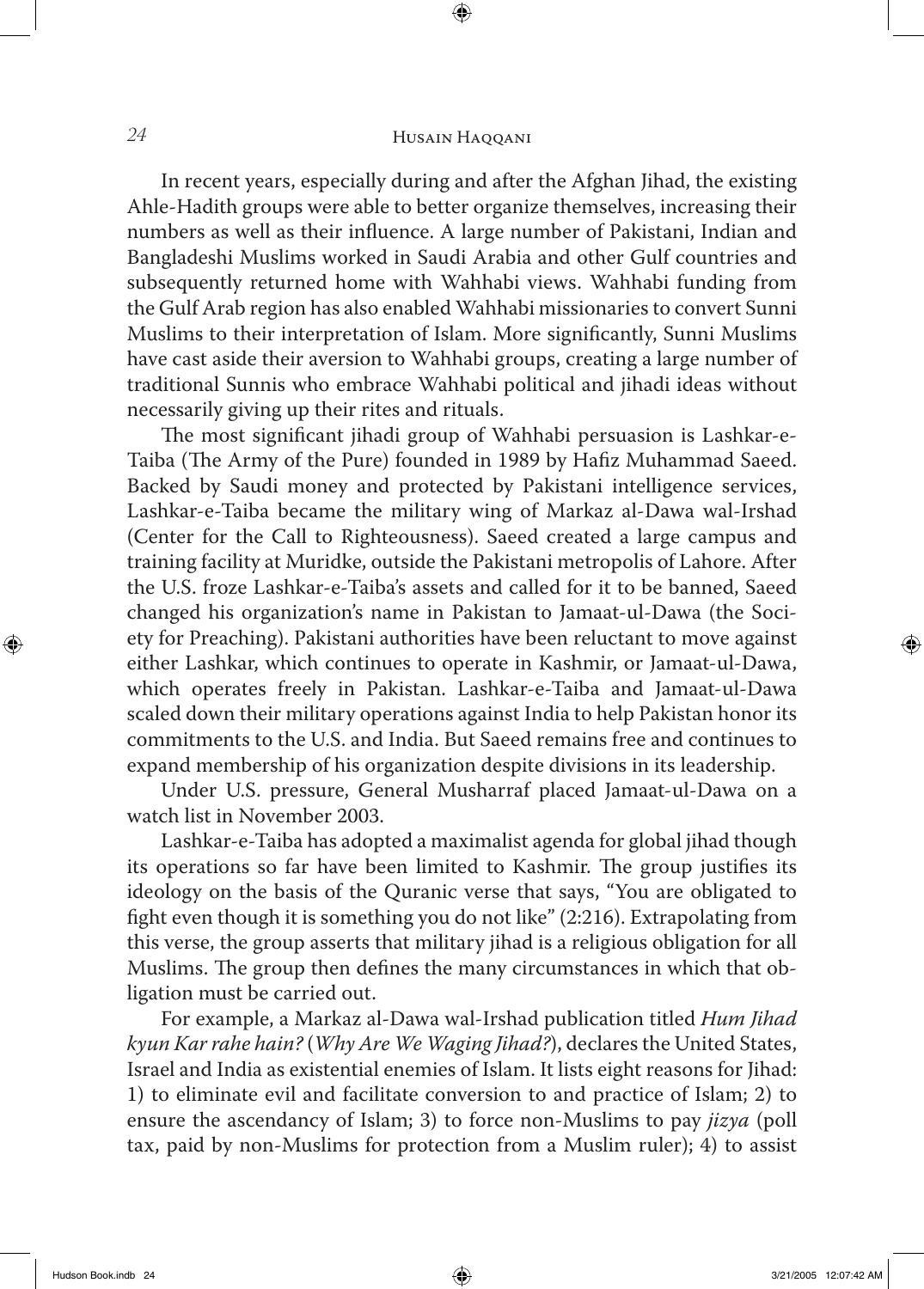In recent years, especially during and after the Afghan Jihad, the existing Ahle-Hadith groups were able to better organize themselves, increasing their numbers as well as their influence. A large number of Pakistani, Indian and Bangladeshi Muslims worked in Saudi Arabia and other Gulf countries and subsequently returned home with Wahhabi views. Wahhabi funding from the Gulf Arab region has also enabled Wahhabi missionaries to convert Sunni Muslims to their interpretation of Islam. More significantly, Sunni Muslims have cast aside their aversion to Wahhabi groups, creating a large number of traditional Sunnis who embrace Wahhabi political and jihadi ideas without necessarily giving up their rites and rituals.

The most significant jihadi group of Wahhabi persuasion is Lashkar-e-Taiba (The Army of the Pure) founded in 1989 by Hafiz Muhammad Saeed. Backed by Saudi money and protected by Pakistani intelligence services, Lashkar-e-Taiba became the military wing of Markaz al-Dawa wal-Irshad (Center for the Call to Righteousness). Saeed created a large campus and training facility at Muridke, outside the Pakistani metropolis of Lahore. After the U.S. froze Lashkar-e-Taiba's assets and called for it to be banned, Saeed changed his organization's name in Pakistan to Jamaat-ul-Dawa (the Society for Preaching). Pakistani authorities have been reluctant to move against either Lashkar, which continues to operate in Kashmir, or Jamaat-ul-Dawa, which operates freely in Pakistan. Lashkar-e-Taiba and Jamaat-ul-Dawa scaled down their military operations against India to help Pakistan honor its commitments to the U.S. and India. But Saeed remains free and continues to expand membership of his organization despite divisions in its leadership.

Under U.S. pressure, General Musharraf placed Jamaat-ul-Dawa on a watch list in November 2003.

Lashkar-e-Taiba has adopted a maximalist agenda for global jihad though its operations so far have been limited to Kashmir. The group justifies its ideology on the basis of the Quranic verse that says, "You are obligated to fight even though it is something you do not like" (2:216). Extrapolating from this verse, the group asserts that military jihad is a religious obligation for all Muslims. The group then defines the many circumstances in which that obligation must be carried out.

For example, a Markaz al-Dawa wal-Irshad publication titled *Hum Jihad kyun Kar rahe hain?* (*Why Are We Waging Jihad?*), declares the United States, Israel and India as existential enemies of Islam. It lists eight reasons for Jihad: 1) to eliminate evil and facilitate conversion to and practice of Islam; 2) to ensure the ascendancy of Islam; 3) to force non-Muslims to pay *jizya* (poll tax, paid by non-Muslims for protection from a Muslim ruler); 4) to assist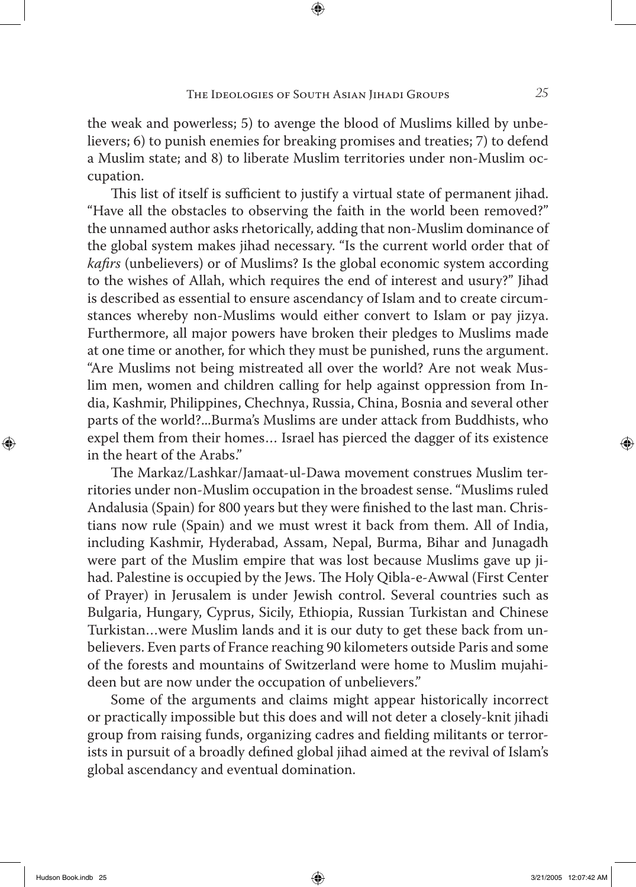the weak and powerless; 5) to avenge the blood of Muslims killed by unbelievers; 6) to punish enemies for breaking promises and treaties; 7) to defend a Muslim state; and 8) to liberate Muslim territories under non-Muslim occupation.

This list of itself is sufficient to justify a virtual state of permanent jihad. "Have all the obstacles to observing the faith in the world been removed?" the unnamed author asks rhetorically, adding that non-Muslim dominance of the global system makes jihad necessary. "Is the current world order that of *kafirs* (unbelievers) or of Muslims? Is the global economic system according to the wishes of Allah, which requires the end of interest and usury?" Jihad is described as essential to ensure ascendancy of Islam and to create circumstances whereby non-Muslims would either convert to Islam or pay jizya. Furthermore, all major powers have broken their pledges to Muslims made at one time or another, for which they must be punished, runs the argument. "Are Muslims not being mistreated all over the world? Are not weak Muslim men, women and children calling for help against oppression from India, Kashmir, Philippines, Chechnya, Russia, China, Bosnia and several other parts of the world?...Burma's Muslims are under attack from Buddhists, who expel them from their homes… Israel has pierced the dagger of its existence in the heart of the Arabs."

The Markaz/Lashkar/Jamaat-ul-Dawa movement construes Muslim territories under non-Muslim occupation in the broadest sense. "Muslims ruled Andalusia (Spain) for 800 years but they were finished to the last man. Christians now rule (Spain) and we must wrest it back from them. All of India, including Kashmir, Hyderabad, Assam, Nepal, Burma, Bihar and Junagadh were part of the Muslim empire that was lost because Muslims gave up jihad. Palestine is occupied by the Jews. The Holy Qibla-e-Awwal (First Center of Prayer) in Jerusalem is under Jewish control. Several countries such as Bulgaria, Hungary, Cyprus, Sicily, Ethiopia, Russian Turkistan and Chinese Turkistan…were Muslim lands and it is our duty to get these back from unbelievers. Even parts of France reaching 90 kilometers outside Paris and some of the forests and mountains of Switzerland were home to Muslim mujahideen but are now under the occupation of unbelievers."

Some of the arguments and claims might appear historically incorrect or practically impossible but this does and will not deter a closely-knit jihadi group from raising funds, organizing cadres and fielding militants or terrorists in pursuit of a broadly defined global jihad aimed at the revival of Islam's global ascendancy and eventual domination.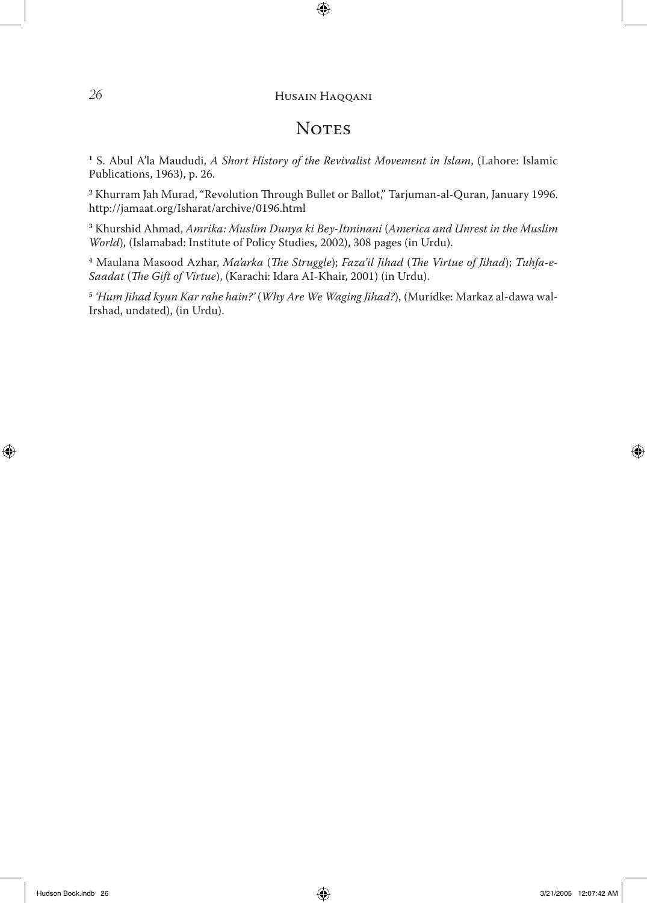## Notes

[1] S. Abul A'la Maududi, *A Short History of the Revivalist Movement in Islam*, (Lahore: Islamic Publications, 1963), p. 26.

[2] Khurram Jah Murad, "Revolution Through Bullet or Ballot," Tarjuman-al-Quran, January 1996. http://jamaat.org/Isharat/archive/0196.html

[3] Khurshid Ahmad, *Amrika: Muslim Dunya ki Bey-Itminani* (*America and Unrest in the Muslim World*), (Islamabad: Institute of Policy Studies, 2002), 308 pages (in Urdu).

[4] Maulana Masood Azhar, *Ma'arka* (*The Struggle*); *Faza'il Jihad* (*The Virtue of Jihad*); *Tuhfa-e-Saadat* (*The Gift of Virtue*), (Karachi: Idara AI-Khair, 2001) (in Urdu).

[5] *'Hum Jihad kyun Kar rahe hain?'* (*Why Are We Waging Jihad?*), (Muridke: Markaz al-dawa wal-Irshad, undated), (in Urdu).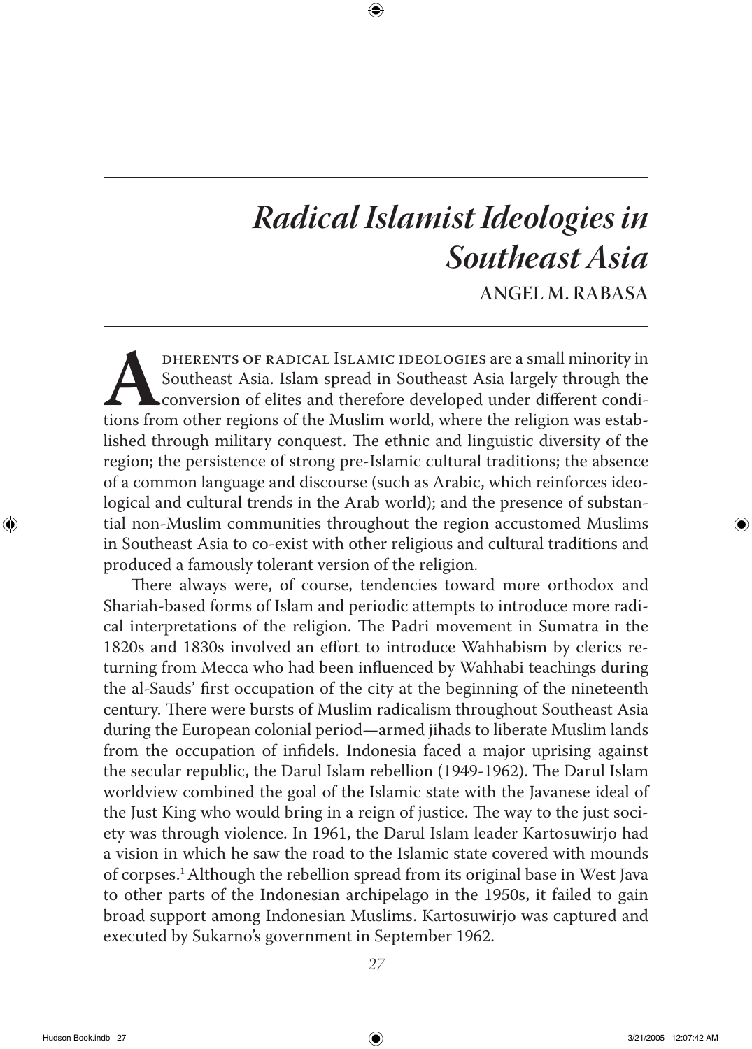# *Radical Islamist Ideologies in Southeast Asia*

## ANGEL M. RABASA

ADHERENTS OF RADICAL ISLAMIC IDEOLOGIES are a small minority in Southeast Asia. Islam spread in Southeast Asia largely through the conversion of elites and therefore developed under different conditions from other regions of the Muslim world, where the religion was established through military conquest. The ethnic and linguistic diversity of the region; the persistence of strong pre-Islamic cultural traditions; the absence of a common language and discourse (such as Arabic, which reinforces ideological and cultural trends in the Arab world); and the presence of substantial non-Muslim communities throughout the region accustomed Muslims in Southeast Asia to co-exist with other religious and cultural traditions and produced a famously tolerant version of the religion.

There always were, of course, tendencies toward more orthodox and Shariah-based forms of Islam and periodic attempts to introduce more radical interpretations of the religion. The Padri movement in Sumatra in the 1820s and 1830s involved an effort to introduce Wahhabism by clerics returning from Mecca who had been influenced by Wahhabi teachings during the al-Sauds' first occupation of the city at the beginning of the nineteenth century. There were bursts of Muslim radicalism throughout Southeast Asia during the European colonial period—armed jihads to liberate Muslim lands from the occupation of infidels. Indonesia faced a major uprising against the secular republic, the Darul Islam rebellion (1949-1962). The Darul Islam worldview combined the goal of the Islamic state with the Javanese ideal of the Just King who would bring in a reign of justice. The way to the just society was through violence. In 1961, the Darul Islam leader Kartosuwirjo had a vision in which he saw the road to the Islamic state covered with mounds of corpses.[1] Although the rebellion spread from its original base in West Java to other parts of the Indonesian archipelago in the 1950s, it failed to gain broad support among Indonesian Muslims. Kartosuwirjo was captured and executed by Sukarno's government in September 1962.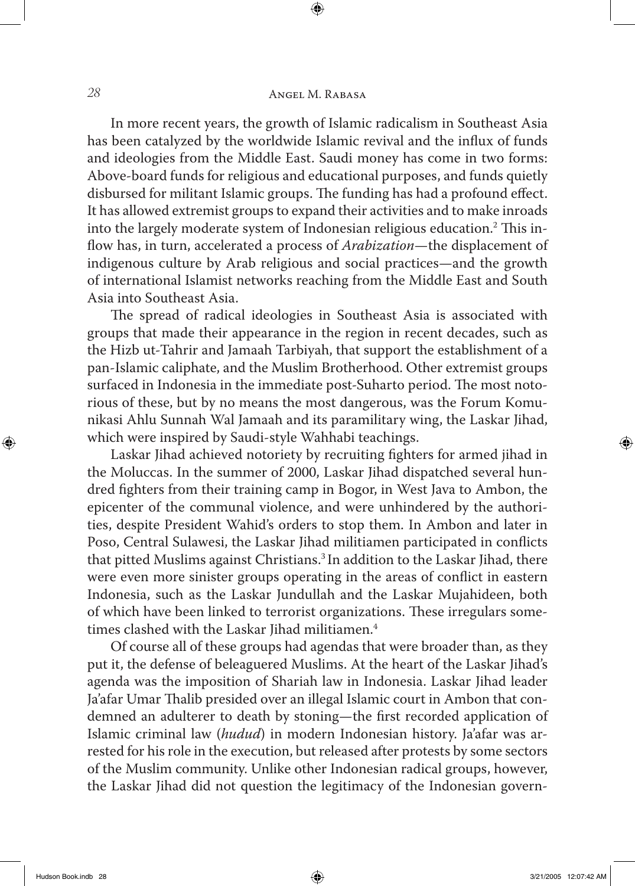In more recent years, the growth of Islamic radicalism in Southeast Asia has been catalyzed by the worldwide Islamic revival and the influx of funds and ideologies from the Middle East. Saudi money has come in two forms: Above-board funds for religious and educational purposes, and funds quietly disbursed for militant Islamic groups. The funding has had a profound effect. It has allowed extremist groups to expand their activities and to make inroads into the largely moderate system of Indonesian religious education.[2] This inflow has, in turn, accelerated a process of *Arabization*—the displacement of indigenous culture by Arab religious and social practices—and the growth of international Islamist networks reaching from the Middle East and South Asia into Southeast Asia.

The spread of radical ideologies in Southeast Asia is associated with groups that made their appearance in the region in recent decades, such as the Hizb ut-Tahrir and Jamaah Tarbiyah, that support the establishment of a pan-Islamic caliphate, and the Muslim Brotherhood. Other extremist groups surfaced in Indonesia in the immediate post-Suharto period. The most notorious of these, but by no means the most dangerous, was the Forum Komunikasi Ahlu Sunnah Wal Jamaah and its paramilitary wing, the Laskar Jihad, which were inspired by Saudi-style Wahhabi teachings.

Laskar Jihad achieved notoriety by recruiting fighters for armed jihad in the Moluccas. In the summer of 2000, Laskar Jihad dispatched several hundred fighters from their training camp in Bogor, in West Java to Ambon, the epicenter of the communal violence, and were unhindered by the authorities, despite President Wahid's orders to stop them. In Ambon and later in Poso, Central Sulawesi, the Laskar Jihad militiamen participated in conflicts that pitted Muslims against Christians.[3] In addition to the Laskar Jihad, there were even more sinister groups operating in the areas of conflict in eastern Indonesia, such as the Laskar Jundullah and the Laskar Mujahideen, both of which have been linked to terrorist organizations. These irregulars sometimes clashed with the Laskar Jihad militiamen.[4]

Of course all of these groups had agendas that were broader than, as they put it, the defense of beleaguered Muslims. At the heart of the Laskar Jihad's agenda was the imposition of Shariah law in Indonesia. Laskar Jihad leader Ja'afar Umar Thalib presided over an illegal Islamic court in Ambon that condemned an adulterer to death by stoning—the first recorded application of Islamic criminal law (*hudud*) in modern Indonesian history. Ja'afar was arrested for his role in the execution, but released after protests by some sectors of the Muslim community. Unlike other Indonesian radical groups, however, the Laskar Jihad did not question the legitimacy of the Indonesian govern-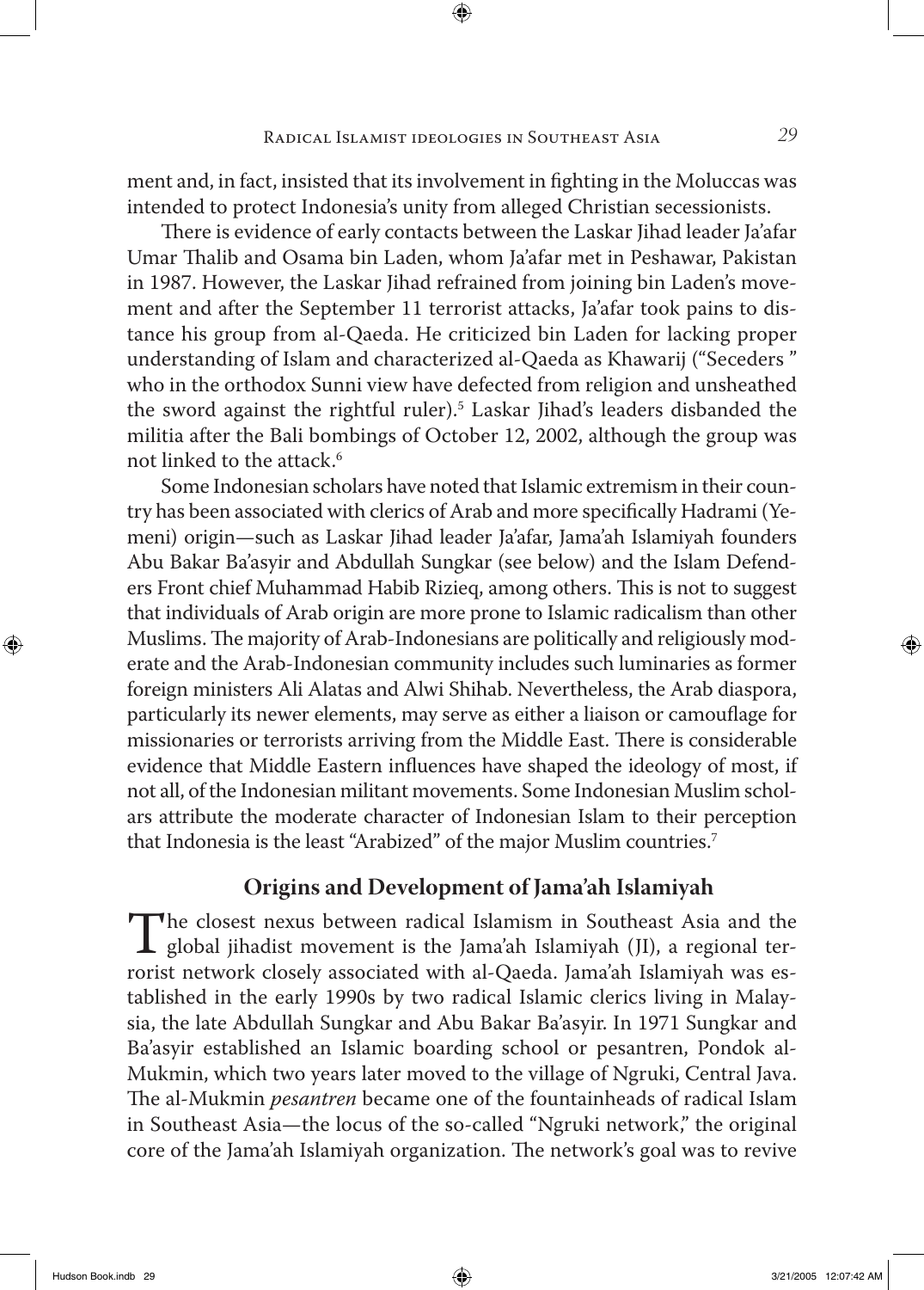ment and, in fact, insisted that its involvement in fighting in the Moluccas was intended to protect Indonesia's unity from alleged Christian secessionists.

There is evidence of early contacts between the Laskar Jihad leader Ja'afar Umar Thalib and Osama bin Laden, whom Ja'afar met in Peshawar, Pakistan in 1987. However, the Laskar Jihad refrained from joining bin Laden's movement and after the September 11 terrorist attacks, Ja'afar took pains to distance his group from al-Qaeda. He criticized bin Laden for lacking proper understanding of Islam and characterized al-Qaeda as Khawarij ("Seceders" who in the orthodox Sunni view have defected from religion and unsheathed the sword against the rightful ruler).[5] Laskar Jihad's leaders disbanded the militia after the Bali bombings of October 12, 2002, although the group was not linked to the attack.[6]

Some Indonesian scholars have noted that Islamic extremism in their country has been associated with clerics of Arab and more specifically Hadrami (Yemeni) origin—such as Laskar Jihad leader Ja'afar, Jama'ah Islamiyah founders Abu Bakar Ba'asyir and Abdullah Sungkar (see below) and the Islam Defenders Front chief Muhammad Habib Rizieq, among others. This is not to suggest that individuals of Arab origin are more prone to Islamic radicalism than other Muslims. The majority of Arab-Indonesians are politically and religiously moderate and the Arab-Indonesian community includes such luminaries as former foreign ministers Ali Alatas and Alwi Shihab. Nevertheless, the Arab diaspora, particularly its newer elements, may serve as either a liaison or camouflage for missionaries or terrorists arriving from the Middle East. There is considerable evidence that Middle Eastern influences have shaped the ideology of most, if not all, of the Indonesian militant movements. Some Indonesian Muslim scholars attribute the moderate character of Indonesian Islam to their perception that Indonesia is the least "Arabized" of the major Muslim countries.[7]

## Origins and Development of Jama'ah Islamiyah

The closest nexus between radical Islamism in Southeast Asia and the global jihadist movement is the Jama'ah Islamiyah (JI), a regional terrorist network closely associated with al-Qaeda. Jama'ah Islamiyah was established in the early 1990s by two radical Islamic clerics living in Malaysia, the late Abdullah Sungkar and Abu Bakar Ba'asyir. In 1971 Sungkar and Ba'asyir established an Islamic boarding school or pesantren, Pondok al-Mukmin, which two years later moved to the village of Ngruki, Central Java. The al-Mukmin *pesantren* became one of the fountainheads of radical Islam in Southeast Asia—the locus of the so-called "Ngruki network," the original core of the Jama'ah Islamiyah organization. The network's goal was to revive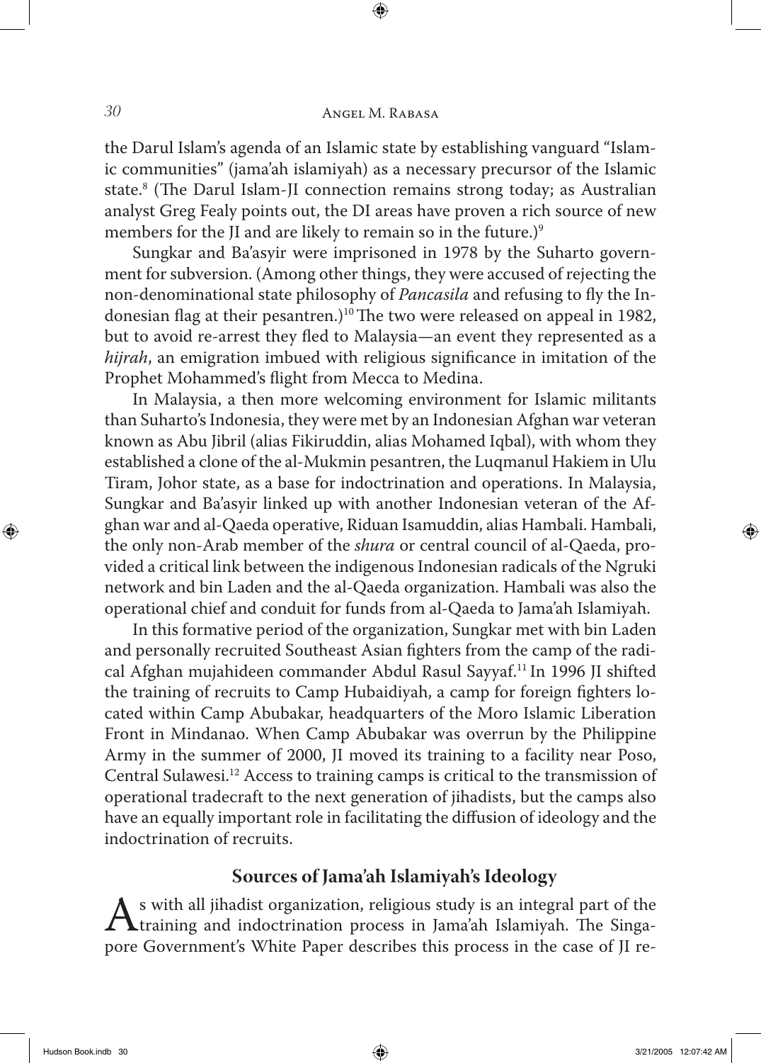the Darul Islam's agenda of an Islamic state by establishing vanguard "Islamic communities" (jama'ah islamiyah) as a necessary precursor of the Islamic state.[8] (The Darul Islam-JI connection remains strong today; as Australian analyst Greg Fealy points out, the DI areas have proven a rich source of new members for the JI and are likely to remain so in the future.)[9]

Sungkar and Ba'asyir were imprisoned in 1978 by the Suharto government for subversion. (Among other things, they were accused of rejecting the non-denominational state philosophy of *Pancasila* and refusing to fly the Indonesian flag at their pesantren.)[10] The two were released on appeal in 1982, but to avoid re-arrest they fled to Malaysia—an event they represented as a *hijrah*, an emigration imbued with religious significance in imitation of the Prophet Mohammed's flight from Mecca to Medina.

In Malaysia, a then more welcoming environment for Islamic militants than Suharto's Indonesia, they were met by an Indonesian Afghan war veteran known as Abu Jibril (alias Fikiruddin, alias Mohamed Iqbal), with whom they established a clone of the al-Mukmin pesantren, the Luqmanul Hakiem in Ulu Tiram, Johor state, as a base for indoctrination and operations. In Malaysia, Sungkar and Ba'asyir linked up with another Indonesian veteran of the Afghan war and al-Qaeda operative, Riduan Isamuddin, alias Hambali. Hambali, the only non-Arab member of the *shura* or central council of al-Qaeda, provided a critical link between the indigenous Indonesian radicals of the Ngruki network and bin Laden and the al-Qaeda organization. Hambali was also the operational chief and conduit for funds from al-Qaeda to Jama'ah Islamiyah.

In this formative period of the organization, Sungkar met with bin Laden and personally recruited Southeast Asian fighters from the camp of the radical Afghan mujahideen commander Abdul Rasul Sayyaf.[11] In 1996 JI shifted the training of recruits to Camp Hubaidiyah, a camp for foreign fighters located within Camp Abubakar, headquarters of the Moro Islamic Liberation Front in Mindanao. When Camp Abubakar was overrun by the Philippine Army in the summer of 2000, JI moved its training to a facility near Poso, Central Sulawesi.[12] Access to training camps is critical to the transmission of operational tradecraft to the next generation of jihadists, but the camps also have an equally important role in facilitating the diffusion of ideology and the indoctrination of recruits.

## Sources of Jama'ah Islamiyah's Ideology

As with all jihadist organization, religious study is an integral part of the training and indoctrination process in Jama'ah Islamiyah. The Singapore Government's White Paper describes this process in the case of JI re-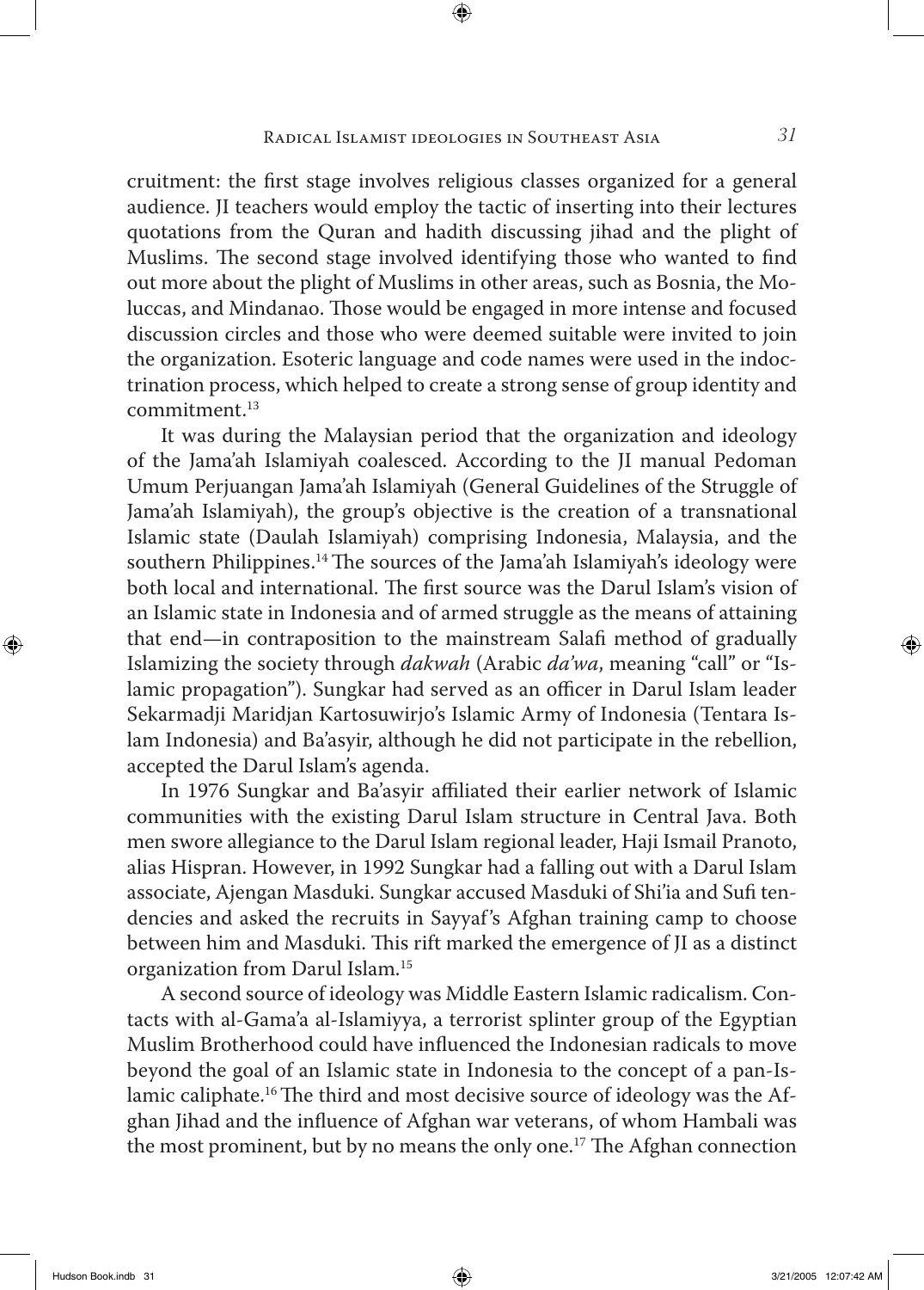cruitment: the first stage involves religious classes organized for a general audience. JI teachers would employ the tactic of inserting into their lectures quotations from the Quran and hadith discussing jihad and the plight of Muslims. The second stage involved identifying those who wanted to find out more about the plight of Muslims in other areas, such as Bosnia, the Moluccas, and Mindanao. Those would be engaged in more intense and focused discussion circles and those who were deemed suitable were invited to join the organization. Esoteric language and code names were used in the indoctrination process, which helped to create a strong sense of group identity and commitment.[13]

It was during the Malaysian period that the organization and ideology of the Jama'ah Islamiyah coalesced. According to the JI manual Pedoman Umum Perjuangan Jama'ah Islamiyah (General Guidelines of the Struggle of Jama'ah Islamiyah), the group's objective is the creation of a transnational Islamic state (Daulah Islamiyah) comprising Indonesia, Malaysia, and the southern Philippines.[14] The sources of the Jama'ah Islamiyah's ideology were both local and international. The first source was the Darul Islam's vision of an Islamic state in Indonesia and of armed struggle as the means of attaining that end—in contraposition to the mainstream Salafi method of gradually Islamizing the society through *dakwah* (Arabic *da'wa*, meaning "call" or "Islamic propagation"). Sungkar had served as an officer in Darul Islam leader Sekarmadji Maridjan Kartosuwirjo's Islamic Army of Indonesia (Tentara Islam Indonesia) and Ba'asyir, although he did not participate in the rebellion, accepted the Darul Islam's agenda.

In 1976 Sungkar and Ba'asyir affiliated their earlier network of Islamic communities with the existing Darul Islam structure in Central Java. Both men swore allegiance to the Darul Islam regional leader, Haji Ismail Pranoto, alias Hispran. However, in 1992 Sungkar had a falling out with a Darul Islam associate, Ajengan Masduki. Sungkar accused Masduki of Shi'ia and Sufi tendencies and asked the recruits in Sayyaf's Afghan training camp to choose between him and Masduki. This rift marked the emergence of JI as a distinct organization from Darul Islam.[15]

A second source of ideology was Middle Eastern Islamic radicalism. Contacts with al-Gama'a al-Islamiyya, a terrorist splinter group of the Egyptian Muslim Brotherhood could have influenced the Indonesian radicals to move beyond the goal of an Islamic state in Indonesia to the concept of a pan-Islamic caliphate.[16] The third and most decisive source of ideology was the Afghan Jihad and the influence of Afghan war veterans, of whom Hambali was the most prominent, but by no means the only one.[17] The Afghan connection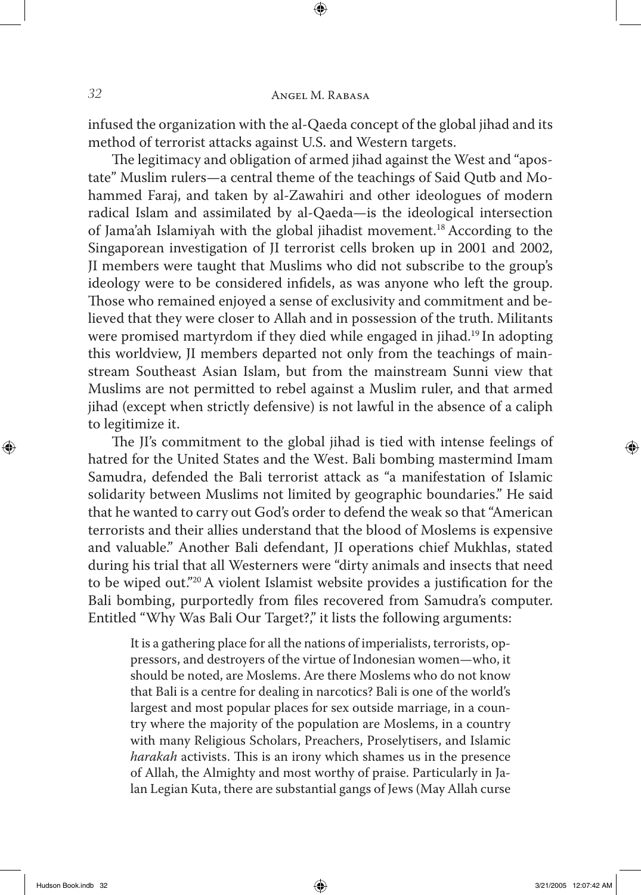infused the organization with the al-Qaeda concept of the global jihad and its method of terrorist attacks against U.S. and Western targets.

The legitimacy and obligation of armed jihad against the West and "apostate" Muslim rulers—a central theme of the teachings of Said Qutb and Mohammed Faraj, and taken by al-Zawahiri and other ideologues of modern radical Islam and assimilated by al-Qaeda—is the ideological intersection of Jama'ah Islamiyah with the global jihadist movement.[18] According to the Singaporean investigation of JI terrorist cells broken up in 2001 and 2002, JI members were taught that Muslims who did not subscribe to the group's ideology were to be considered infidels, as was anyone who left the group. Those who remained enjoyed a sense of exclusivity and commitment and believed that they were closer to Allah and in possession of the truth. Militants were promised martyrdom if they died while engaged in jihad.[19] In adopting this worldview, JI members departed not only from the teachings of mainstream Southeast Asian Islam, but from the mainstream Sunni view that Muslims are not permitted to rebel against a Muslim ruler, and that armed jihad (except when strictly defensive) is not lawful in the absence of a caliph to legitimize it.

The JI's commitment to the global jihad is tied with intense feelings of hatred for the United States and the West. Bali bombing mastermind Imam Samudra, defended the Bali terrorist attack as "a manifestation of Islamic solidarity between Muslims not limited by geographic boundaries." He said that he wanted to carry out God's order to defend the weak so that "American terrorists and their allies understand that the blood of Moslems is expensive and valuable." Another Bali defendant, JI operations chief Mukhlas, stated during his trial that all Westerners were "dirty animals and insects that need to be wiped out."[20] A violent Islamist website provides a justification for the Bali bombing, purportedly from files recovered from Samudra's computer. Entitled "Why Was Bali Our Target?," it lists the following arguments:

> It is a gathering place for all the nations of imperialists, terrorists, oppressors, and destroyers of the virtue of Indonesian women—who, it should be noted, are Moslems. Are there Moslems who do not know that Bali is a centre for dealing in narcotics? Bali is one of the world's largest and most popular places for sex outside marriage, in a country where the majority of the population are Moslems, in a country with many Religious Scholars, Preachers, Proselytisers, and Islamic *harakah* activists. This is an irony which shames us in the presence of Allah, the Almighty and most worthy of praise. Particularly in Jalan Legian Kuta, there are substantial gangs of Jews (May Allah curse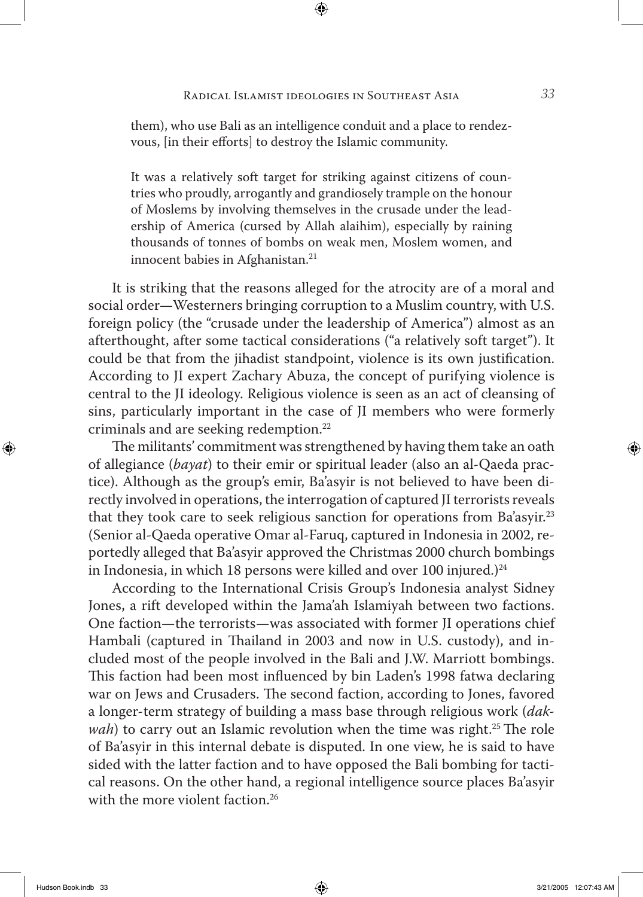them), who use Bali as an intelligence conduit and a place to rendezvous, [in their efforts] to destroy the Islamic community.

> It was a relatively soft target for striking against citizens of countries who proudly, arrogantly and grandiosely trample on the honour of Moslems by involving themselves in the crusade under the leadership of America (cursed by Allah alaihim), especially by raining thousands of tonnes of bombs on weak men, Moslem women, and innocent babies in Afghanistan.[21]

It is striking that the reasons alleged for the atrocity are of a moral and social order—Westerners bringing corruption to a Muslim country, with U.S. foreign policy (the "crusade under the leadership of America") almost as an afterthought, after some tactical considerations ("a relatively soft target"). It could be that from the jihadist standpoint, violence is its own justification. According to JI expert Zachary Abuza, the concept of purifying violence is central to the JI ideology. Religious violence is seen as an act of cleansing of sins, particularly important in the case of JI members who were formerly criminals and are seeking redemption.[22]

The militants' commitment was strengthened by having them take an oath of allegiance (*bayat*) to their emir or spiritual leader (also an al-Qaeda practice). Although as the group's emir, Ba'asyir is not believed to have been directly involved in operations, the interrogation of captured JI terrorists reveals that they took care to seek religious sanction for operations from Ba'asyir.[23] (Senior al-Qaeda operative Omar al-Faruq, captured in Indonesia in 2002, reportedly alleged that Ba'asyir approved the Christmas 2000 church bombings in Indonesia, in which 18 persons were killed and over 100 injured.)[24]

According to the International Crisis Group's Indonesia analyst Sidney Jones, a rift developed within the Jama'ah Islamiyah between two factions. One faction—the terrorists—was associated with former JI operations chief Hambali (captured in Thailand in 2003 and now in U.S. custody), and included most of the people involved in the Bali and J.W. Marriott bombings. This faction had been most influenced by bin Laden's 1998 fatwa declaring war on Jews and Crusaders. The second faction, according to Jones, favored a longer-term strategy of building a mass base through religious work (*dakwah*) to carry out an Islamic revolution when the time was right.[25] The role of Ba'asyir in this internal debate is disputed. In one view, he is said to have sided with the latter faction and to have opposed the Bali bombing for tactical reasons. On the other hand, a regional intelligence source places Ba'asyir with the more violent faction.[26]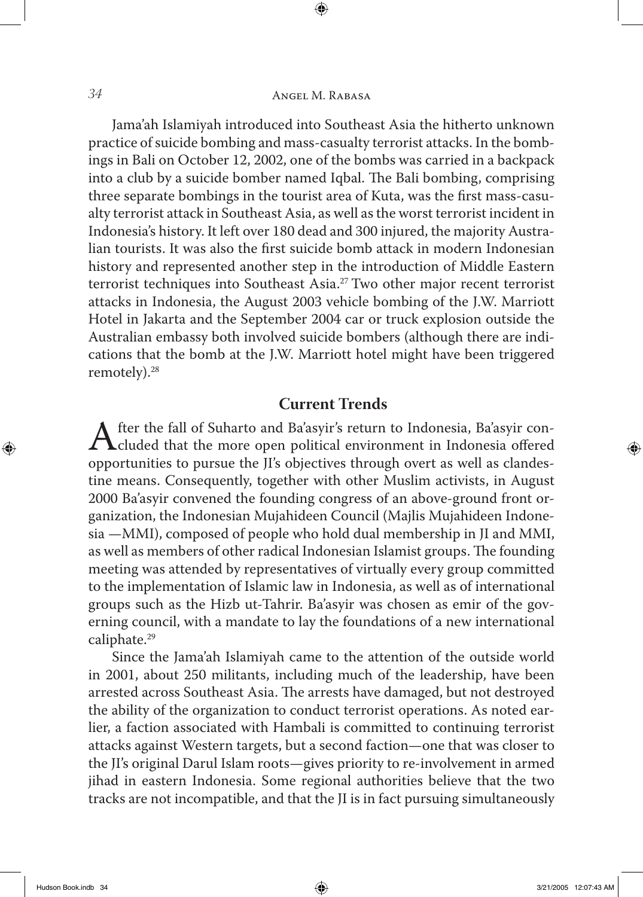Jama'ah Islamiyah introduced into Southeast Asia the hitherto unknown practice of suicide bombing and mass-casualty terrorist attacks. In the bombings in Bali on October 12, 2002, one of the bombs was carried in a backpack into a club by a suicide bomber named Iqbal. The Bali bombing, comprising three separate bombings in the tourist area of Kuta, was the first mass-casualty terrorist attack in Southeast Asia, as well as the worst terrorist incident in Indonesia's history. It left over 180 dead and 300 injured, the majority Australian tourists. It was also the first suicide bomb attack in modern Indonesian history and represented another step in the introduction of Middle Eastern terrorist techniques into Southeast Asia.[27] Two other major recent terrorist attacks in Indonesia, the August 2003 vehicle bombing of the J.W. Marriott Hotel in Jakarta and the September 2004 car or truck explosion outside the Australian embassy both involved suicide bombers (although there are indications that the bomb at the J.W. Marriott hotel might have been triggered remotely).[28]

## Current Trends

After the fall of Suharto and Ba'asyir's return to Indonesia, Ba'asyir concluded that the more open political environment in Indonesia offered opportunities to pursue the JI's objectives through overt as well as clandestine means. Consequently, together with other Muslim activists, in August 2000 Ba'asyir convened the founding congress of an above-ground front organization, the Indonesian Mujahideen Council (Majlis Mujahideen Indonesia —MMI), composed of people who hold dual membership in JI and MMI, as well as members of other radical Indonesian Islamist groups. The founding meeting was attended by representatives of virtually every group committed to the implementation of Islamic law in Indonesia, as well as of international groups such as the Hizb ut-Tahrir. Ba'asyir was chosen as emir of the governing council, with a mandate to lay the foundations of a new international caliphate.[29]

Since the Jama'ah Islamiyah came to the attention of the outside world in 2001, about 250 militants, including much of the leadership, have been arrested across Southeast Asia. The arrests have damaged, but not destroyed the ability of the organization to conduct terrorist operations. As noted earlier, a faction associated with Hambali is committed to continuing terrorist attacks against Western targets, but a second faction—one that was closer to the JI's original Darul Islam roots—gives priority to re-involvement in armed jihad in eastern Indonesia. Some regional authorities believe that the two tracks are not incompatible, and that the JI is in fact pursuing simultaneously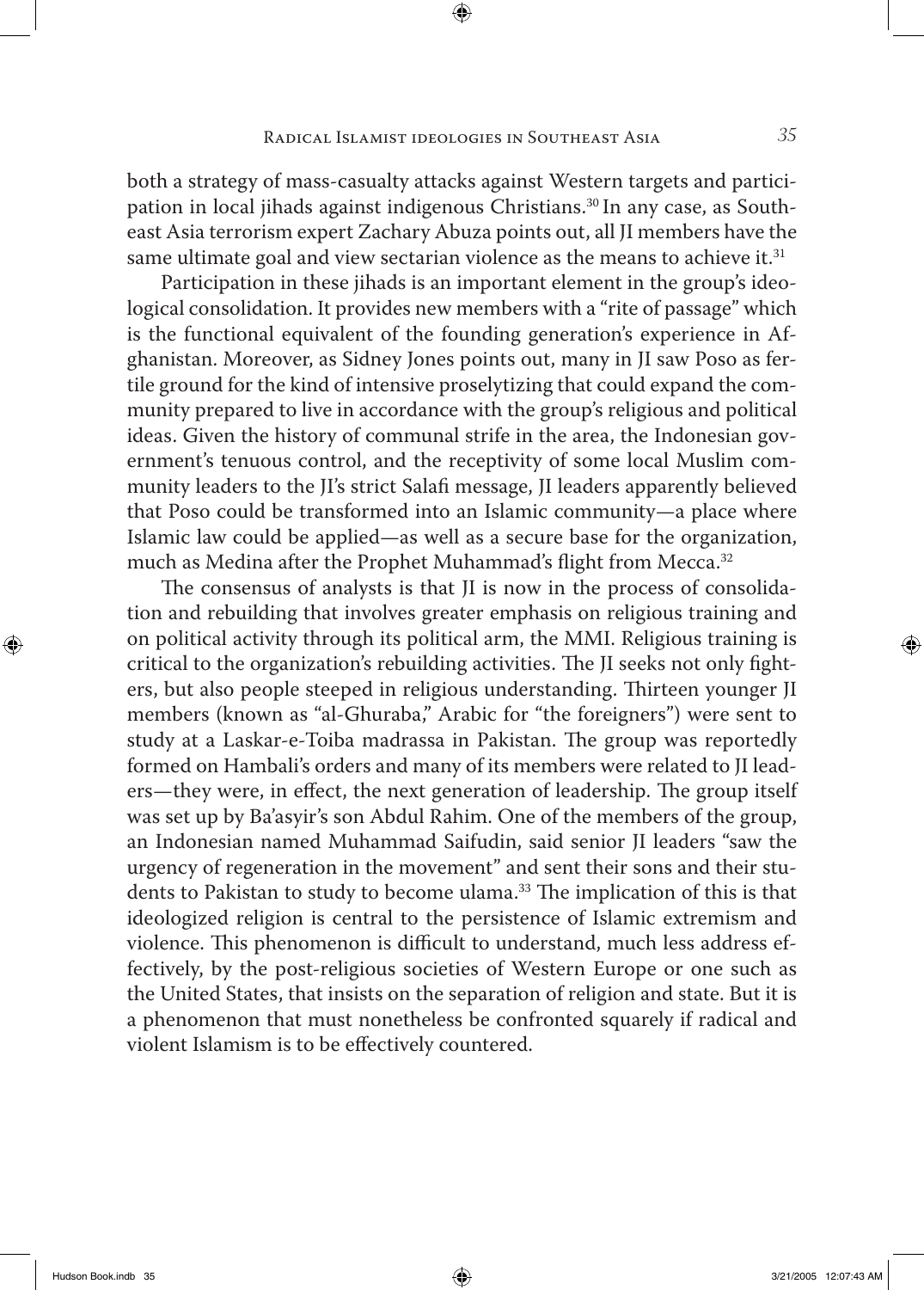both a strategy of mass-casualty attacks against Western targets and participation in local jihads against indigenous Christians.[30] In any case, as Southeast Asia terrorism expert Zachary Abuza points out, all JI members have the same ultimate goal and view sectarian violence as the means to achieve it.[31]

Participation in these jihads is an important element in the group's ideological consolidation. It provides new members with a "rite of passage" which is the functional equivalent of the founding generation's experience in Afghanistan. Moreover, as Sidney Jones points out, many in JI saw Poso as fertile ground for the kind of intensive proselytizing that could expand the community prepared to live in accordance with the group's religious and political ideas. Given the history of communal strife in the area, the Indonesian government's tenuous control, and the receptivity of some local Muslim community leaders to the JI's strict Salafi message, JI leaders apparently believed that Poso could be transformed into an Islamic community—a place where Islamic law could be applied—as well as a secure base for the organization, much as Medina after the Prophet Muhammad's flight from Mecca.[32]

The consensus of analysts is that JI is now in the process of consolidation and rebuilding that involves greater emphasis on religious training and on political activity through its political arm, the MMI. Religious training is critical to the organization's rebuilding activities. The JI seeks not only fighters, but also people steeped in religious understanding. Thirteen younger JI members (known as "al-Ghuraba," Arabic for "the foreigners") were sent to study at a Laskar-e-Toiba madrassa in Pakistan. The group was reportedly formed on Hambali's orders and many of its members were related to JI leaders—they were, in effect, the next generation of leadership. The group itself was set up by Ba'asyir's son Abdul Rahim. One of the members of the group, an Indonesian named Muhammad Saifudin, said senior JI leaders "saw the urgency of regeneration in the movement" and sent their sons and their students to Pakistan to study to become ulama.[33] The implication of this is that ideologized religion is central to the persistence of Islamic extremism and violence. This phenomenon is difficult to understand, much less address effectively, by the post-religious societies of Western Europe or one such as the United States, that insists on the separation of religion and state. But it is a phenomenon that must nonetheless be confronted squarely if radical and violent Islamism is to be effectively countered.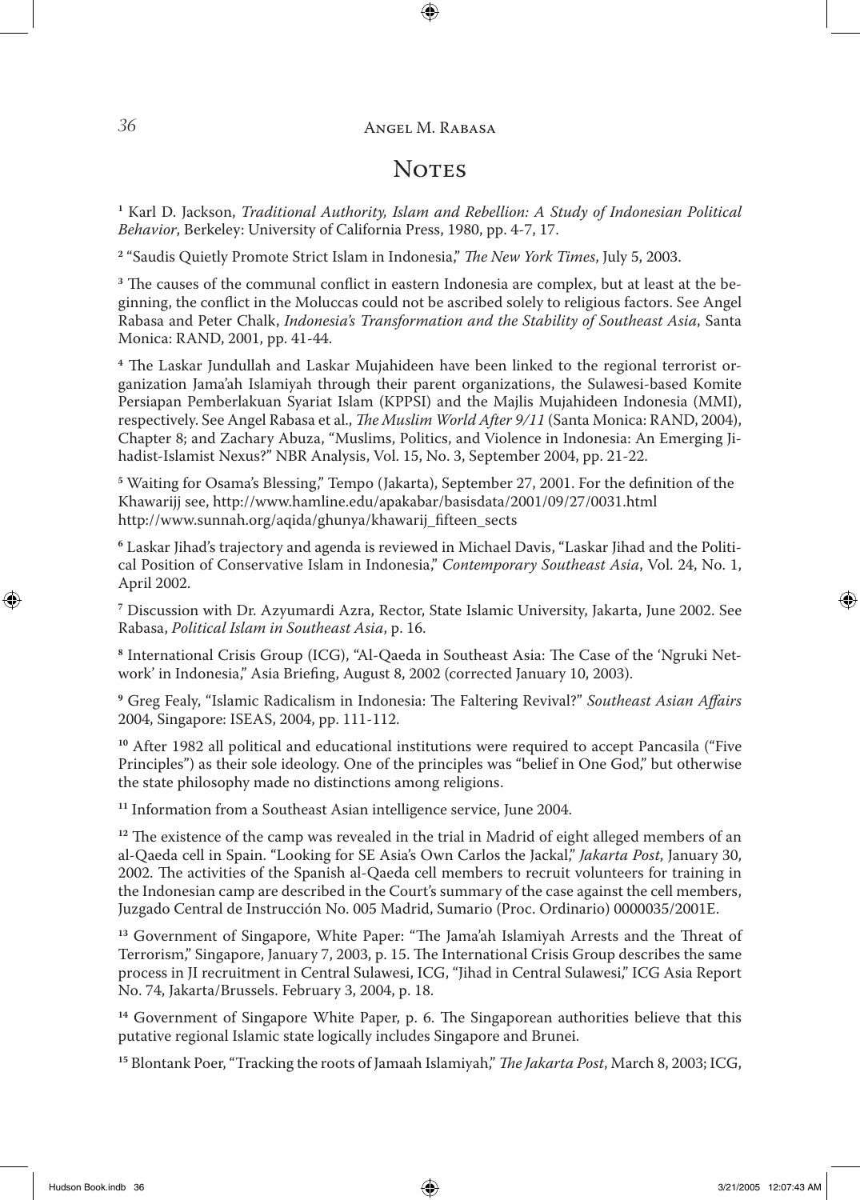# Notes

[1] Karl D. Jackson, *Traditional Authority, Islam and Rebellion: A Study of Indonesian Political Behavior*, Berkeley: University of California Press, 1980, pp. 4-7, 17.

[2] "Saudis Quietly Promote Strict Islam in Indonesia," *The New York Times*, July 5, 2003.

[3] The causes of the communal conflict in eastern Indonesia are complex, but at least at the beginning, the conflict in the Moluccas could not be ascribed solely to religious factors. See Angel Rabasa and Peter Chalk, *Indonesia's Transformation and the Stability of Southeast Asia*, Santa Monica: RAND, 2001, pp. 41-44.

[4] The Laskar Jundullah and Laskar Mujahideen have been linked to the regional terrorist organization Jama'ah Islamiyah through their parent organizations, the Sulawesi-based Komite Persiapan Pemberlakuan Syariat Islam (KPPSI) and the Majlis Mujahideen Indonesia (MMI), respectively. See Angel Rabasa et al., *The Muslim World After 9/11* (Santa Monica: RAND, 2004), Chapter 8; and Zachary Abuza, "Muslims, Politics, and Violence in Indonesia: An Emerging Jihadist-Islamist Nexus?" NBR Analysis, Vol. 15, No. 3, September 2004, pp. 21-22.

[5] Waiting for Osama's Blessing," Tempo (Jakarta), September 27, 2001. For the definition of the Khawarijj see, http://www.hamline.edu/apakabar/basisdata/2001/09/27/0031.html http://www.sunnah.org/aqida/ghunya/khawarij_fifteen_sects

[6] Laskar Jihad's trajectory and agenda is reviewed in Michael Davis, "Laskar Jihad and the Political Position of Conservative Islam in Indonesia," *Contemporary Southeast Asia*, Vol. 24, No. 1, April 2002.

[7] Discussion with Dr. Azyumardi Azra, Rector, State Islamic University, Jakarta, June 2002. See Rabasa, *Political Islam in Southeast Asia*, p. 16.

[8] International Crisis Group (ICG), "Al-Qaeda in Southeast Asia: The Case of the 'Ngruki Network' in Indonesia," Asia Briefing, August 8, 2002 (corrected January 10, 2003).

[9] Greg Fealy, "Islamic Radicalism in Indonesia: The Faltering Revival?" *Southeast Asian Affairs* 2004, Singapore: ISEAS, 2004, pp. 111-112.

[10] After 1982 all political and educational institutions were required to accept Pancasila ("Five Principles") as their sole ideology. One of the principles was "belief in One God," but otherwise the state philosophy made no distinctions among religions.

[11] Information from a Southeast Asian intelligence service, June 2004.

[12] The existence of the camp was revealed in the trial in Madrid of eight alleged members of an al-Qaeda cell in Spain. "Looking for SE Asia's Own Carlos the Jackal," *Jakarta Post*, January 30, 2002. The activities of the Spanish al-Qaeda cell members to recruit volunteers for training in the Indonesian camp are described in the Court's summary of the case against the cell members, Juzgado Central de Instrucción No. 005 Madrid, Sumario (Proc. Ordinario) 0000035/2001E.

[13] Government of Singapore, White Paper: "The Jama'ah Islamiyah Arrests and the Threat of Terrorism," Singapore, January 7, 2003, p. 15. The International Crisis Group describes the same process in JI recruitment in Central Sulawesi, ICG, "Jihad in Central Sulawesi," ICG Asia Report No. 74, Jakarta/Brussels. February 3, 2004, p. 18.

[14] Government of Singapore White Paper, p. 6. The Singaporean authorities believe that this putative regional Islamic state logically includes Singapore and Brunei.

[15] Blontank Poer, "Tracking the roots of Jamaah Islamiyah," *The Jakarta Post*, March 8, 2003; ICG,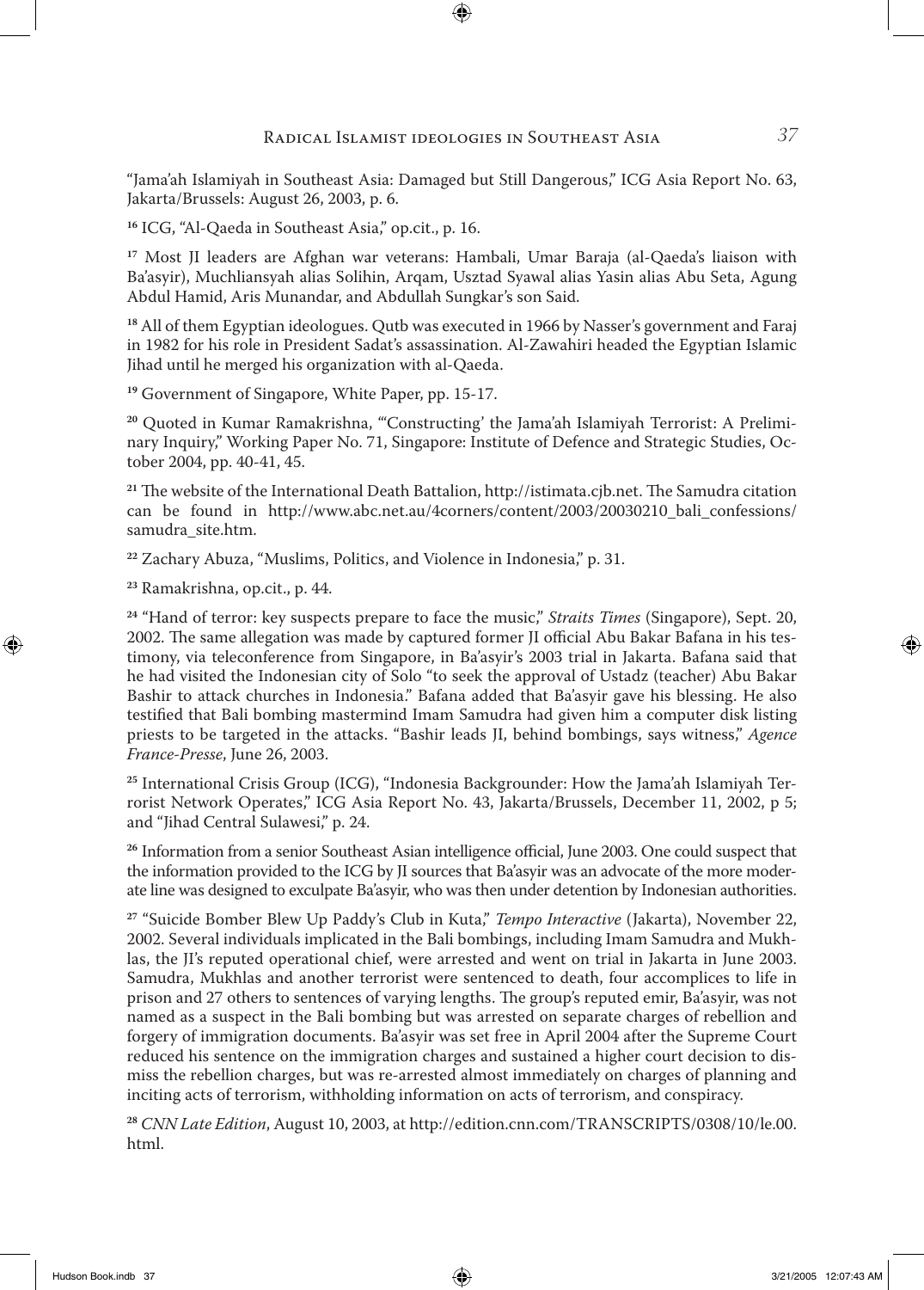"Jama'ah Islamiyah in Southeast Asia: Damaged but Still Dangerous," ICG Asia Report No. 63, Jakarta/Brussels: August 26, 2003, p. 6.

[16] ICG, "Al-Qaeda in Southeast Asia," op.cit., p. 16.

[17] Most JI leaders are Afghan war veterans: Hambali, Umar Baraja (al-Qaeda's liaison with Ba'asyir), Muchliansyah alias Solihin, Arqam, Usztad Syawal alias Yasin alias Abu Seta, Agung Abdul Hamid, Aris Munandar, and Abdullah Sungkar's son Said.

[18] All of them Egyptian ideologues. Qutb was executed in 1966 by Nasser's government and Faraj in 1982 for his role in President Sadat's assassination. Al-Zawahiri headed the Egyptian Islamic Jihad until he merged his organization with al-Qaeda.

[19] Government of Singapore, White Paper, pp. 15-17.

[20] Quoted in Kumar Ramakrishna, "'Constructing' the Jama'ah Islamiyah Terrorist: A Preliminary Inquiry," Working Paper No. 71, Singapore: Institute of Defence and Strategic Studies, October 2004, pp. 40-41, 45.

[21] The website of the International Death Battalion, http://istimata.cjb.net. The Samudra citation can be found in http://www.abc.net.au/4corners/content/2003/20030210_bali_confessions/samudra_site.htm.

[22] Zachary Abuza, "Muslims, Politics, and Violence in Indonesia," p. 31.

[23] Ramakrishna, op.cit., p. 44.

[24] "Hand of terror: key suspects prepare to face the music," *Straits Times* (Singapore), Sept. 20, 2002. The same allegation was made by captured former JI official Abu Bakar Bafana in his testimony, via teleconference from Singapore, in Ba'asyir's 2003 trial in Jakarta. Bafana said that he had visited the Indonesian city of Solo "to seek the approval of Ustadz (teacher) Abu Bakar Bashir to attack churches in Indonesia." Bafana added that Ba'asyir gave his blessing. He also testified that Bali bombing mastermind Imam Samudra had given him a computer disk listing priests to be targeted in the attacks. "Bashir leads JI, behind bombings, says witness," *Agence France-Presse*, June 26, 2003.

[25] International Crisis Group (ICG), "Indonesia Backgrounder: How the Jama'ah Islamiyah Terrorist Network Operates," ICG Asia Report No. 43, Jakarta/Brussels, December 11, 2002, p 5; and "Jihad Central Sulawesi," p. 24.

[26] Information from a senior Southeast Asian intelligence official, June 2003. One could suspect that the information provided to the ICG by JI sources that Ba'asyir was an advocate of the more moderate line was designed to exculpate Ba'asyir, who was then under detention by Indonesian authorities.

[27] "Suicide Bomber Blew Up Paddy's Club in Kuta," *Tempo Interactive* (Jakarta), November 22, 2002. Several individuals implicated in the Bali bombings, including Imam Samudra and Mukhlas, the JI's reputed operational chief, were arrested and went on trial in Jakarta in June 2003. Samudra, Mukhlas and another terrorist were sentenced to death, four accomplices to life in prison and 27 others to sentences of varying lengths. The group's reputed emir, Ba'asyir, was not named as a suspect in the Bali bombing but was arrested on separate charges of rebellion and forgery of immigration documents. Ba'asyir was set free in April 2004 after the Supreme Court reduced his sentence on the immigration charges and sustained a higher court decision to dismiss the rebellion charges, but was re-arrested almost immediately on charges of planning and inciting acts of terrorism, withholding information on acts of terrorism, and conspiracy.

[28] *CNN Late Edition*, August 10, 2003, at http://edition.cnn.com/TRANSCRIPTS/0308/10/le.00.html.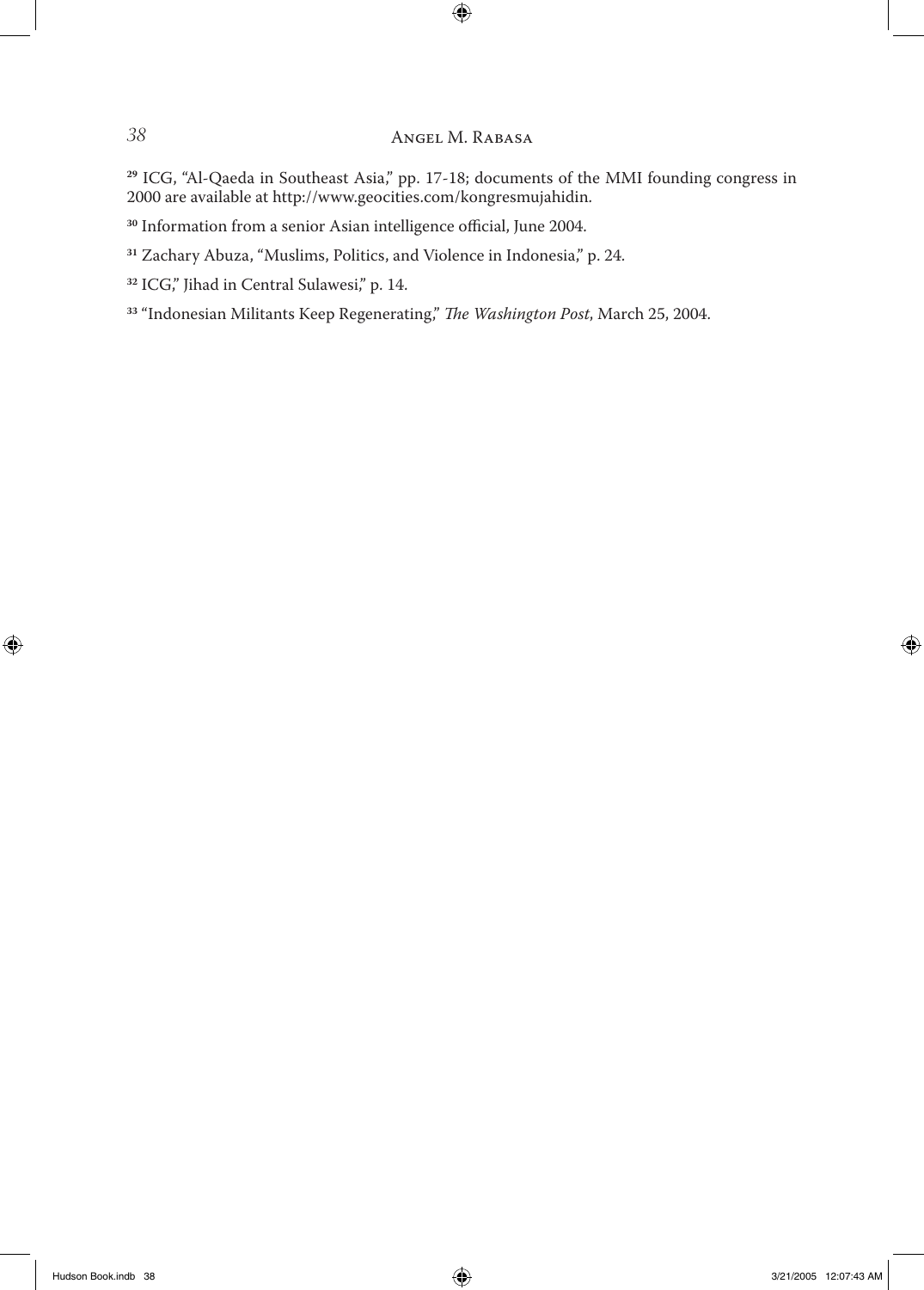[29] ICG, "Al-Qaeda in Southeast Asia," pp. 17-18; documents of the MMI founding congress in 2000 are available at http://www.geocities.com/kongresmujahidin.

[30] Information from a senior Asian intelligence official, June 2004.

[31] Zachary Abuza, "Muslims, Politics, and Violence in Indonesia," p. 24.

[32] ICG," Jihad in Central Sulawesi," p. 14.

[33] "Indonesian Militants Keep Regenerating," *The Washington Post*, March 25, 2004.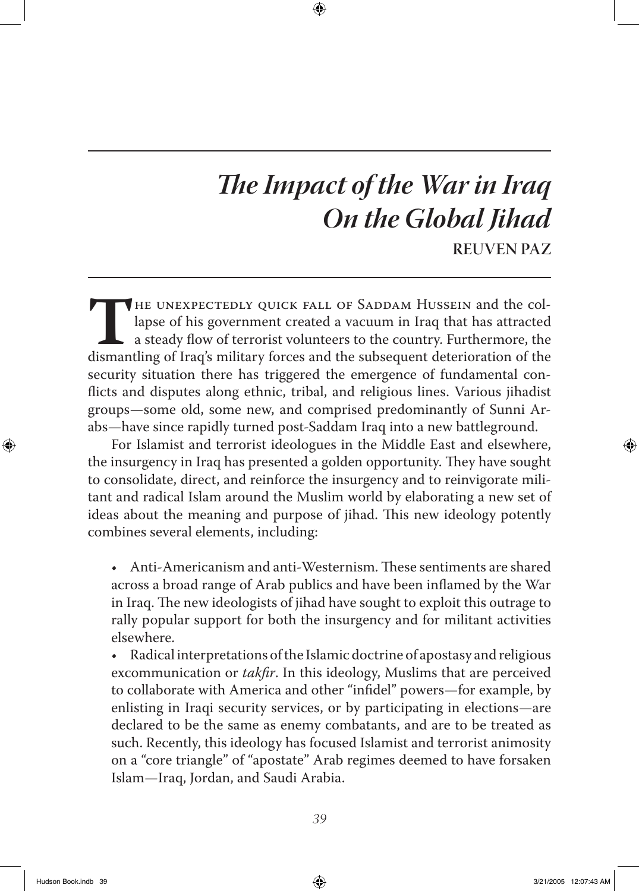# *The Impact of the War in Iraq On the Global Jihad*

## REUVEN PAZ

The unexpectedly quick fall of Saddam Hussein and the collapse of his government created a vacuum in Iraq that has attracted a steady flow of terrorist volunteers to the country. Furthermore, the dismantling of Iraq's military forces and the subsequent deterioration of the security situation there has triggered the emergence of fundamental conflicts and disputes along ethnic, tribal, and religious lines. Various jihadist groups—some old, some new, and comprised predominantly of Sunni Arabs—have since rapidly turned post-Saddam Iraq into a new battleground.

For Islamist and terrorist ideologues in the Middle East and elsewhere, the insurgency in Iraq has presented a golden opportunity. They have sought to consolidate, direct, and reinforce the insurgency and to reinvigorate militant and radical Islam around the Muslim world by elaborating a new set of ideas about the meaning and purpose of jihad. This new ideology potentially combines several elements, including:

- Anti-Americanism and anti-Westernism. These sentiments are shared across a broad range of Arab publics and have been inflamed by the War in Iraq. The new ideologists of jihad have sought to exploit this outrage to rally popular support for both the insurgency and for militant activities elsewhere.
- Radical interpretations of the Islamic doctrine of apostasy and religious excommunication or *takfir*. In this ideology, Muslims that are perceived to collaborate with America and other "infidel" powers—for example, by enlisting in Iraqi security services, or by participating in elections—are declared to be the same as enemy combatants, and are to be treated as such. Recently, this ideology has focused Islamist and terrorist animosity on a "core triangle" of "apostate" Arab regimes deemed to have forsaken Islam—Iraq, Jordan, and Saudi Arabia.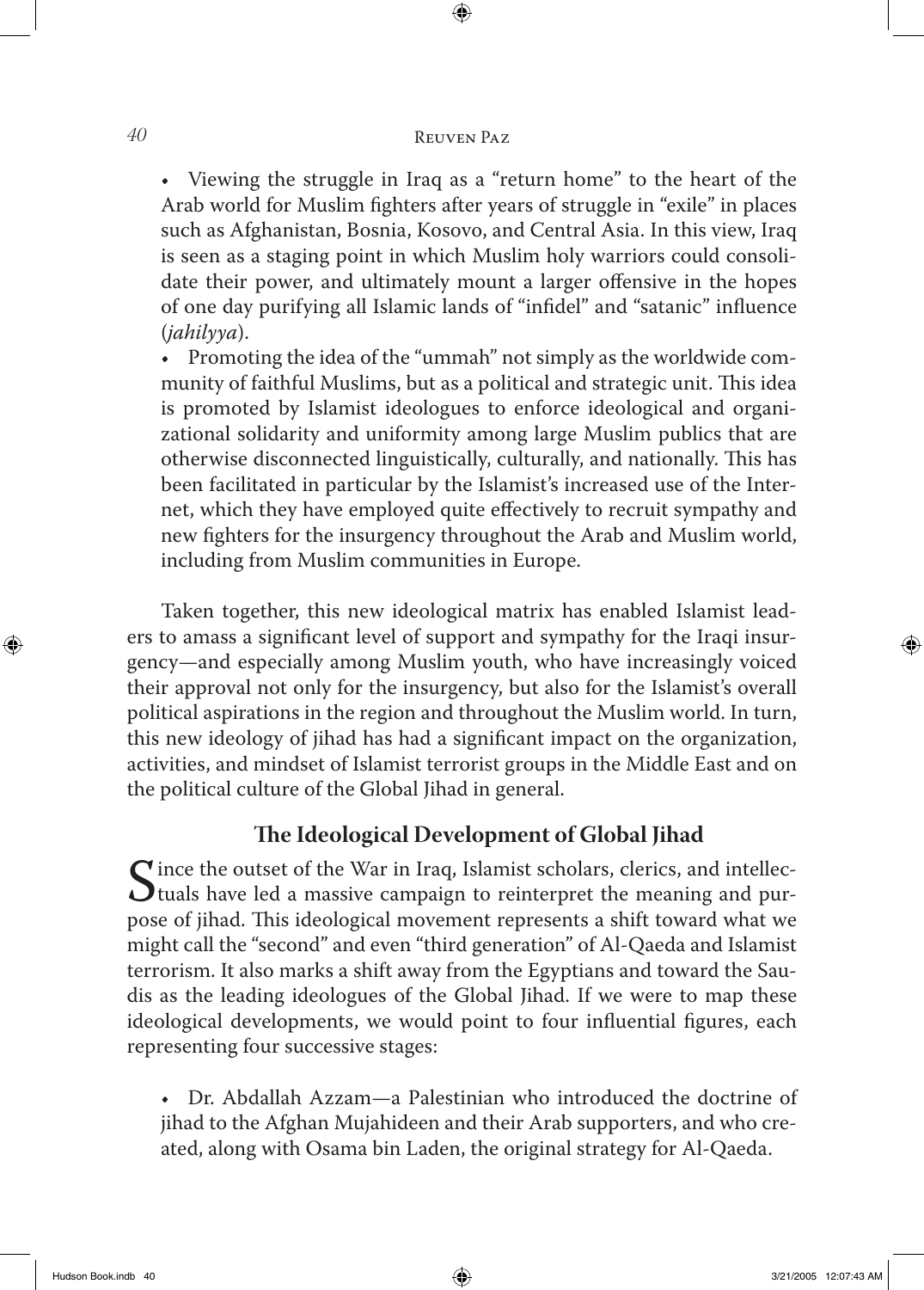- Viewing the struggle in Iraq as a "return home" to the heart of the Arab world for Muslim fighters after years of struggle in "exile" in places such as Afghanistan, Bosnia, Kosovo, and Central Asia. In this view, Iraq is seen as a staging point in which Muslim holy warriors could consolidate their power, and ultimately mount a larger offensive in the hopes of one day purifying all Islamic lands of "infidel" and "satanic" influence (*jahilyya*).
- Promoting the idea of the "ummah" not simply as the worldwide community of faithful Muslims, but as a political and strategic unit. This idea is promoted by Islamist ideologues to enforce ideological and organizational solidarity and uniformity among large Muslim publics that are otherwise disconnected linguistically, culturally, and nationally. This has been facilitated in particular by the Islamist's increased use of the Internet, which they have employed quite effectively to recruit sympathy and new fighters for the insurgency throughout the Arab and Muslim world, including from Muslim communities in Europe.

Taken together, this new ideological matrix has enabled Islamist leaders to amass a significant level of support and sympathy for the Iraqi insurgency—and especially among Muslim youth, who have increasingly voiced their approval not only for the insurgency, but also for the Islamist's overall political aspirations in the region and throughout the Muslim world. In turn, this new ideology of jihad has had a significant impact on the organization, activities, and mindset of Islamist terrorist groups in the Middle East and on the political culture of the Global Jihad in general.

## The Ideological Development of Global Jihad

Since the outset of the War in Iraq, Islamist scholars, clerics, and intellectuals have led a massive campaign to reinterpret the meaning and purpose of jihad. This ideological movement represents a shift toward what we might call the "second" and even "third generation" of Al-Qaeda and Islamist terrorism. It also marks a shift away from the Egyptians and toward the Saudis as the leading ideologues of the Global Jihad. If we were to map these ideological developments, we would point to four influential figures, each representing four successive stages:

- Dr. Abdallah Azzam—a Palestinian who introduced the doctrine of jihad to the Afghan Mujahideen and their Arab supporters, and who created, along with Osama bin Laden, the original strategy for Al-Qaeda.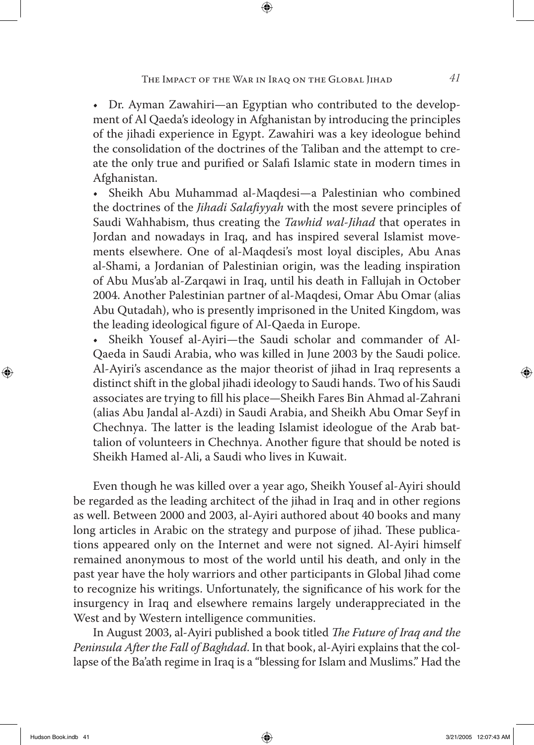- Dr. Ayman Zawahiri—an Egyptian who contributed to the development of Al Qaeda's ideology in Afghanistan by introducing the principles of the jihadi experience in Egypt. Zawahiri was a key ideologue behind the consolidation of the doctrines of the Taliban and the attempt to create the only true and purified or Salafi Islamic state in modern times in Afghanistan.
- Sheikh Abu Muhammad al-Maqdesi—a Palestinian who combined the doctrines of the *Jihadi Salafiyyah* with the most severe principles of Saudi Wahhabism, thus creating the *Tawhid wal-Jihad* that operates in Jordan and nowadays in Iraq, and has inspired several Islamist movements elsewhere. One of al-Maqdesi's most loyal disciples, Abu Anas al-Shami, a Jordanian of Palestinian origin, was the leading inspiration of Abu Mus'ab al-Zarqawi in Iraq, until his death in Fallujah in October 2004. Another Palestinian partner of al-Maqdesi, Omar Abu Omar (alias Abu Qutadah), who is presently imprisoned in the United Kingdom, was the leading ideological figure of Al-Qaeda in Europe.
- Sheikh Yousef al-Ayiri—the Saudi scholar and commander of Al-Qaeda in Saudi Arabia, who was killed in June 2003 by the Saudi police. Al-Ayiri's ascendance as the major theorist of jihad in Iraq represents a distinct shift in the global jihadi ideology to Saudi hands. Two of his Saudi associates are trying to fill his place—Sheikh Fares Bin Ahmad al-Zahrani (alias Abu Jandal al-Azdi) in Saudi Arabia, and Sheikh Abu Omar Seyf in Chechnya. The latter is the leading Islamist ideologue of the Arab battalion of volunteers in Chechnya. Another figure that should be noted is Sheikh Hamed al-Ali, a Saudi who lives in Kuwait.

Even though he was killed over a year ago, Sheikh Yousef al-Ayiri should be regarded as the leading architect of the jihad in Iraq and in other regions as well. Between 2000 and 2003, al-Ayiri authored about 40 books and many long articles in Arabic on the strategy and purpose of jihad. These publications appeared only on the Internet and were not signed. Al-Ayiri himself remained anonymous to most of the world until his death, and only in the past year have the holy warriors and other participants in Global Jihad come to recognize his writings. Unfortunately, the significance of his work for the insurgency in Iraq and elsewhere remains largely underappreciated in the West and by Western intelligence communities.

In August 2003, al-Ayiri published a book titled *The Future of Iraq and the Peninsula After the Fall of Baghdad*. In that book, al-Ayiri explains that the collapse of the Ba'ath regime in Iraq is a "blessing for Islam and Muslims." Had the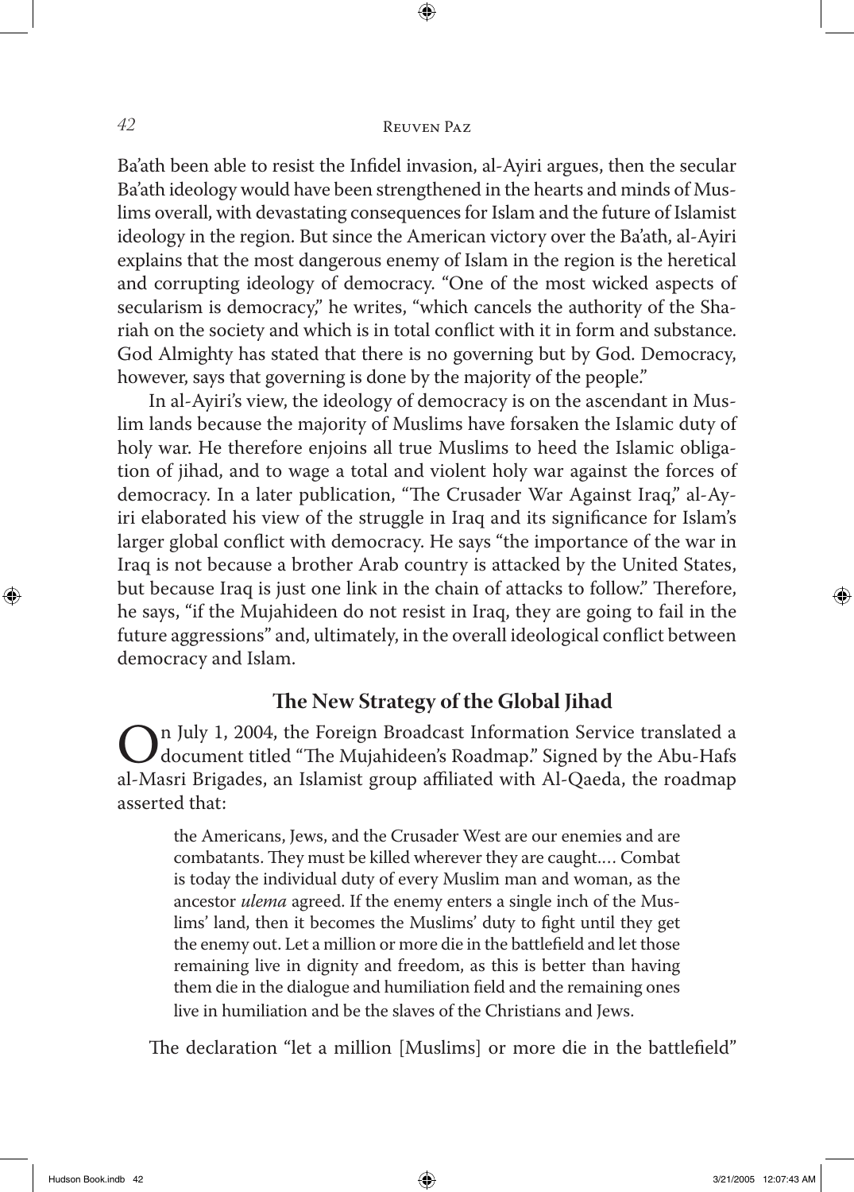Ba'ath been able to resist the Infidel invasion, al-Ayiri argues, then the secular Ba'ath ideology would have been strengthened in the hearts and minds of Muslims overall, with devastating consequences for Islam and the future of Islamist ideology in the region. But since the American victory over the Ba'ath, al-Ayiri explains that the most dangerous enemy of Islam in the region is the heretical and corrupting ideology of democracy. "One of the most wicked aspects of secularism is democracy," he writes, "which cancels the authority of the Shariah on the society and which is in total conflict with it in form and substance. God Almighty has stated that there is no governing but by God. Democracy, however, says that governing is done by the majority of the people."

In al-Ayiri's view, the ideology of democracy is on the ascendant in Muslim lands because the majority of Muslims have forsaken the Islamic duty of holy war. He therefore enjoins all true Muslims to heed the Islamic obligation of jihad, and to wage a total and violent holy war against the forces of democracy. In a later publication, "The Crusader War Against Iraq," al-Ayiri elaborated his view of the struggle in Iraq and its significance for Islam's larger global conflict with democracy. He says "the importance of the war in Iraq is not because a brother Arab country is attacked by the United States, but because Iraq is just one link in the chain of attacks to follow." Therefore, he says, "if the Mujahideen do not resist in Iraq, they are going to fail in the future aggressions" and, ultimately, in the overall ideological conflict between democracy and Islam.

## The New Strategy of the Global Jihad

On July 1, 2004, the Foreign Broadcast Information Service translated a document titled "The Mujahideen's Roadmap." Signed by the Abu-Hafs al-Masri Brigades, an Islamist group affiliated with Al-Qaeda, the roadmap asserted that:

> the Americans, Jews, and the Crusader West are our enemies and are combatants. They must be killed wherever they are caught.… Combat is today the individual duty of every Muslim man and woman, as the ancestor *ulema* agreed. If the enemy enters a single inch of the Muslims' land, then it becomes the Muslims' duty to fight until they get the enemy out. Let a million or more die in the battlefield and let those remaining live in dignity and freedom, as this is better than having them die in the dialogue and humiliation field and the remaining ones live in humiliation and be the slaves of the Christians and Jews.

The declaration "let a million [Muslims] or more die in the battlefield"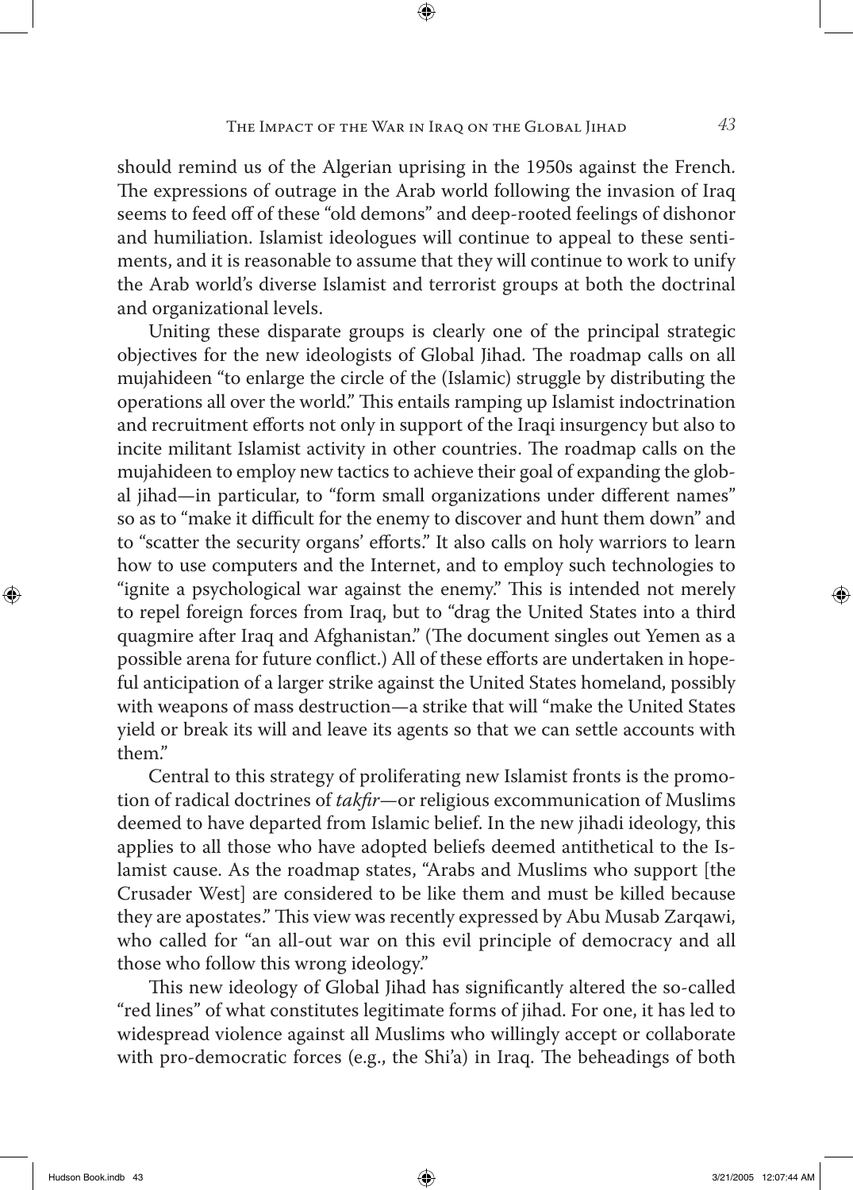should remind us of the Algerian uprising in the 1950s against the French. The expressions of outrage in the Arab world following the invasion of Iraq seems to feed off of these "old demons" and deep-rooted feelings of dishonor and humiliation. Islamist ideologues will continue to appeal to these sentiments, and it is reasonable to assume that they will continue to work to unify the Arab world's diverse Islamist and terrorist groups at both the doctrinal and organizational levels.

Uniting these disparate groups is clearly one of the principal strategic objectives for the new ideologists of Global Jihad. The roadmap calls on all mujahideen "to enlarge the circle of the (Islamic) struggle by distributing the operations all over the world." This entails ramping up Islamist indoctrination and recruitment efforts not only in support of the Iraqi insurgency but also to incite militant Islamist activity in other countries. The roadmap calls on the mujahideen to employ new tactics to achieve their goal of expanding the global jihad—in particular, to "form small organizations under different names" so as to "make it difficult for the enemy to discover and hunt them down" and to "scatter the security organs' efforts." It also calls on holy warriors to learn how to use computers and the Internet, and to employ such technologies to "ignite a psychological war against the enemy." This is intended not merely to repel foreign forces from Iraq, but to "drag the United States into a third quagmire after Iraq and Afghanistan." (The document singles out Yemen as a possible arena for future conflict.) All of these efforts are undertaken in hopeful anticipation of a larger strike against the United States homeland, possibly with weapons of mass destruction—a strike that will "make the United States yield or break its will and leave its agents so that we can settle accounts with them."

Central to this strategy of proliferating new Islamist fronts is the promotion of radical doctrines of *takfir*—or religious excommunication of Muslims deemed to have departed from Islamic belief. In the new jihadi ideology, this applies to all those who have adopted beliefs deemed antithetical to the Islamist cause. As the roadmap states, "Arabs and Muslims who support [the Crusader West] are considered to be like them and must be killed because they are apostates." This view was recently expressed by Abu Musab Zarqawi, who called for "an all-out war on this evil principle of democracy and all those who follow this wrong ideology."

This new ideology of Global Jihad has significantly altered the so-called "red lines" of what constitutes legitimate forms of jihad. For one, it has led to widespread violence against all Muslims who willingly accept or collaborate with pro-democratic forces (e.g., the Shi'a) in Iraq. The beheadings of both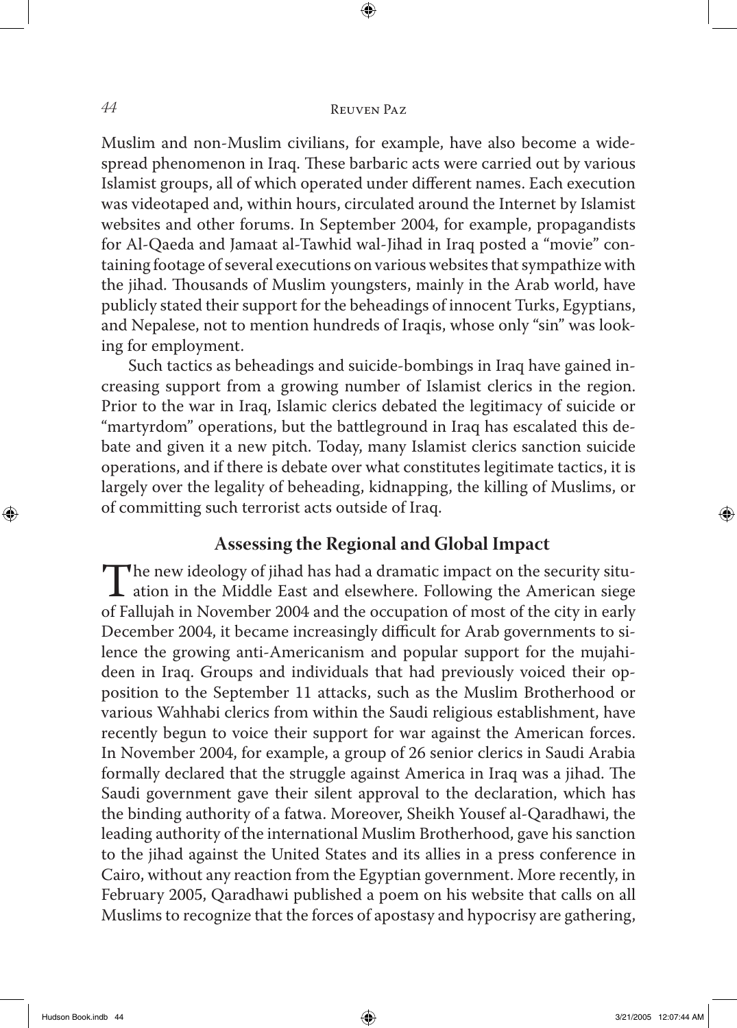Muslim and non-Muslim civilians, for example, have also become a widespread phenomenon in Iraq. These barbaric acts were carried out by various Islamist groups, all of which operated under different names. Each execution was videotaped and, within hours, circulated around the Internet by Islamist websites and other forums. In September 2004, for example, propagandists for Al-Qaeda and Jamaat al-Tawhid wal-Jihad in Iraq posted a "movie" containing footage of several executions on various websites that sympathize with the jihad. Thousands of Muslim youngsters, mainly in the Arab world, have publicly stated their support for the beheadings of innocent Turks, Egyptians, and Nepalese, not to mention hundreds of Iraqis, whose only "sin" was looking for employment.

Such tactics as beheadings and suicide-bombings in Iraq have gained increasing support from a growing number of Islamist clerics in the region. Prior to the war in Iraq, Islamic clerics debated the legitimacy of suicide or "martyrdom" operations, but the battleground in Iraq has escalated this debate and given it a new pitch. Today, many Islamist clerics sanction suicide operations, and if there is debate over what constitutes legitimate tactics, it is largely over the legality of beheading, kidnapping, the killing of Muslims, or of committing such terrorist acts outside of Iraq.

## Assessing the Regional and Global Impact

The new ideology of jihad has had a dramatic impact on the security situation in the Middle East and elsewhere. Following the American siege of Fallujah in November 2004 and the occupation of most of the city in early December 2004, it became increasingly difficult for Arab governments to silence the growing anti-Americanism and popular support for the mujahideen in Iraq. Groups and individuals that had previously voiced their opposition to the September 11 attacks, such as the Muslim Brotherhood or various Wahhabi clerics from within the Saudi religious establishment, have recently begun to voice their support for war against the American forces. In November 2004, for example, a group of 26 senior clerics in Saudi Arabia formally declared that the struggle against America in Iraq was a jihad. The Saudi government gave their silent approval to the declaration, which has the binding authority of a fatwa. Moreover, Sheikh Yousef al-Qaradhawi, the leading authority of the international Muslim Brotherhood, gave his sanction to the jihad against the United States and its allies in a press conference in Cairo, without any reaction from the Egyptian government. More recently, in February 2005, Qaradhawi published a poem on his website that calls on all Muslims to recognize that the forces of apostasy and hypocrisy are gathering,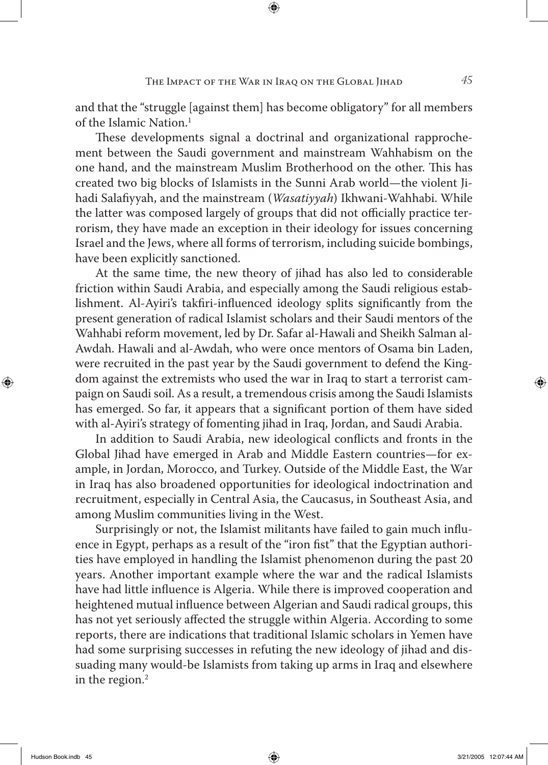and that the "struggle [against them] has become obligatory" for all members of the Islamic Nation.[1]

These developments signal a doctrinal and organizational rapprochement between the Saudi government and mainstream Wahhabism on the one hand, and the mainstream Muslim Brotherhood on the other. This has created two big blocks of Islamists in the Sunni Arab world—the violent Jihadi Salafiyyah, and the mainstream (*Wasatiyyah*) Ikhwani-Wahhabi. While the latter was composed largely of groups that did not officially practice terrorism, they have made an exception in their ideology for issues concerning Israel and the Jews, where all forms of terrorism, including suicide bombings, have been explicitly sanctioned.

At the same time, the new theory of jihad has also led to considerable friction within Saudi Arabia, and especially among the Saudi religious establishment. Al-Ayiri's takfiri-influenced ideology splits significantly from the present generation of radical Islamist scholars and their Saudi mentors of the Wahhabi reform movement, led by Dr. Safar al-Hawali and Sheikh Salman al-Awdah. Hawali and al-Awdah, who were once mentors of Osama bin Laden, were recruited in the past year by the Saudi government to defend the Kingdom against the extremists who used the war in Iraq to start a terrorist campaign on Saudi soil. As a result, a tremendous crisis among the Saudi Islamists has emerged. So far, it appears that a significant portion of them have sided with al-Ayiri's strategy of fomenting jihad in Iraq, Jordan, and Saudi Arabia.

In addition to Saudi Arabia, new ideological conflicts and fronts in the Global Jihad have emerged in Arab and Middle Eastern countries—for example, in Jordan, Morocco, and Turkey. Outside of the Middle East, the War in Iraq has also broadened opportunities for ideological indoctrination and recruitment, especially in Central Asia, the Caucasus, in Southeast Asia, and among Muslim communities living in the West.

Surprisingly or not, the Islamist militants have failed to gain much influence in Egypt, perhaps as a result of the "iron fist" that the Egyptian authorities have employed in handling the Islamist phenomenon during the past 20 years. Another important example where the war and the radical Islamists have had little influence is Algeria. While there is improved cooperation and heightened mutual influence between Algerian and Saudi radical groups, this has not yet seriously affected the struggle within Algeria. According to some reports, there are indications that traditional Islamic scholars in Yemen have had some surprising successes in refuting the new ideology of jihad and dissuading many would-be Islamists from taking up arms in Iraq and elsewhere in the region.[2]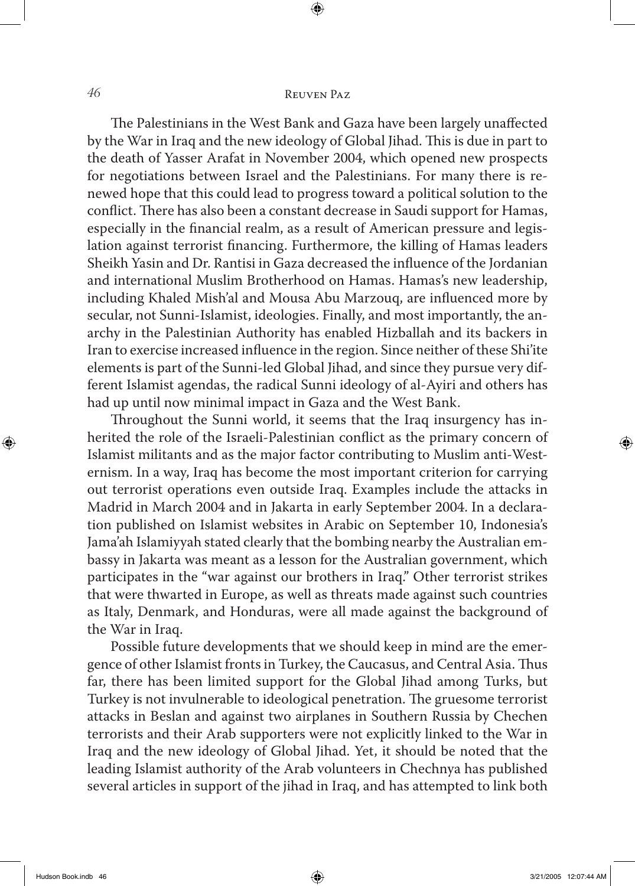The Palestinians in the West Bank and Gaza have been largely unaffected by the War in Iraq and the new ideology of Global Jihad. This is due in part to the death of Yasser Arafat in November 2004, which opened new prospects for negotiations between Israel and the Palestinians. For many there is renewed hope that this could lead to progress toward a political solution to the conflict. There has also been a constant decrease in Saudi support for Hamas, especially in the financial realm, as a result of American pressure and legislation against terrorist financing. Furthermore, the killing of Hamas leaders Sheikh Yasin and Dr. Rantisi in Gaza decreased the influence of the Jordanian and international Muslim Brotherhood on Hamas. Hamas's new leadership, including Khaled Mish'al and Mousa Abu Marzouq, are influenced more by secular, not Sunni-Islamist, ideologies. Finally, and most importantly, the anarchy in the Palestinian Authority has enabled Hizballah and its backers in Iran to exercise increased influence in the region. Since neither of these Shi'ite elements is part of the Sunni-led Global Jihad, and since they pursue very different Islamist agendas, the radical Sunni ideology of al-Ayiri and others has had up until now minimal impact in Gaza and the West Bank.

Throughout the Sunni world, it seems that the Iraq insurgency has inherited the role of the Israeli-Palestinian conflict as the primary concern of Islamist militants and as the major factor contributing to Muslim anti-Westernism. In a way, Iraq has become the most important criterion for carrying out terrorist operations even outside Iraq. Examples include the attacks in Madrid in March 2004 and in Jakarta in early September 2004. In a declaration published on Islamist websites in Arabic on September 10, Indonesia's Jama'ah Islamiyyah stated clearly that the bombing nearby the Australian embassy in Jakarta was meant as a lesson for the Australian government, which participates in the "war against our brothers in Iraq." Other terrorist strikes that were thwarted in Europe, as well as threats made against such countries as Italy, Denmark, and Honduras, were all made against the background of the War in Iraq.

Possible future developments that we should keep in mind are the emergence of other Islamist fronts in Turkey, the Caucasus, and Central Asia. Thus far, there has been limited support for the Global Jihad among Turks, but Turkey is not invulnerable to ideological penetration. The gruesome terrorist attacks in Beslan and against two airplanes in Southern Russia by Chechen terrorists and their Arab supporters were not explicitly linked to the War in Iraq and the new ideology of Global Jihad. Yet, it should be noted that the leading Islamist authority of the Arab volunteers in Chechnya has published several articles in support of the jihad in Iraq, and has attempted to link both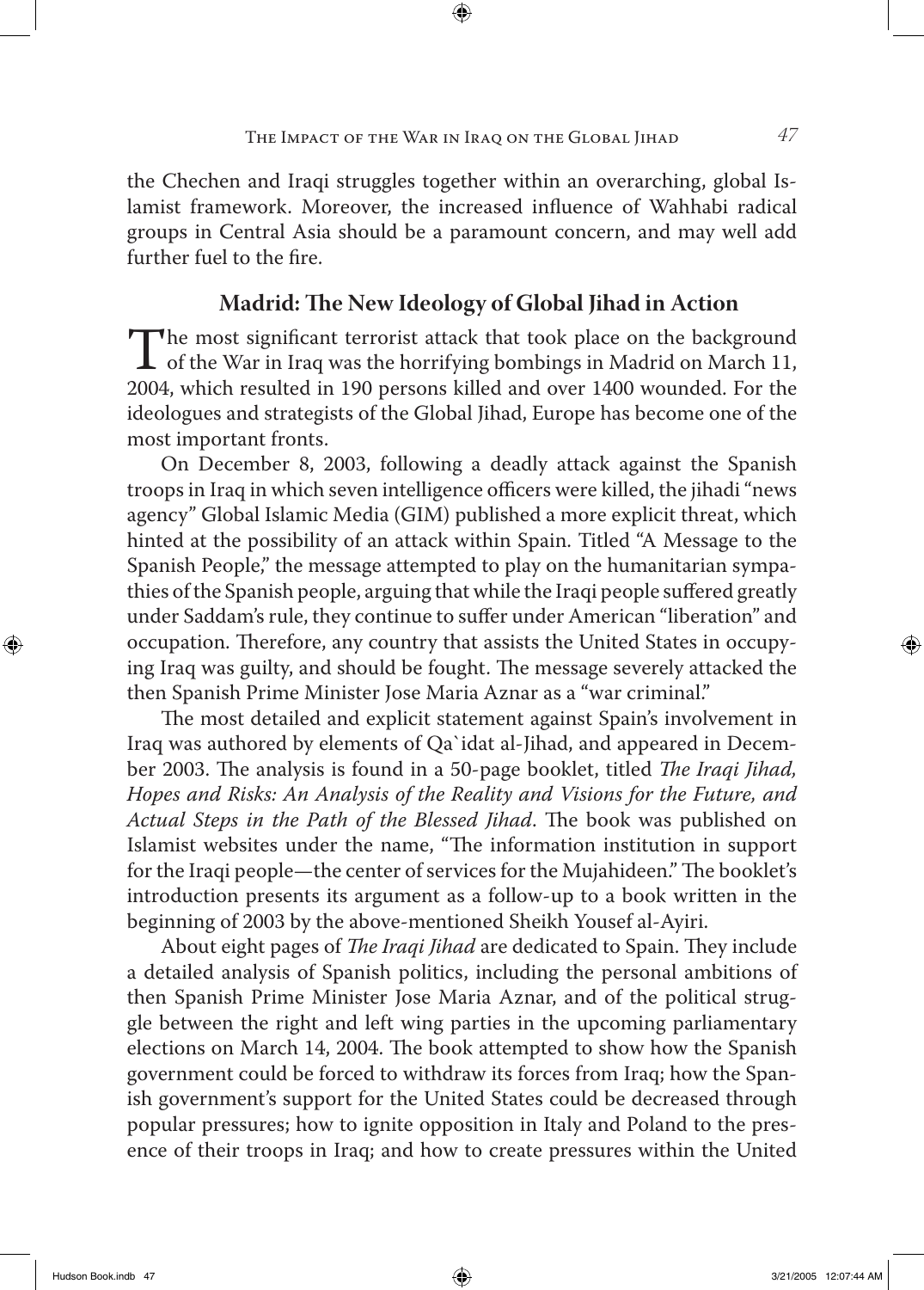the Chechen and Iraqi struggles together within an overarching, global Islamist framework. Moreover, the increased influence of Wahhabi radical groups in Central Asia should be a paramount concern, and may well add further fuel to the fire.

## Madrid: The New Ideology of Global Jihad in Action

The most significant terrorist attack that took place on the background of the War in Iraq was the horrifying bombings in Madrid on March 11, 2004, which resulted in 190 persons killed and over 1400 wounded. For the ideologues and strategists of the Global Jihad, Europe has become one of the most important fronts.

On December 8, 2003, following a deadly attack against the Spanish troops in Iraq in which seven intelligence officers were killed, the jihadi "news agency" Global Islamic Media (GIM) published a more explicit threat, which hinted at the possibility of an attack within Spain. Titled "A Message to the Spanish People," the message attempted to play on the humanitarian sympathies of the Spanish people, arguing that while the Iraqi people suffered greatly under Saddam's rule, they continue to suffer under American "liberation" and occupation. Therefore, any country that assists the United States in occupying Iraq was guilty, and should be fought. The message severely attacked the then Spanish Prime Minister Jose Maria Aznar as a "war criminal."

The most detailed and explicit statement against Spain's involvement in Iraq was authored by elements of Qa`idat al-Jihad, and appeared in December 2003. The analysis is found in a 50-page booklet, titled *The Iraqi Jihad, Hopes and Risks: An Analysis of the Reality and Visions for the Future, and Actual Steps in the Path of the Blessed Jihad*. The book was published on Islamist websites under the name, "The information institution in support for the Iraqi people—the center of services for the Mujahideen." The booklet's introduction presents its argument as a follow-up to a book written in the beginning of 2003 by the above-mentioned Sheikh Yousef al-Ayiri.

About eight pages of *The Iraqi Jihad* are dedicated to Spain. They include a detailed analysis of Spanish politics, including the personal ambitions of then Spanish Prime Minister Jose Maria Aznar, and of the political struggle between the right and left wing parties in the upcoming parliamentary elections on March 14, 2004. The book attempted to show how the Spanish government could be forced to withdraw its forces from Iraq; how the Spanish government's support for the United States could be decreased through popular pressures; how to ignite opposition in Italy and Poland to the presence of their troops in Iraq; and how to create pressures within the United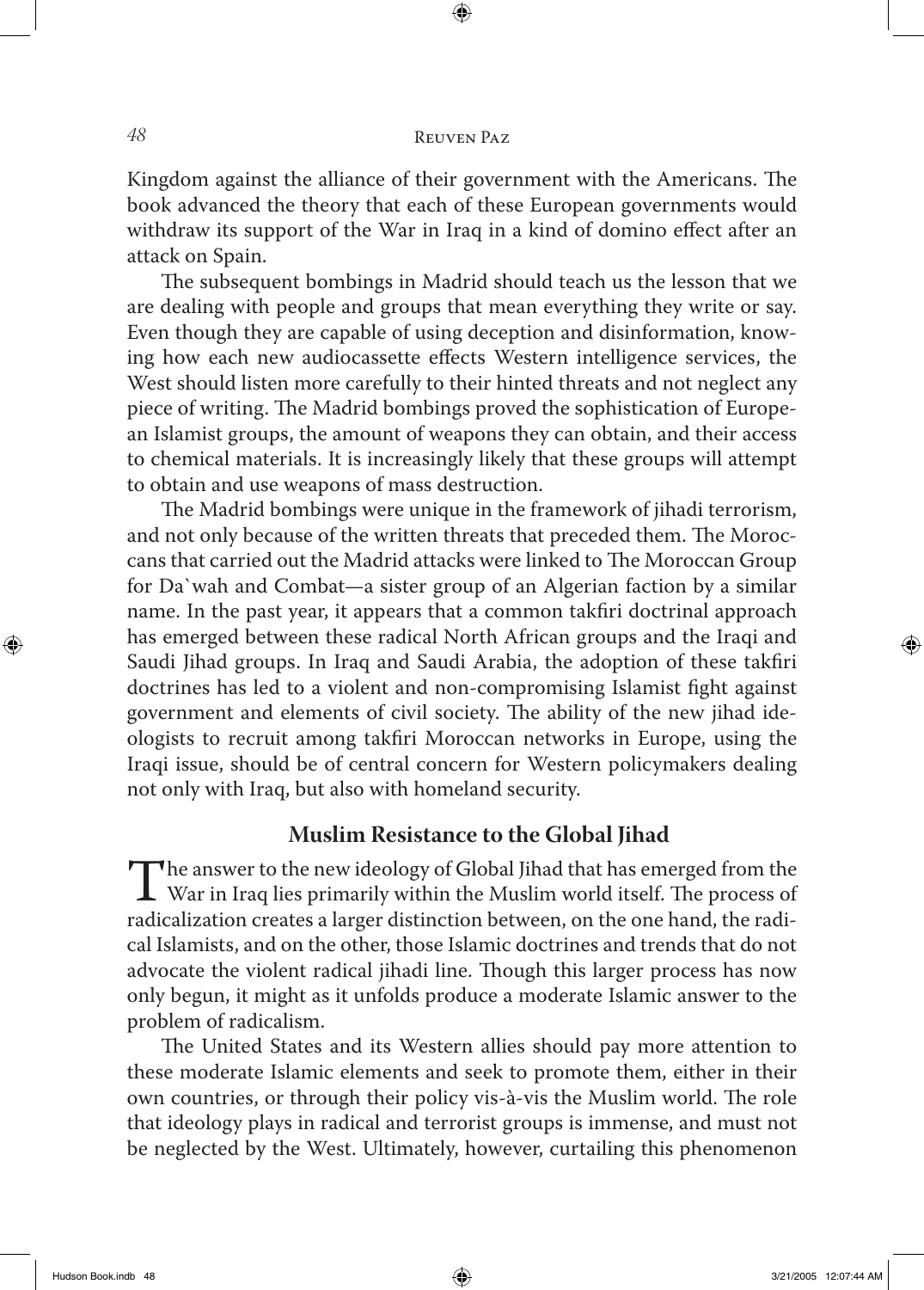Kingdom against the alliance of their government with the Americans. The book advanced the theory that each of these European governments would withdraw its support of the War in Iraq in a kind of domino effect after an attack on Spain.

The subsequent bombings in Madrid should teach us the lesson that we are dealing with people and groups that mean everything they write or say. Even though they are capable of using deception and disinformation, knowing how each new audiocassette effects Western intelligence services, the West should listen more carefully to their hinted threats and not neglect any piece of writing. The Madrid bombings proved the sophistication of European Islamist groups, the amount of weapons they can obtain, and their access to chemical materials. It is increasingly likely that these groups will attempt to obtain and use weapons of mass destruction.

The Madrid bombings were unique in the framework of jihadi terrorism, and not only because of the written threats that preceded them. The Moroccans that carried out the Madrid attacks were linked to The Moroccan Group for Da`wah and Combat—a sister group of an Algerian faction by a similar name. In the past year, it appears that a common takfiri doctrinal approach has emerged between these radical North African groups and the Iraqi and Saudi Jihad groups. In Iraq and Saudi Arabia, the adoption of these takfiri doctrines has led to a violent and non-compromising Islamist fight against government and elements of civil society. The ability of the new jihad ideologists to recruit among takfiri Moroccan networks in Europe, using the Iraqi issue, should be of central concern for Western policymakers dealing not only with Iraq, but also with homeland security.

## Muslim Resistance to the Global Jihad

The answer to the new ideology of Global Jihad that has emerged from the War in Iraq lies primarily within the Muslim world itself. The process of radicalization creates a larger distinction between, on the one hand, the radical Islamists, and on the other, those Islamic doctrines and trends that do not advocate the violent radical jihadi line. Though this larger process has now only begun, it might as it unfolds produce a moderate Islamic answer to the problem of radicalism.

The United States and its Western allies should pay more attention to these moderate Islamic elements and seek to promote them, either in their own countries, or through their policy vis-à-vis the Muslim world. The role that ideology plays in radical and terrorist groups is immense, and must not be neglected by the West. Ultimately, however, curtailing this phenomenon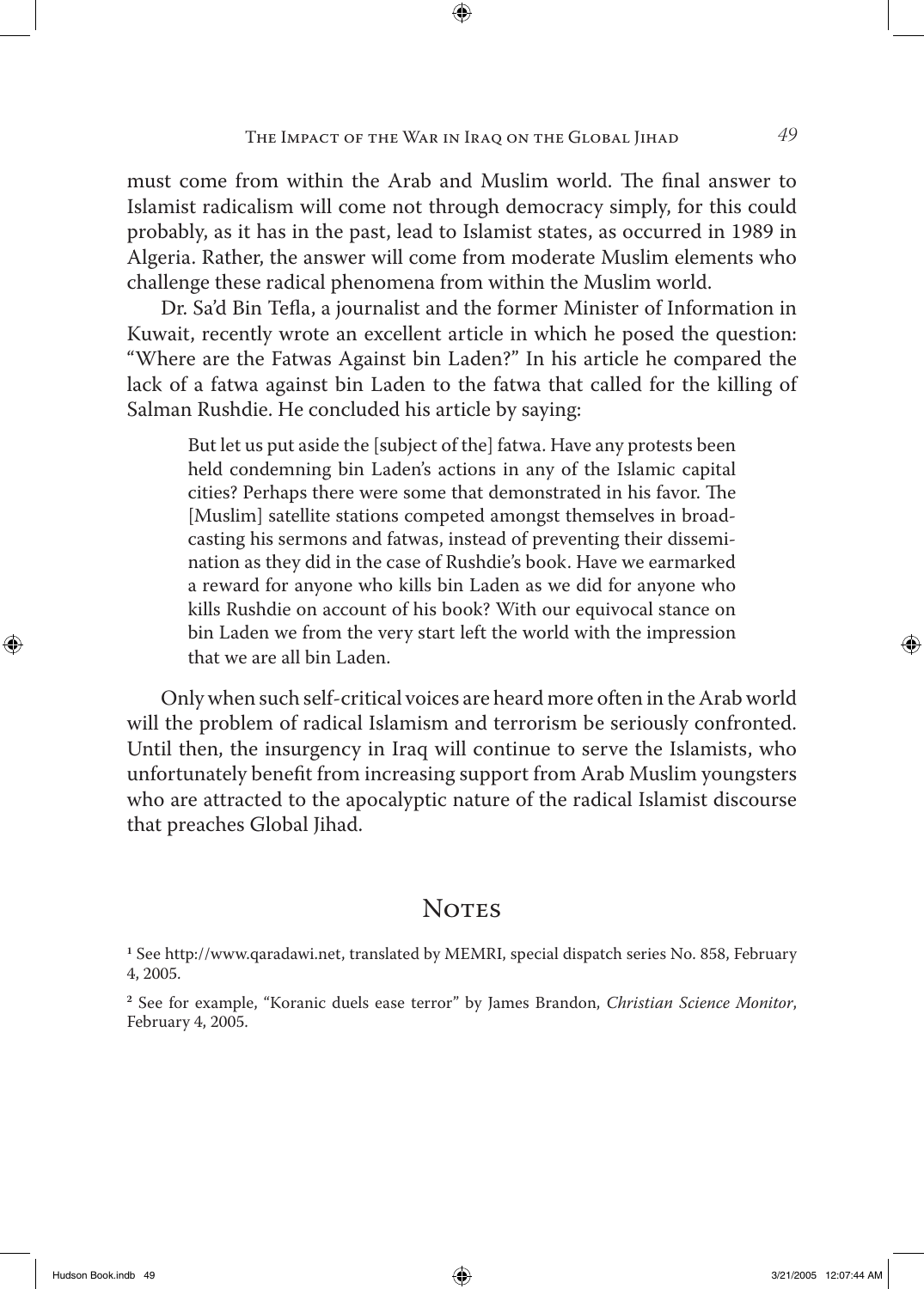must come from within the Arab and Muslim world. The final answer to Islamist radicalism will come not through democracy simply, for this could probably, as it has in the past, lead to Islamist states, as occurred in 1989 in Algeria. Rather, the answer will come from moderate Muslim elements who challenge these radical phenomena from within the Muslim world.

Dr. Sa'd Bin Tefla, a journalist and the former Minister of Information in Kuwait, recently wrote an excellent article in which he posed the question: "Where are the Fatwas Against bin Laden?" In his article he compared the lack of a fatwa against bin Laden to the fatwa that called for the killing of Salman Rushdie. He concluded his article by saying:

> But let us put aside the [subject of the] fatwa. Have any protests been held condemning bin Laden's actions in any of the Islamic capital cities? Perhaps there were some that demonstrated in his favor. The [Muslim] satellite stations competed amongst themselves in broadcasting his sermons and fatwas, instead of preventing their dissemination as they did in the case of Rushdie's book. Have we earmarked a reward for anyone who kills bin Laden as we did for anyone who kills Rushdie on account of his book? With our equivocal stance on bin Laden we from the very start left the world with the impression that we are all bin Laden.

Only when such self-critical voices are heard more often in the Arab world will the problem of radical Islamism and terrorism be seriously confronted. Until then, the insurgency in Iraq will continue to serve the Islamists, who unfortunately benefit from increasing support from Arab Muslim youngsters who are attracted to the apocalyptic nature of the radical Islamist discourse that preaches Global Jihad.

## Notes

[1] See http://www.qaradawi.net, translated by MEMRI, special dispatch series No. 858, February 4, 2005.

[2] See for example, "Koranic duels ease terror" by James Brandon, *Christian Science Monitor*, February 4, 2005.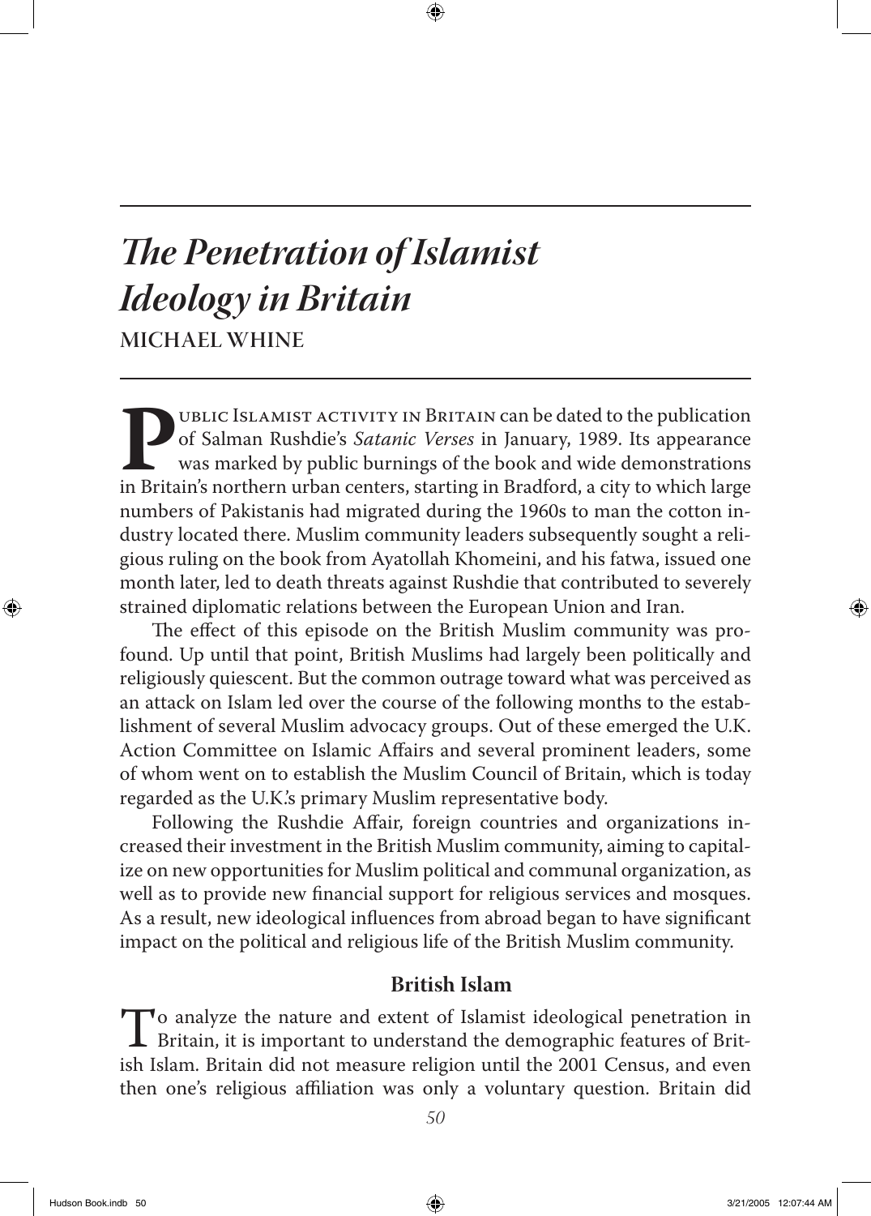# *The Penetration of Islamist Ideology in Britain*

**MICHAEL WHINE**

PUBLIC ISLAMIST ACTIVITY IN BRITAIN can be dated to the publication of Salman Rushdie's *Satanic Verses* in January, 1989. Its appearance was marked by public burnings of the book and wide demonstrations in Britain's northern urban centers, starting in Bradford, a city to which large numbers of Pakistanis had migrated during the 1960s to man the cotton industry located there. Muslim community leaders subsequently sought a religious ruling on the book from Ayatollah Khomeini, and his fatwa, issued one month later, led to death threats against Rushdie that contributed to severely strained diplomatic relations between the European Union and Iran.

The effect of this episode on the British Muslim community was profound. Up until that point, British Muslims had largely been politically and religiously quiescent. But the common outrage toward what was perceived as an attack on Islam led over the course of the following months to the establishment of several Muslim advocacy groups. Out of these emerged the U.K. Action Committee on Islamic Affairs and several prominent leaders, some of whom went on to establish the Muslim Council of Britain, which is today regarded as the U.K.'s primary Muslim representative body.

Following the Rushdie Affair, foreign countries and organizations increased their investment in the British Muslim community, aiming to capitalize on new opportunities for Muslim political and communal organization, as well as to provide new financial support for religious services and mosques. As a result, new ideological influences from abroad began to have significant impact on the political and religious life of the British Muslim community.

## British Islam

To analyze the nature and extent of Islamist ideological penetration in Britain, it is important to understand the demographic features of British Islam. Britain did not measure religion until the 2001 Census, and even then one's religious affiliation was only a voluntary question. Britain did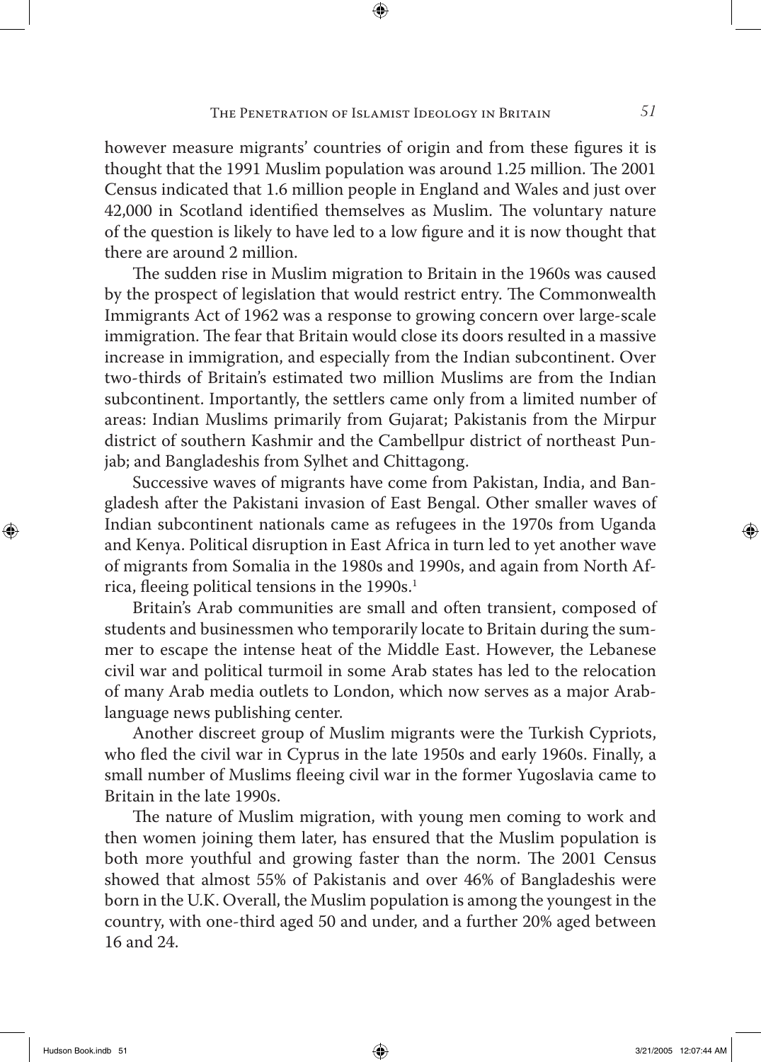however measure migrants' countries of origin and from these figures it is thought that the 1991 Muslim population was around 1.25 million. The 2001 Census indicated that 1.6 million people in England and Wales and just over 42,000 in Scotland identified themselves as Muslim. The voluntary nature of the question is likely to have led to a low figure and it is now thought that there are around 2 million.

The sudden rise in Muslim migration to Britain in the 1960s was caused by the prospect of legislation that would restrict entry. The Commonwealth Immigrants Act of 1962 was a response to growing concern over large-scale immigration. The fear that Britain would close its doors resulted in a massive increase in immigration, and especially from the Indian subcontinent. Over two-thirds of Britain's estimated two million Muslims are from the Indian subcontinent. Importantly, the settlers came only from a limited number of areas: Indian Muslims primarily from Gujarat; Pakistanis from the Mirpur district of southern Kashmir and the Cambellpur district of northeast Punjab; and Bangladeshis from Sylhet and Chittagong.

Successive waves of migrants have come from Pakistan, India, and Bangladesh after the Pakistani invasion of East Bengal. Other smaller waves of Indian subcontinent nationals came as refugees in the 1970s from Uganda and Kenya. Political disruption in East Africa in turn led to yet another wave of migrants from Somalia in the 1980s and 1990s, and again from North Africa, fleeing political tensions in the 1990s.[1]

Britain's Arab communities are small and often transient, composed of students and businessmen who temporarily locate to Britain during the summer to escape the intense heat of the Middle East. However, the Lebanese civil war and political turmoil in some Arab states has led to the relocation of many Arab media outlets to London, which now serves as a major Arab-language news publishing center.

Another discreet group of Muslim migrants were the Turkish Cypriots, who fled the civil war in Cyprus in the late 1950s and early 1960s. Finally, a small number of Muslims fleeing civil war in the former Yugoslavia came to Britain in the late 1990s.

The nature of Muslim migration, with young men coming to work and then women joining them later, has ensured that the Muslim population is both more youthful and growing faster than the norm. The 2001 Census showed that almost 55% of Pakistanis and over 46% of Bangladeshis were born in the U.K. Overall, the Muslim population is among the youngest in the country, with one-third aged 50 and under, and a further 20% aged between 16 and 24.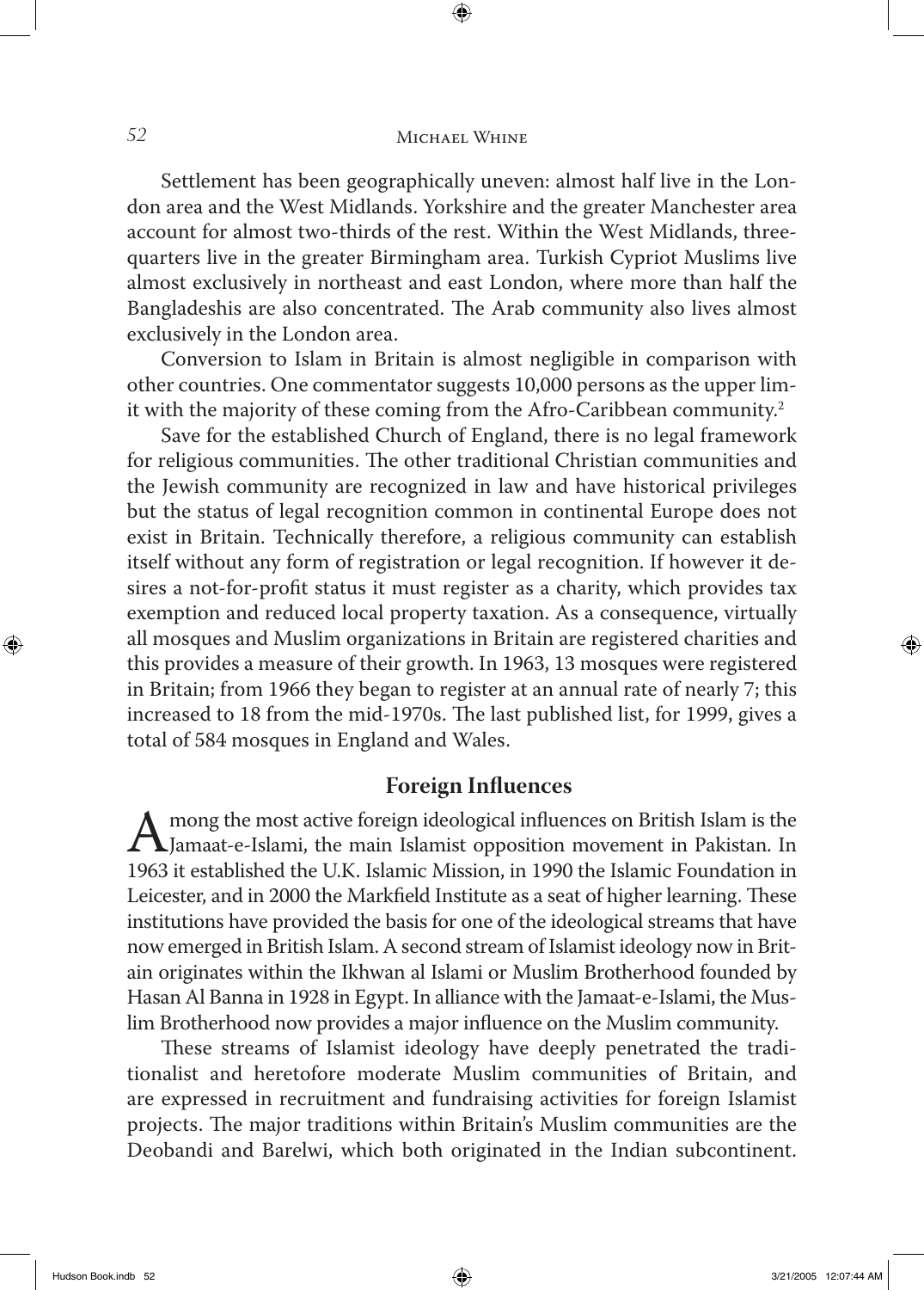Settlement has been geographically uneven: almost half live in the London area and the West Midlands. Yorkshire and the greater Manchester area account for almost two-thirds of the rest. Within the West Midlands, three-quarters live in the greater Birmingham area. Turkish Cypriot Muslims live almost exclusively in northeast and east London, where more than half the Bangladeshis are also concentrated. The Arab community also lives almost exclusively in the London area.

Conversion to Islam in Britain is almost negligible in comparison with other countries. One commentator suggests 10,000 persons as the upper limit with the majority of these coming from the Afro-Caribbean community.[2]

Save for the established Church of England, there is no legal framework for religious communities. The other traditional Christian communities and the Jewish community are recognized in law and have historical privileges but the status of legal recognition common in continental Europe does not exist in Britain. Technically therefore, a religious community can establish itself without any form of registration or legal recognition. If however it desires a not-for-profit status it must register as a charity, which provides tax exemption and reduced local property taxation. As a consequence, virtually all mosques and Muslim organizations in Britain are registered charities and this provides a measure of their growth. In 1963, 13 mosques were registered in Britain; from 1966 they began to register at an annual rate of nearly 7; this increased to 18 from the mid-1970s. The last published list, for 1999, gives a total of 584 mosques in England and Wales.

## Foreign Influences

Among the most active foreign ideological influences on British Islam is the Jamaat-e-Islami, the main Islamist opposition movement in Pakistan. In 1963 it established the U.K. Islamic Mission, in 1990 the Islamic Foundation in Leicester, and in 2000 the Markfield Institute as a seat of higher learning. These institutions have provided the basis for one of the ideological streams that have now emerged in British Islam. A second stream of Islamist ideology now in Britain originates within the Ikhwan al Islami or Muslim Brotherhood founded by Hasan Al Banna in 1928 in Egypt. In alliance with the Jamaat-e-Islami, the Muslim Brotherhood now provides a major influence on the Muslim community.

These streams of Islamist ideology have deeply penetrated the traditionalist and heretofore moderate Muslim communities of Britain, and are expressed in recruitment and fundraising activities for foreign Islamist projects. The major traditions within Britain's Muslim communities are the Deobandi and Barelwi, which both originated in the Indian subcontinent.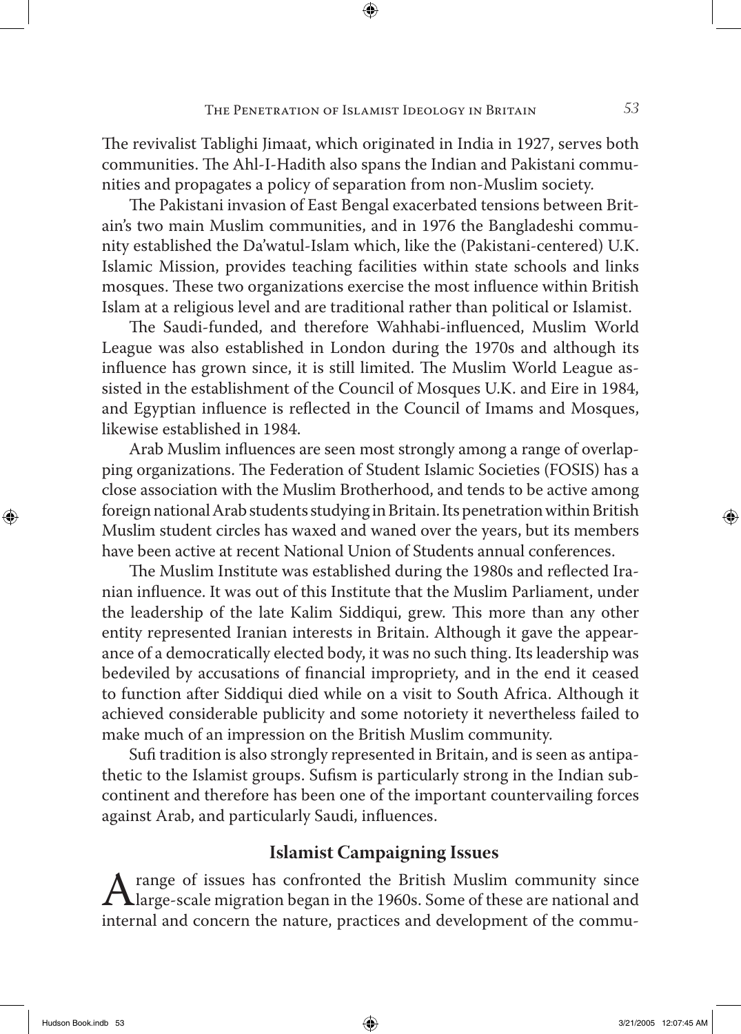The revivalist Tablighi Jimaat, which originated in India in 1927, serves both communities. The Ahl-I-Hadith also spans the Indian and Pakistani communities and propagates a policy of separation from non-Muslim society.

The Pakistani invasion of East Bengal exacerbated tensions between Britain's two main Muslim communities, and in 1976 the Bangladeshi community established the Da'watul-Islam which, like the (Pakistani-centered) U.K. Islamic Mission, provides teaching facilities within state schools and links mosques. These two organizations exercise the most influence within British Islam at a religious level and are traditional rather than political or Islamist.

The Saudi-funded, and therefore Wahhabi-influenced, Muslim World League was also established in London during the 1970s and although its influence has grown since, it is still limited. The Muslim World League assisted in the establishment of the Council of Mosques U.K. and Eire in 1984, and Egyptian influence is reflected in the Council of Imams and Mosques, likewise established in 1984.

Arab Muslim influences are seen most strongly among a range of overlapping organizations. The Federation of Student Islamic Societies (FOSIS) has a close association with the Muslim Brotherhood, and tends to be active among foreign national Arab students studying in Britain. Its penetration within British Muslim student circles has waxed and waned over the years, but its members have been active at recent National Union of Students annual conferences.

The Muslim Institute was established during the 1980s and reflected Iranian influence. It was out of this Institute that the Muslim Parliament, under the leadership of the late Kalim Siddiqui, grew. This more than any other entity represented Iranian interests in Britain. Although it gave the appearance of a democratically elected body, it was no such thing. Its leadership was bedeviled by accusations of financial impropriety, and in the end it ceased to function after Siddiqui died while on a visit to South Africa. Although it achieved considerable publicity and some notoriety it nevertheless failed to make much of an impression on the British Muslim community.

Sufi tradition is also strongly represented in Britain, and is seen as antipathetic to the Islamist groups. Sufism is particularly strong in the Indian subcontinent and therefore has been one of the important countervailing forces against Arab, and particularly Saudi, influences.

## Islamist Campaigning Issues

A range of issues has confronted the British Muslim community since large-scale migration began in the 1960s. Some of these are national and internal and concern the nature, practices and development of the commu-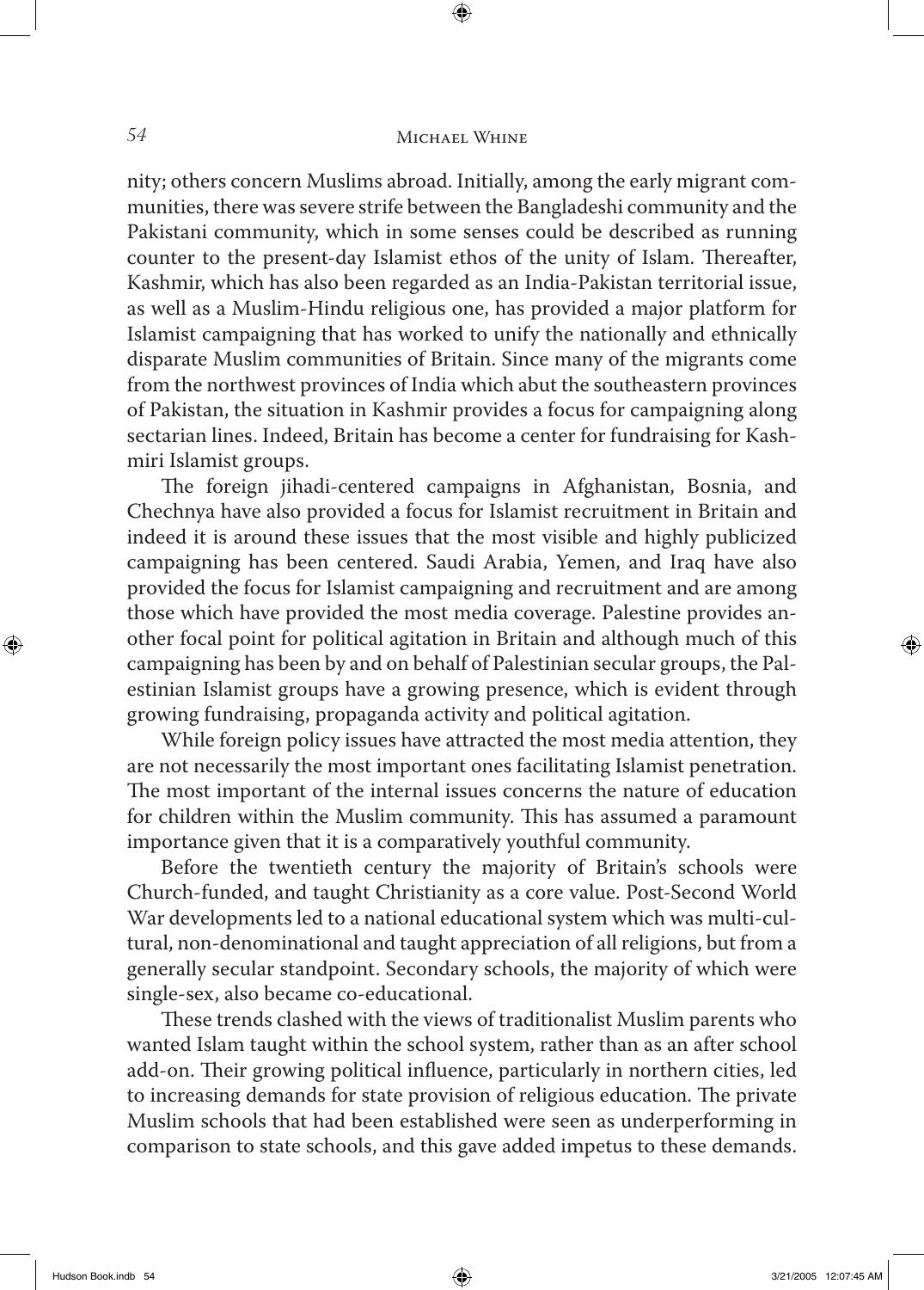nity; others concern Muslims abroad. Initially, among the early migrant communities, there was severe strife between the Bangladeshi community and the Pakistani community, which in some senses could be described as running counter to the present-day Islamist ethos of the unity of Islam. Thereafter, Kashmir, which has also been regarded as an India-Pakistan territorial issue, as well as a Muslim-Hindu religious one, has provided a major platform for Islamist campaigning that has worked to unify the nationally and ethnically disparate Muslim communities of Britain. Since many of the migrants come from the northwest provinces of India which abut the southeastern provinces of Pakistan, the situation in Kashmir provides a focus for campaigning along sectarian lines. Indeed, Britain has become a center for fundraising for Kashmiri Islamist groups.

The foreign jihadi-centered campaigns in Afghanistan, Bosnia, and Chechnya have also provided a focus for Islamist recruitment in Britain and indeed it is around these issues that the most visible and highly publicized campaigning has been centered. Saudi Arabia, Yemen, and Iraq have also provided the focus for Islamist campaigning and recruitment and are among those which have provided the most media coverage. Palestine provides another focal point for political agitation in Britain and although much of this campaigning has been by and on behalf of Palestinian secular groups, the Palestinian Islamist groups have a growing presence, which is evident through growing fundraising, propaganda activity and political agitation.

While foreign policy issues have attracted the most media attention, they are not necessarily the most important ones facilitating Islamist penetration. The most important of the internal issues concerns the nature of education for children within the Muslim community. This has assumed a paramount importance given that it is a comparatively youthful community.

Before the twentieth century the majority of Britain's schools were Church-funded, and taught Christianity as a core value. Post-Second World War developments led to a national educational system which was multi-cultural, non-denominational and taught appreciation of all religions, but from a generally secular standpoint. Secondary schools, the majority of which were single-sex, also became co-educational.

These trends clashed with the views of traditionalist Muslim parents who wanted Islam taught within the school system, rather than as an after school add-on. Their growing political influence, particularly in northern cities, led to increasing demands for state provision of religious education. The private Muslim schools that had been established were seen as underperforming in comparison to state schools, and this gave added impetus to these demands.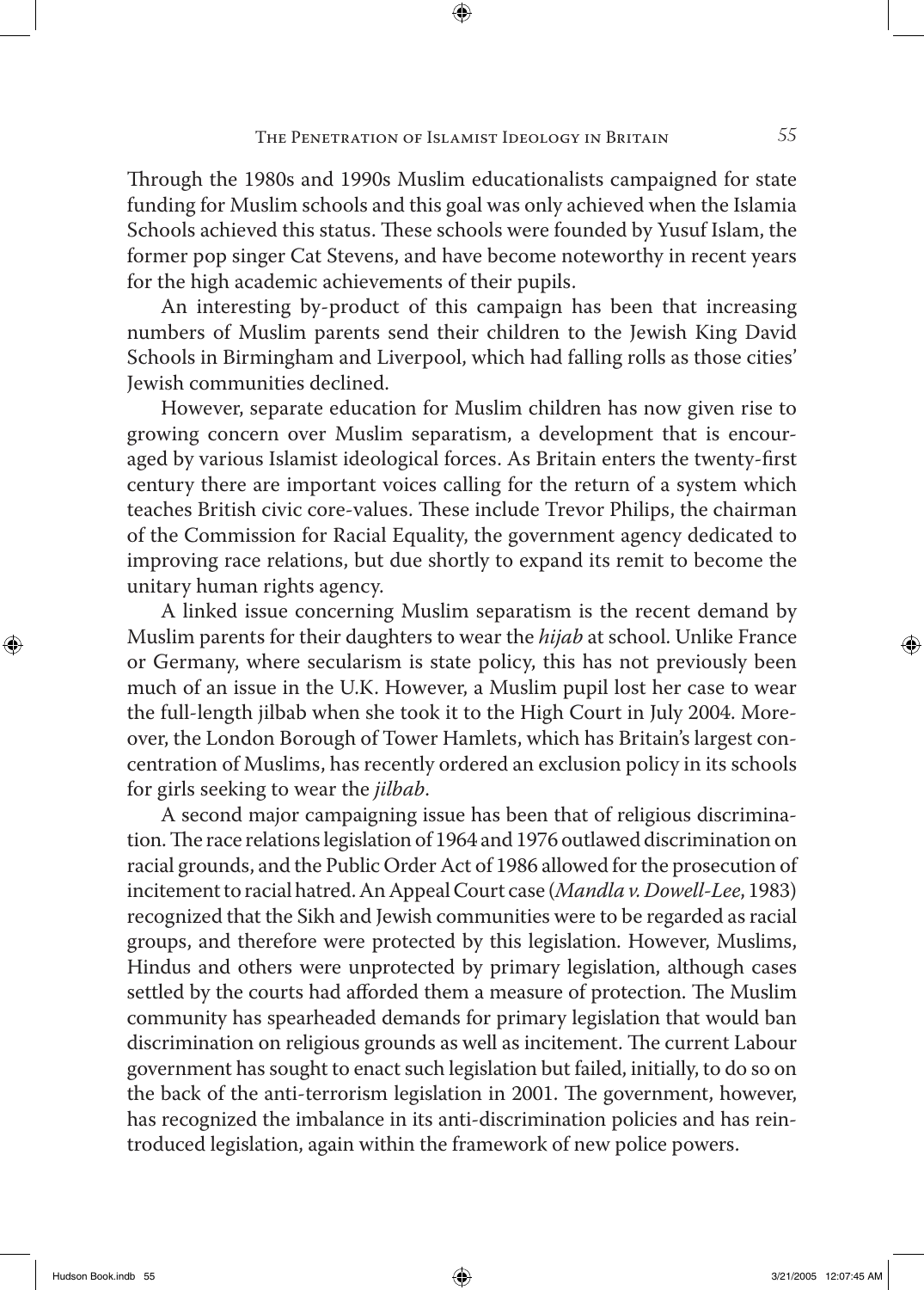Through the 1980s and 1990s Muslim educationalists campaigned for state funding for Muslim schools and this goal was only achieved when the Islamia Schools achieved this status. These schools were founded by Yusuf Islam, the former pop singer Cat Stevens, and have become noteworthy in recent years for the high academic achievements of their pupils.

An interesting by-product of this campaign has been that increasing numbers of Muslim parents send their children to the Jewish King David Schools in Birmingham and Liverpool, which had falling rolls as those cities' Jewish communities declined.

However, separate education for Muslim children has now given rise to growing concern over Muslim separatism, a development that is encouraged by various Islamist ideological forces. As Britain enters the twenty-first century there are important voices calling for the return of a system which teaches British civic core-values. These include Trevor Philips, the chairman of the Commission for Racial Equality, the government agency dedicated to improving race relations, but due shortly to expand its remit to become the unitary human rights agency.

A linked issue concerning Muslim separatism is the recent demand by Muslim parents for their daughters to wear the *hijab* at school. Unlike France or Germany, where secularism is state policy, this has not previously been much of an issue in the U.K. However, a Muslim pupil lost her case to wear the full-length jilbab when she took it to the High Court in July 2004. Moreover, the London Borough of Tower Hamlets, which has Britain's largest concentration of Muslims, has recently ordered an exclusion policy in its schools for girls seeking to wear the *jilbab*.

A second major campaigning issue has been that of religious discrimination. The race relations legislation of 1964 and 1976 outlawed discrimination on racial grounds, and the Public Order Act of 1986 allowed for the prosecution of incitement to racial hatred. An Appeal Court case (*Mandla v. Dowell-Lee*, 1983) recognized that the Sikh and Jewish communities were to be regarded as racial groups, and therefore were protected by this legislation. However, Muslims, Hindus and others were unprotected by primary legislation, although cases settled by the courts had afforded them a measure of protection. The Muslim community has spearheaded demands for primary legislation that would ban discrimination on religious grounds as well as incitement. The current Labour government has sought to enact such legislation but failed, initially, to do so on the back of the anti-terrorism legislation in 2001. The government, however, has recognized the imbalance in its anti-discrimination policies and has reintroduced legislation, again within the framework of new police powers.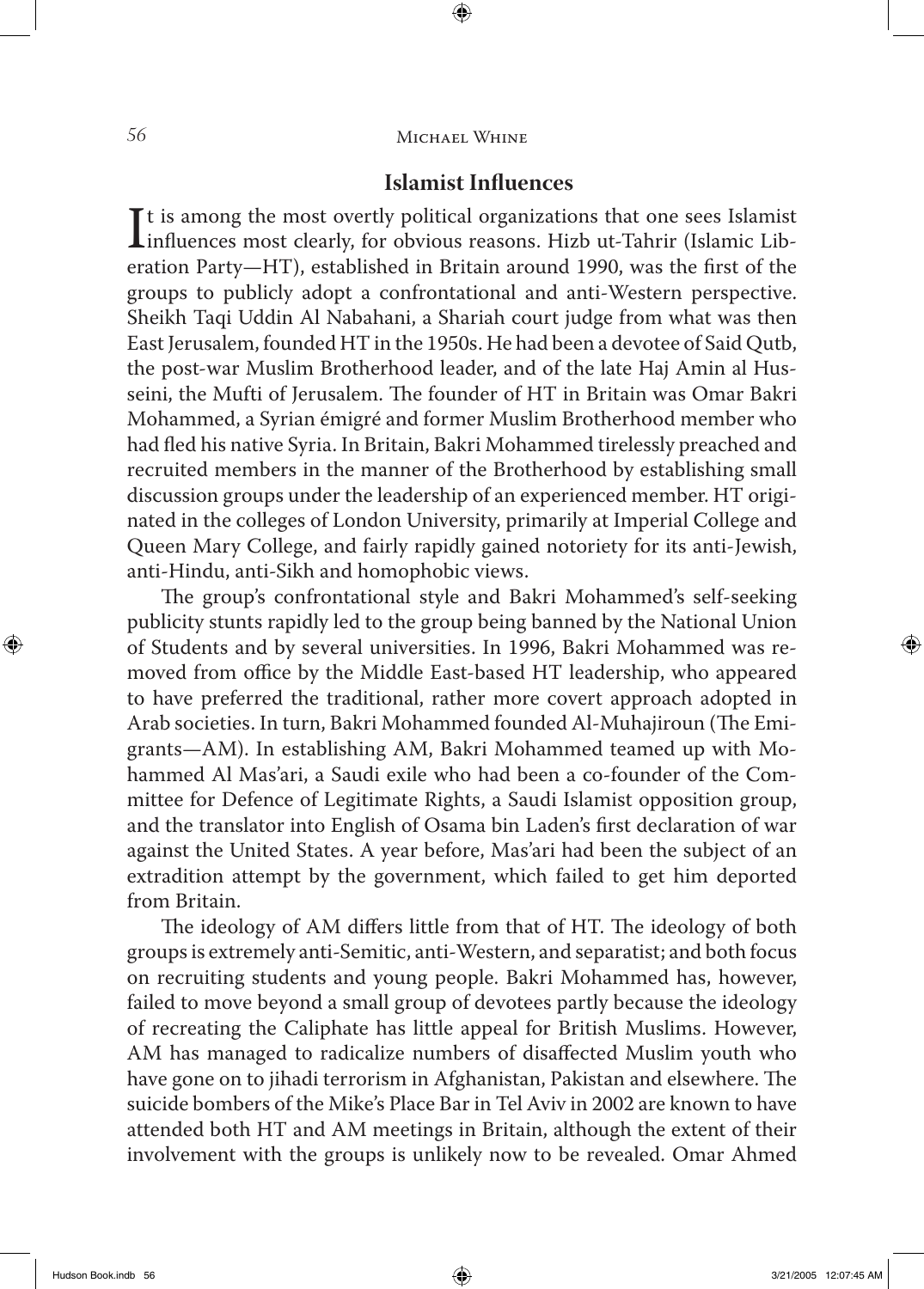## Islamist Influences

It is among the most overtly political organizations that one sees Islamist influences most clearly, for obvious reasons. Hizb ut-Tahrir (Islamic Liberation Party—HT), established in Britain around 1990, was the first of the groups to publicly adopt a confrontational and anti-Western perspective. Sheikh Taqi Uddin Al Nabahani, a Shariah court judge from what was then East Jerusalem, founded HT in the 1950s. He had been a devotee of Said Qutb, the post-war Muslim Brotherhood leader, and of the late Haj Amin al Husseini, the Mufti of Jerusalem. The founder of HT in Britain was Omar Bakri Mohammed, a Syrian émigré and former Muslim Brotherhood member who had fled his native Syria. In Britain, Bakri Mohammed tirelessly preached and recruited members in the manner of the Brotherhood by establishing small discussion groups under the leadership of an experienced member. HT originated in the colleges of London University, primarily at Imperial College and Queen Mary College, and fairly rapidly gained notoriety for its anti-Jewish, anti-Hindu, anti-Sikh and homophobic views.

The group's confrontational style and Bakri Mohammed's self-seeking publicity stunts rapidly led to the group being banned by the National Union of Students and by several universities. In 1996, Bakri Mohammed was removed from office by the Middle East-based HT leadership, who appeared to have preferred the traditional, rather more covert approach adopted in Arab societies. In turn, Bakri Mohammed founded Al-Muhajiroun (The Emigrants—AM). In establishing AM, Bakri Mohammed teamed up with Mohammed Al Mas'ari, a Saudi exile who had been a co-founder of the Committee for Defence of Legitimate Rights, a Saudi Islamist opposition group, and the translator into English of Osama bin Laden's first declaration of war against the United States. A year before, Mas'ari had been the subject of an extradition attempt by the government, which failed to get him deported from Britain.

The ideology of AM differs little from that of HT. The ideology of both groups is extremely anti-Semitic, anti-Western, and separatist; and both focus on recruiting students and young people. Bakri Mohammed has, however, failed to move beyond a small group of devotees partly because the ideology of recreating the Caliphate has little appeal for British Muslims. However, AM has managed to radicalize numbers of disaffected Muslim youth who have gone on to jihadi terrorism in Afghanistan, Pakistan and elsewhere. The suicide bombers of the Mike's Place Bar in Tel Aviv in 2002 are known to have attended both HT and AM meetings in Britain, although the extent of their involvement with the groups is unlikely now to be revealed. Omar Ahmed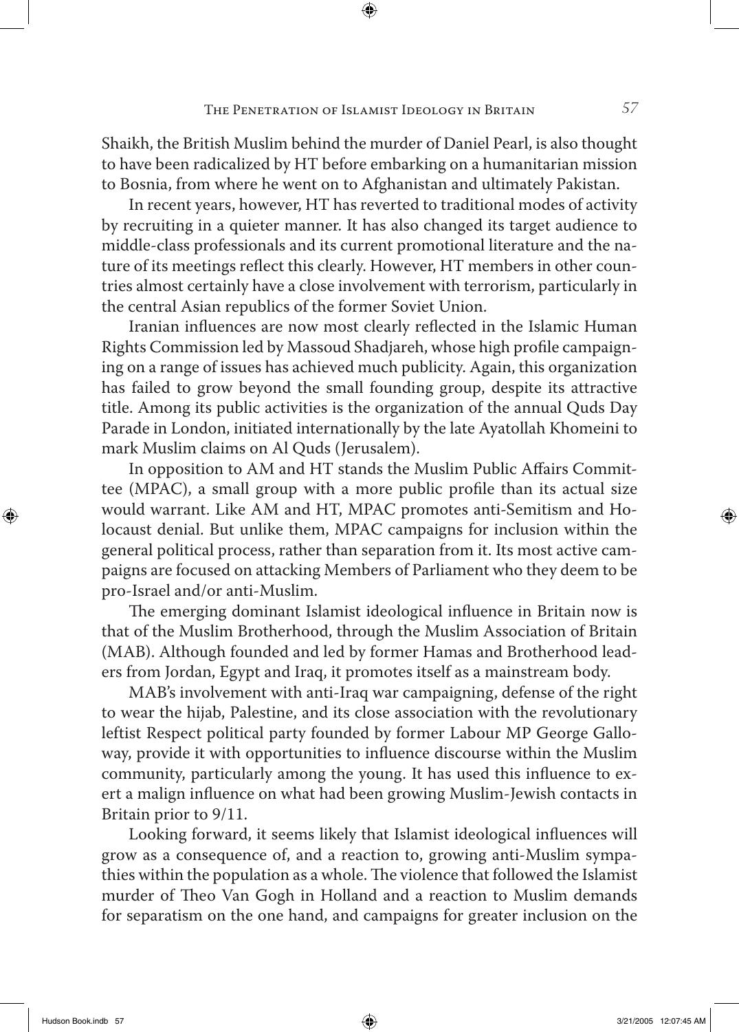Shaikh, the British Muslim behind the murder of Daniel Pearl, is also thought to have been radicalized by HT before embarking on a humanitarian mission to Bosnia, from where he went on to Afghanistan and ultimately Pakistan.

In recent years, however, HT has reverted to traditional modes of activity by recruiting in a quieter manner. It has also changed its target audience to middle-class professionals and its current promotional literature and the nature of its meetings reflect this clearly. However, HT members in other countries almost certainly have a close involvement with terrorism, particularly in the central Asian republics of the former Soviet Union.

Iranian influences are now most clearly reflected in the Islamic Human Rights Commission led by Massoud Shadjareh, whose high profile campaigning on a range of issues has achieved much publicity. Again, this organization has failed to grow beyond the small founding group, despite its attractive title. Among its public activities is the organization of the annual Quds Day Parade in London, initiated internationally by the late Ayatollah Khomeini to mark Muslim claims on Al Quds (Jerusalem).

In opposition to AM and HT stands the Muslim Public Affairs Committee (MPAC), a small group with a more public profile than its actual size would warrant. Like AM and HT, MPAC promotes anti-Semitism and Holocaust denial. But unlike them, MPAC campaigns for inclusion within the general political process, rather than separation from it. Its most active campaigns are focused on attacking Members of Parliament who they deem to be pro-Israel and/or anti-Muslim.

The emerging dominant Islamist ideological influence in Britain now is that of the Muslim Brotherhood, through the Muslim Association of Britain (MAB). Although founded and led by former Hamas and Brotherhood leaders from Jordan, Egypt and Iraq, it promotes itself as a mainstream body.

MAB's involvement with anti-Iraq war campaigning, defense of the right to wear the hijab, Palestine, and its close association with the revolutionary leftist Respect political party founded by former Labour MP George Galloway, provide it with opportunities to influence discourse within the Muslim community, particularly among the young. It has used this influence to exert a malign influence on what had been growing Muslim-Jewish contacts in Britain prior to 9/11.

Looking forward, it seems likely that Islamist ideological influences will grow as a consequence of, and a reaction to, growing anti-Muslim sympathies within the population as a whole. The violence that followed the Islamist murder of Theo Van Gogh in Holland and a reaction to Muslim demands for separatism on the one hand, and campaigns for greater inclusion on the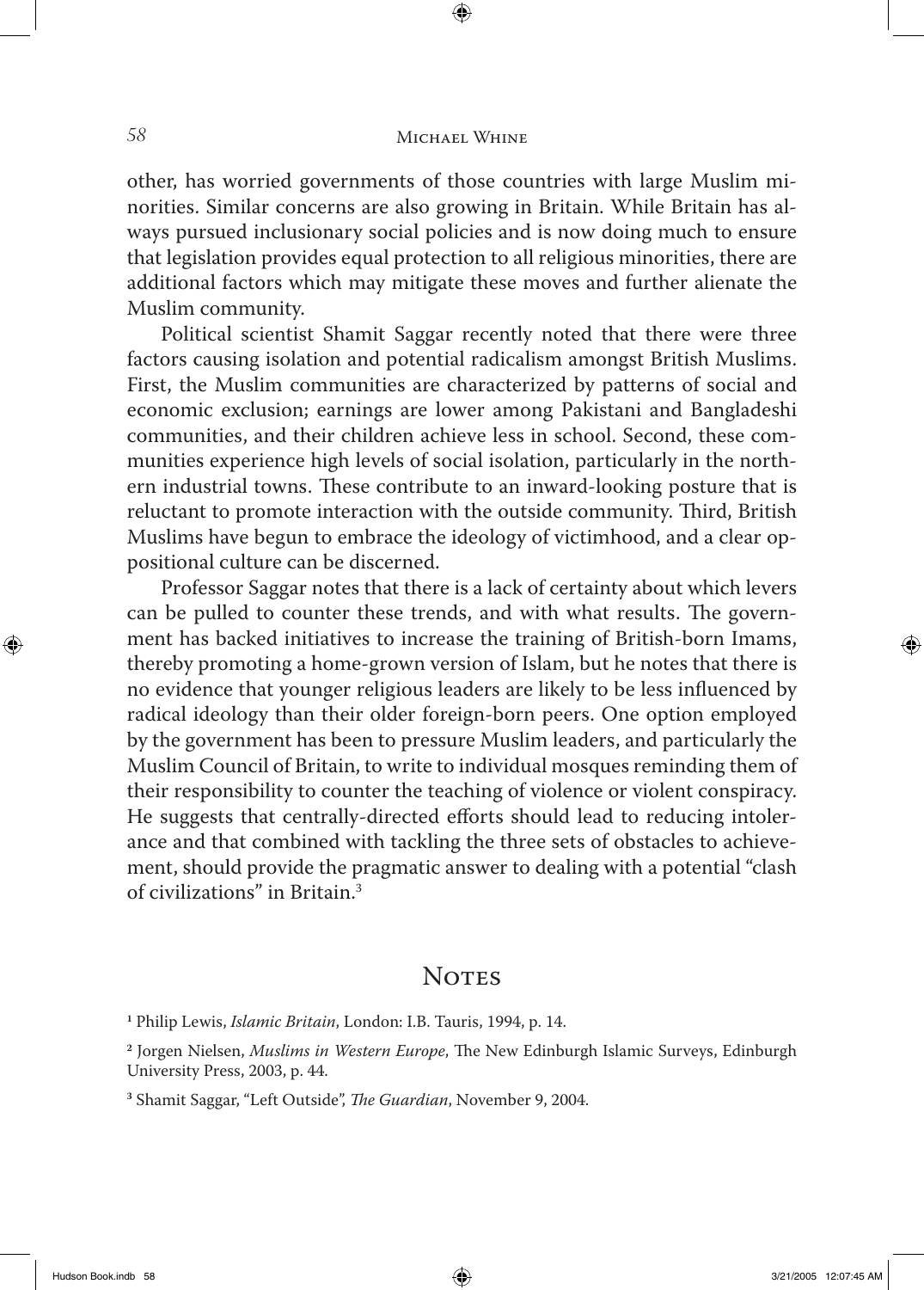other, has worried governments of those countries with large Muslim minorities. Similar concerns are also growing in Britain. While Britain has always pursued inclusionary social policies and is now doing much to ensure that legislation provides equal protection to all religious minorities, there are additional factors which may mitigate these moves and further alienate the Muslim community.

Political scientist Shamit Saggar recently noted that there were three factors causing isolation and potential radicalism amongst British Muslims. First, the Muslim communities are characterized by patterns of social and economic exclusion; earnings are lower among Pakistani and Bangladeshi communities, and their children achieve less in school. Second, these communities experience high levels of social isolation, particularly in the northern industrial towns. These contribute to an inward-looking posture that is reluctant to promote interaction with the outside community. Third, British Muslims have begun to embrace the ideology of victimhood, and a clear oppositional culture can be discerned.

Professor Saggar notes that there is a lack of certainty about which levers can be pulled to counter these trends, and with what results. The government has backed initiatives to increase the training of British-born Imams, thereby promoting a home-grown version of Islam, but he notes that there is no evidence that younger religious leaders are likely to be less influenced by radical ideology than their older foreign-born peers. One option employed by the government has been to pressure Muslim leaders, and particularly the Muslim Council of Britain, to write to individual mosques reminding them of their responsibility to counter the teaching of violence or violent conspiracy. He suggests that centrally-directed efforts should lead to reducing intolerance and that combined with tackling the three sets of obstacles to achievement, should provide the pragmatic answer to dealing with a potential "clash of civilizations" in Britain.[3]

## Notes

[1] Philip Lewis, *Islamic Britain*, London: I.B. Tauris, 1994, p. 14.

[2] Jorgen Nielsen, *Muslims in Western Europe*, The New Edinburgh Islamic Surveys, Edinburgh University Press, 2003, p. 44.

[3] Shamit Saggar, "Left Outside", *The Guardian*, November 9, 2004.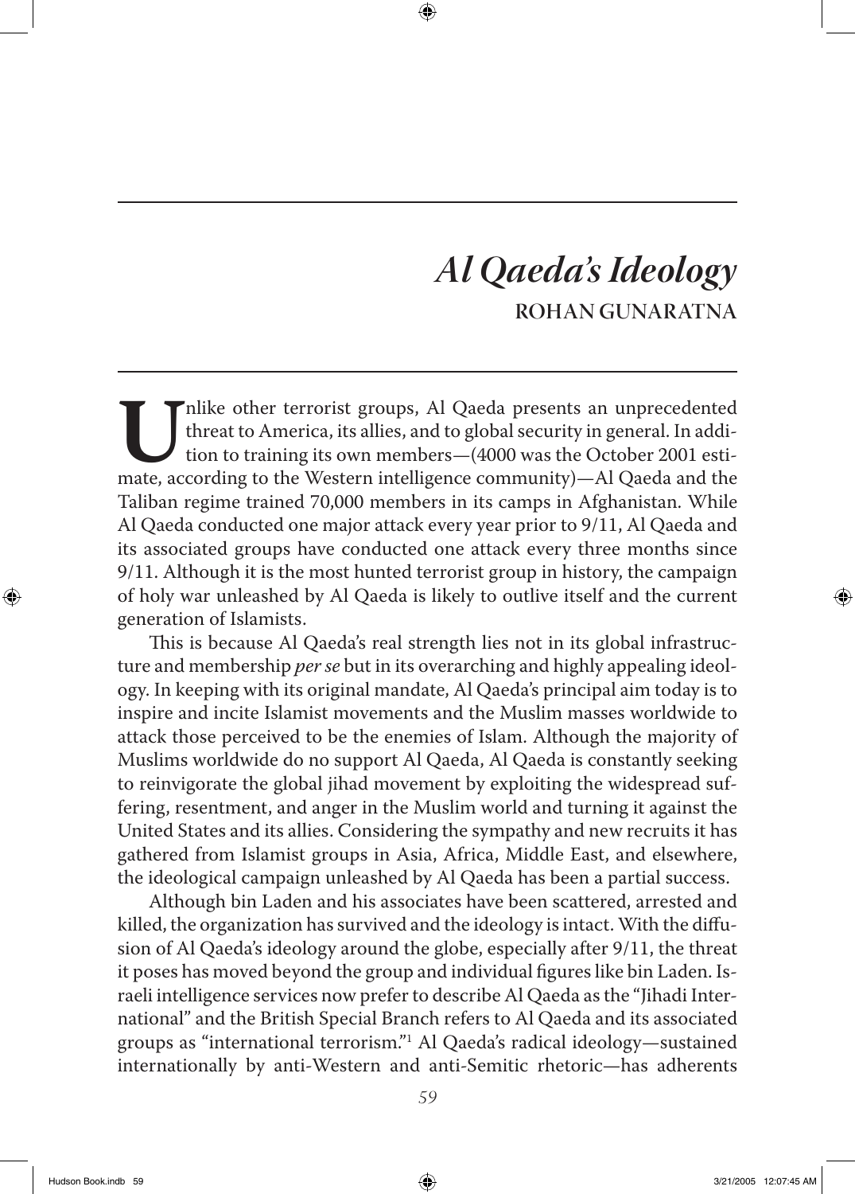# *Al Qaeda's Ideology*

## ROHAN GUNARATNA

Unlike other terrorist groups, Al Qaeda presents an unprecedented threat to America, its allies, and to global security in general. In addition to training its own members—(4000 was the October 2001 estimate, according to the Western intelligence community)—Al Qaeda and the Taliban regime trained 70,000 members in its camps in Afghanistan. While Al Qaeda conducted one major attack every year prior to 9/11, Al Qaeda and its associated groups have conducted one attack every three months since 9/11. Although it is the most hunted terrorist group in history, the campaign of holy war unleashed by Al Qaeda is likely to outlive itself and the current generation of Islamists.

This is because Al Qaeda's real strength lies not in its global infrastructure and membership *per se* but in its overarching and highly appealing ideology. In keeping with its original mandate, Al Qaeda's principal aim today is to inspire and incite Islamist movements and the Muslim masses worldwide to attack those perceived to be the enemies of Islam. Although the majority of Muslims worldwide do no support Al Qaeda, Al Qaeda is constantly seeking to reinvigorate the global jihad movement by exploiting the widespread suffering, resentment, and anger in the Muslim world and turning it against the United States and its allies. Considering the sympathy and new recruits it has gathered from Islamist groups in Asia, Africa, Middle East, and elsewhere, the ideological campaign unleashed by Al Qaeda has been a partial success.

Although bin Laden and his associates have been scattered, arrested and killed, the organization has survived and the ideology is intact. With the diffusion of Al Qaeda's ideology around the globe, especially after 9/11, the threat it poses has moved beyond the group and individual figures like bin Laden. Israeli intelligence services now prefer to describe Al Qaeda as the "Jihadi International" and the British Special Branch refers to Al Qaeda and its associated groups as "international terrorism."[1] Al Qaeda's radical ideology—sustained internationally by anti-Western and anti-Semitic rhetoric—has adherents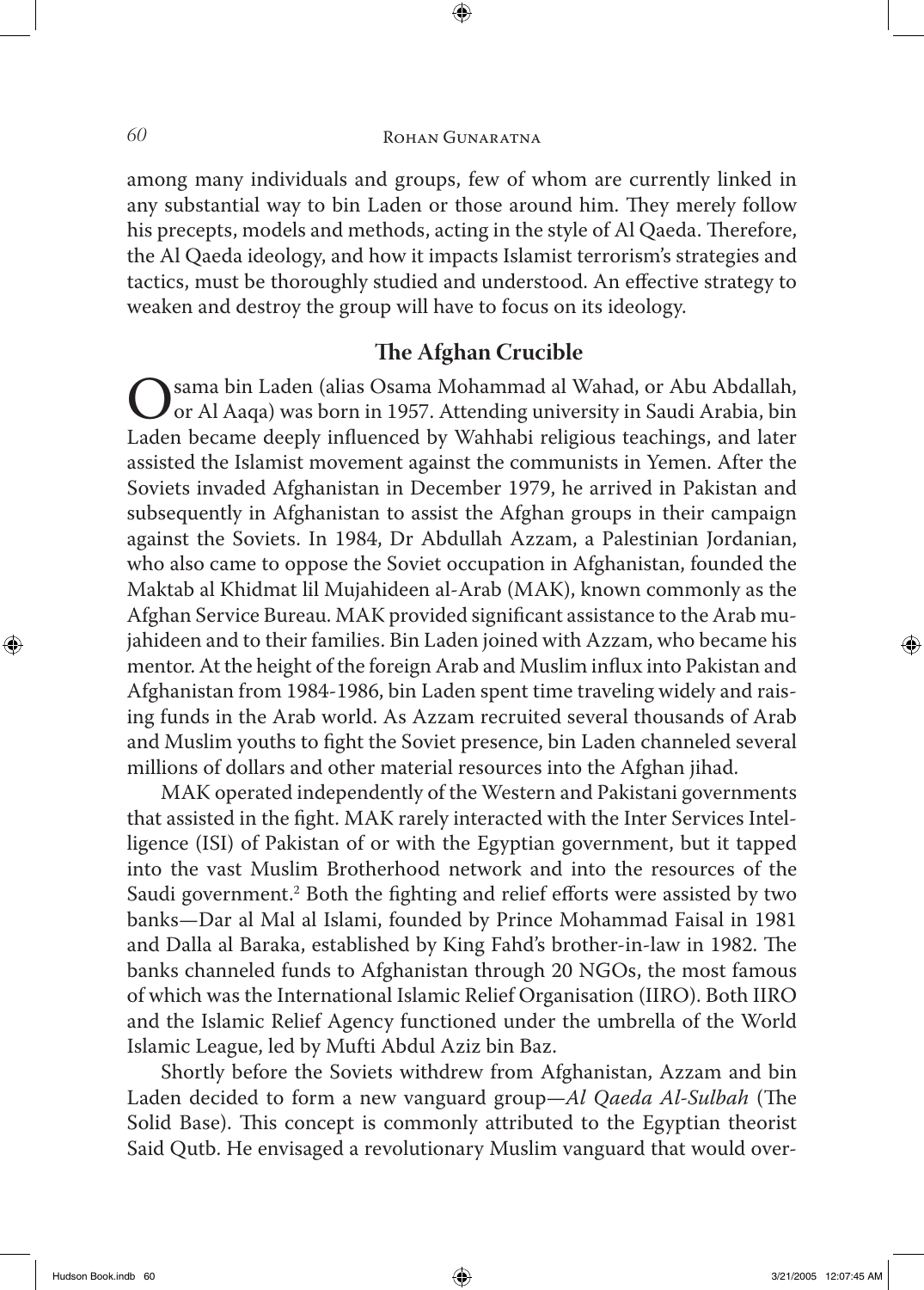among many individuals and groups, few of whom are currently linked in any substantial way to bin Laden or those around him. They merely follow his precepts, models and methods, acting in the style of Al Qaeda. Therefore, the Al Qaeda ideology, and how it impacts Islamist terrorism's strategies and tactics, must be thoroughly studied and understood. An effective strategy to weaken and destroy the group will have to focus on its ideology.

## The Afghan Crucible

Osama bin Laden (alias Osama Mohammad al Wahad, or Abu Abdallah, or Al Aaqa) was born in 1957. Attending university in Saudi Arabia, bin Laden became deeply influenced by Wahhabi religious teachings, and later assisted the Islamist movement against the communists in Yemen. After the Soviets invaded Afghanistan in December 1979, he arrived in Pakistan and subsequently in Afghanistan to assist the Afghan groups in their campaign against the Soviets. In 1984, Dr Abdullah Azzam, a Palestinian Jordanian, who also came to oppose the Soviet occupation in Afghanistan, founded the Maktab al Khidmat lil Mujahideen al-Arab (MAK), known commonly as the Afghan Service Bureau. MAK provided significant assistance to the Arab mujahideen and to their families. Bin Laden joined with Azzam, who became his mentor. At the height of the foreign Arab and Muslim influx into Pakistan and Afghanistan from 1984-1986, bin Laden spent time traveling widely and raising funds in the Arab world. As Azzam recruited several thousands of Arab and Muslim youths to fight the Soviet presence, bin Laden channeled several millions of dollars and other material resources into the Afghan jihad.

MAK operated independently of the Western and Pakistani governments that assisted in the fight. MAK rarely interacted with the Inter Services Intelligence (ISI) of Pakistan of or with the Egyptian government, but it tapped into the vast Muslim Brotherhood network and into the resources of the Saudi government.[2] Both the fighting and relief efforts were assisted by two banks—Dar al Mal al Islami, founded by Prince Mohammad Faisal in 1981 and Dalla al Baraka, established by King Fahd's brother-in-law in 1982. The banks channeled funds to Afghanistan through 20 NGOs, the most famous of which was the International Islamic Relief Organisation (IIRO). Both IIRO and the Islamic Relief Agency functioned under the umbrella of the World Islamic League, led by Mufti Abdul Aziz bin Baz.

Shortly before the Soviets withdrew from Afghanistan, Azzam and bin Laden decided to form a new vanguard group—*Al Qaeda Al-Sulbah* (The Solid Base). This concept is commonly attributed to the Egyptian theorist Said Qutb. He envisaged a revolutionary Muslim vanguard that would over-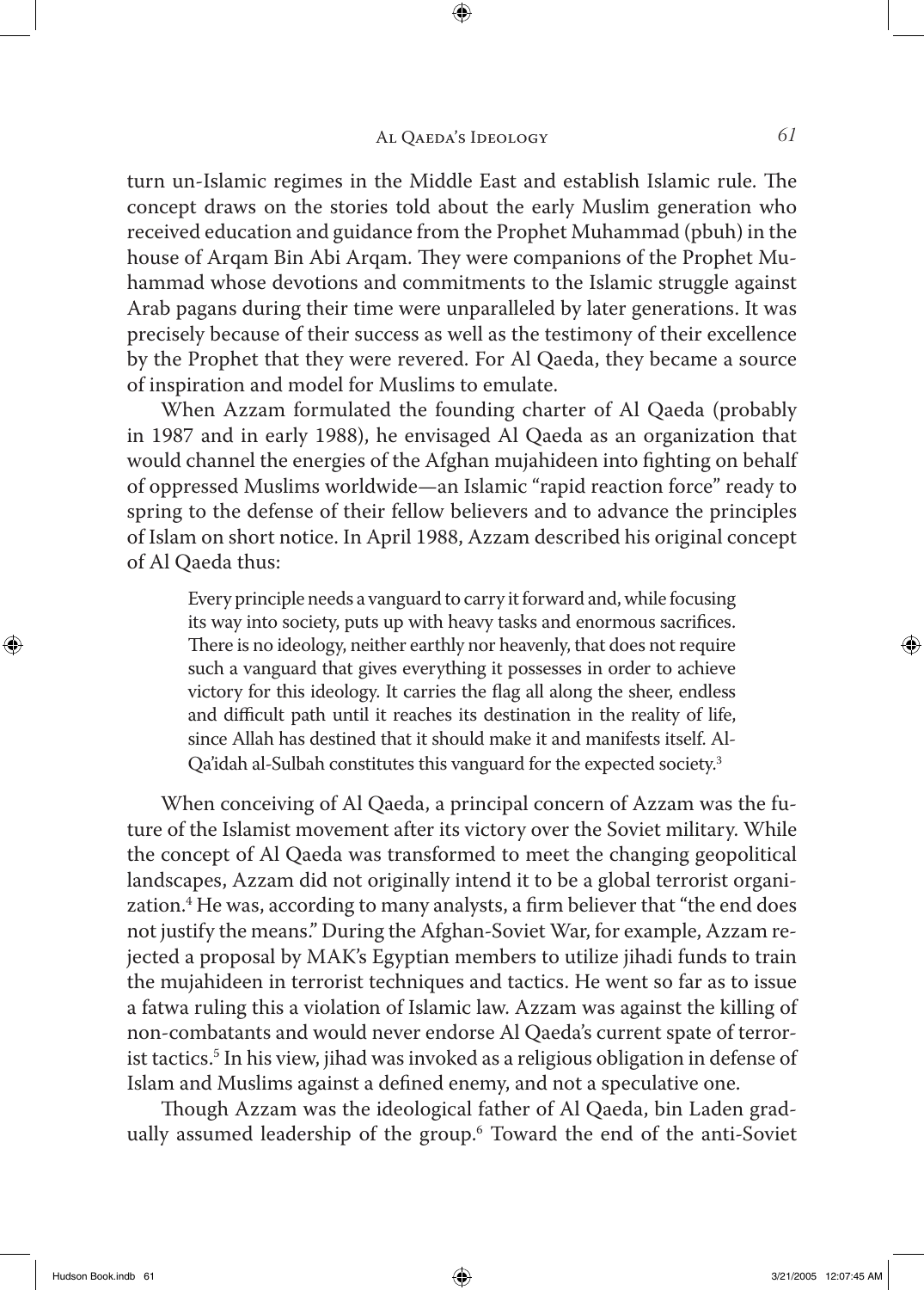turn un-Islamic regimes in the Middle East and establish Islamic rule. The concept draws on the stories told about the early Muslim generation who received education and guidance from the Prophet Muhammad (pbuh) in the house of Arqam Bin Abi Arqam. They were companions of the Prophet Muhammad whose devotions and commitments to the Islamic struggle against Arab pagans during their time were unparalleled by later generations. It was precisely because of their success as well as the testimony of their excellence by the Prophet that they were revered. For Al Qaeda, they became a source of inspiration and model for Muslims to emulate.

When Azzam formulated the founding charter of Al Qaeda (probably in 1987 and in early 1988), he envisaged Al Qaeda as an organization that would channel the energies of the Afghan mujahideen into fighting on behalf of oppressed Muslims worldwide—an Islamic "rapid reaction force" ready to spring to the defense of their fellow believers and to advance the principles of Islam on short notice. In April 1988, Azzam described his original concept of Al Qaeda thus:

> Every principle needs a vanguard to carry it forward and, while focusing its way into society, puts up with heavy tasks and enormous sacrifices. There is no ideology, neither earthly nor heavenly, that does not require such a vanguard that gives everything it possesses in order to achieve victory for this ideology. It carries the flag all along the sheer, endless and difficult path until it reaches its destination in the reality of life, since Allah has destined that it should make it and manifests itself. Al-Qa'idah al-Sulbah constitutes this vanguard for the expected society.[3]

When conceiving of Al Qaeda, a principal concern of Azzam was the future of the Islamist movement after its victory over the Soviet military. While the concept of Al Qaeda was transformed to meet the changing geopolitical landscapes, Azzam did not originally intend it to be a global terrorist organization.[4] He was, according to many analysts, a firm believer that "the end does not justify the means." During the Afghan-Soviet War, for example, Azzam rejected a proposal by MAK's Egyptian members to utilize jihadi funds to train the mujahideen in terrorist techniques and tactics. He went so far as to issue a fatwa ruling this a violation of Islamic law. Azzam was against the killing of non-combatants and would never endorse Al Qaeda's current spate of terrorist tactics.[5] In his view, jihad was invoked as a religious obligation in defense of Islam and Muslims against a defined enemy, and not a speculative one.

Though Azzam was the ideological father of Al Qaeda, bin Laden gradually assumed leadership of the group.[6] Toward the end of the anti-Soviet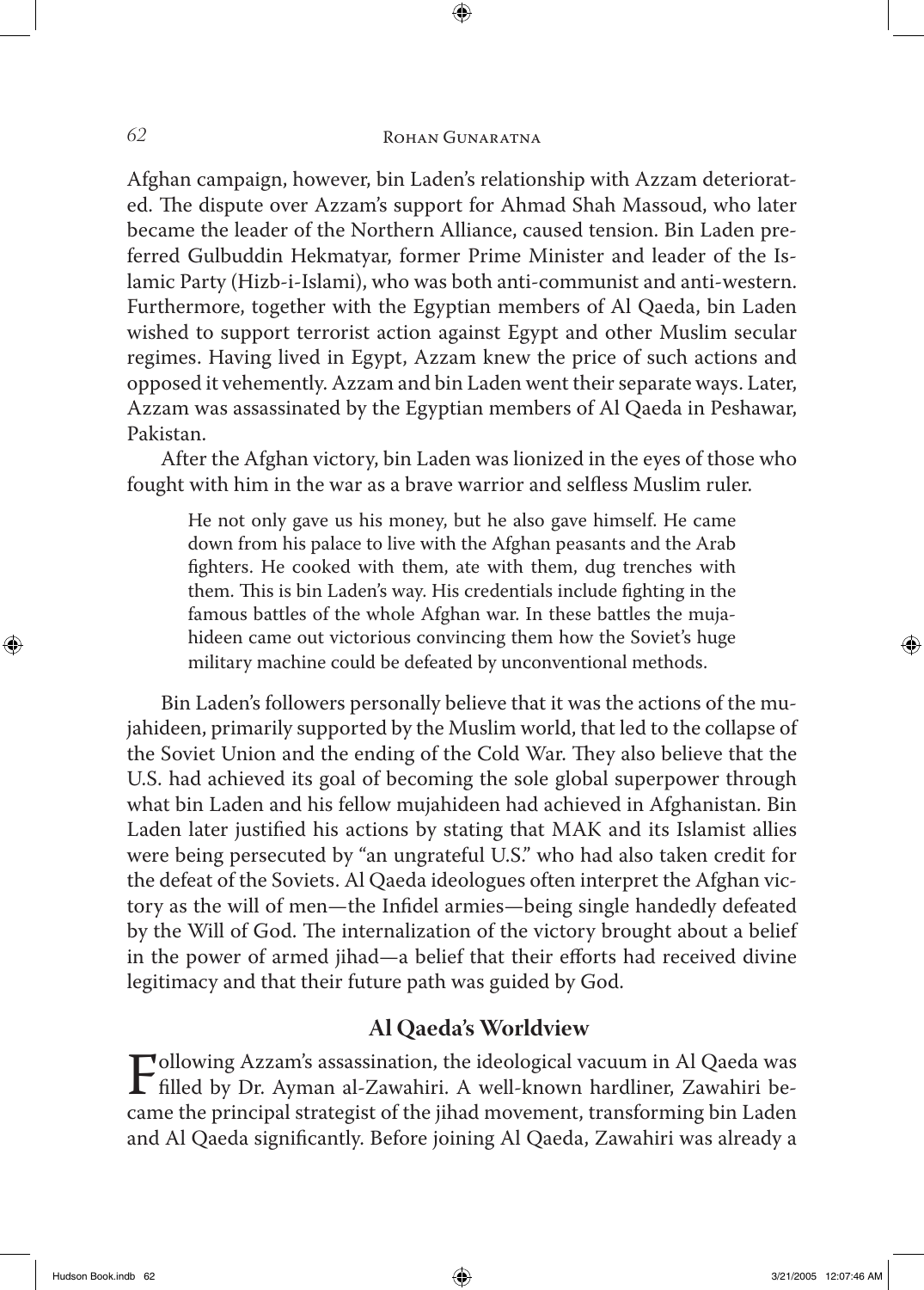Afghan campaign, however, bin Laden's relationship with Azzam deteriorated. The dispute over Azzam's support for Ahmad Shah Massoud, who later became the leader of the Northern Alliance, caused tension. Bin Laden preferred Gulbuddin Hekmatyar, former Prime Minister and leader of the Islamic Party (Hizb-i-Islami), who was both anti-communist and anti-western. Furthermore, together with the Egyptian members of Al Qaeda, bin Laden wished to support terrorist action against Egypt and other Muslim secular regimes. Having lived in Egypt, Azzam knew the price of such actions and opposed it vehemently. Azzam and bin Laden went their separate ways. Later, Azzam was assassinated by the Egyptian members of Al Qaeda in Peshawar, Pakistan.

After the Afghan victory, bin Laden was lionized in the eyes of those who fought with him in the war as a brave warrior and selfless Muslim ruler.

> He not only gave us his money, but he also gave himself. He came down from his palace to live with the Afghan peasants and the Arab fighters. He cooked with them, ate with them, dug trenches with them. This is bin Laden's way. His credentials include fighting in the famous battles of the whole Afghan war. In these battles the mujahideen came out victorious convincing them how the Soviet's huge military machine could be defeated by unconventional methods.

Bin Laden's followers personally believe that it was the actions of the mujahideen, primarily supported by the Muslim world, that led to the collapse of the Soviet Union and the ending of the Cold War. They also believe that the U.S. had achieved its goal of becoming the sole global superpower through what bin Laden and his fellow mujahideen had achieved in Afghanistan. Bin Laden later justified his actions by stating that MAK and its Islamist allies were being persecuted by "an ungrateful U.S." who had also taken credit for the defeat of the Soviets. Al Qaeda ideologues often interpret the Afghan victory as the will of men—the Infidel armies—being single handedly defeated by the Will of God. The internalization of the victory brought about a belief in the power of armed jihad—a belief that their efforts had received divine legitimacy and that their future path was guided by God.

## Al Qaeda's Worldview

Following Azzam's assassination, the ideological vacuum in Al Qaeda was filled by Dr. Ayman al-Zawahiri. A well-known hardliner, Zawahiri became the principal strategist of the jihad movement, transforming bin Laden and Al Qaeda significantly. Before joining Al Qaeda, Zawahiri was already a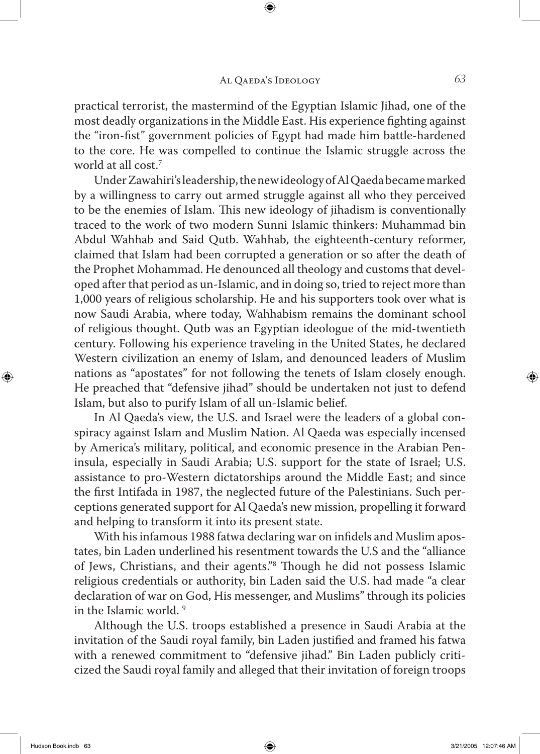practical terrorist, the mastermind of the Egyptian Islamic Jihad, one of the most deadly organizations in the Middle East. His experience fighting against the "iron-fist" government policies of Egypt had made him battle-hardened to the core. He was compelled to continue the Islamic struggle across the world at all cost.[7]

Under Zawahiri's leadership, the new ideology of Al Qaeda became marked by a willingness to carry out armed struggle against all who they perceived to be the enemies of Islam. This new ideology of jihadism is conventionally traced to the work of two modern Sunni Islamic thinkers: Muhammad bin Abdul Wahhab and Said Qutb. Wahhab, the eighteenth-century reformer, claimed that Islam had been corrupted a generation or so after the death of the Prophet Mohammad. He denounced all theology and customs that developed after that period as un-Islamic, and in doing so, tried to reject more than 1,000 years of religious scholarship. He and his supporters took over what is now Saudi Arabia, where today, Wahhabism remains the dominant school of religious thought. Qutb was an Egyptian ideologue of the mid-twentieth century. Following his experience traveling in the United States, he declared Western civilization an enemy of Islam, and denounced leaders of Muslim nations as "apostates" for not following the tenets of Islam closely enough. He preached that "defensive jihad" should be undertaken not just to defend Islam, but also to purify Islam of all un-Islamic belief.

In Al Qaeda's view, the U.S. and Israel were the leaders of a global conspiracy against Islam and Muslim Nation. Al Qaeda was especially incensed by America's military, political, and economic presence in the Arabian Peninsula, especially in Saudi Arabia; U.S. support for the state of Israel; U.S. assistance to pro-Western dictatorships around the Middle East; and since the first Intifada in 1987, the neglected future of the Palestinians. Such perceptions generated support for Al Qaeda's new mission, propelling it forward and helping to transform it into its present state.

With his infamous 1988 fatwa declaring war on infidels and Muslim apostates, bin Laden underlined his resentment towards the U.S and the "alliance of Jews, Christians, and their agents."[8] Though he did not possess Islamic religious credentials or authority, bin Laden said the U.S. had made "a clear declaration of war on God, His messenger, and Muslims" through its policies in the Islamic world. [9]

Although the U.S. troops established a presence in Saudi Arabia at the invitation of the Saudi royal family, bin Laden justified and framed his fatwa with a renewed commitment to "defensive jihad." Bin Laden publicly criticized the Saudi royal family and alleged that their invitation of foreign troops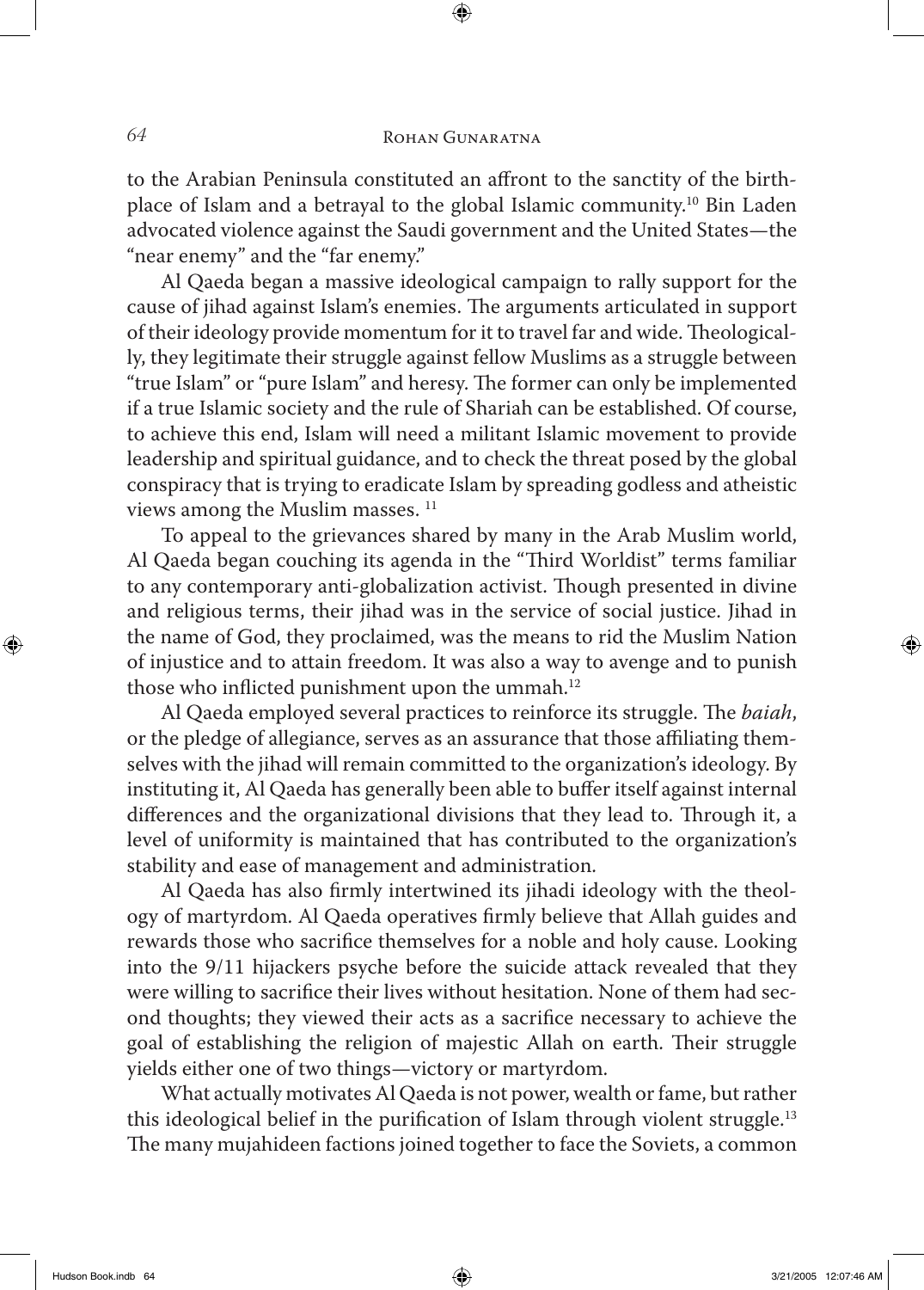to the Arabian Peninsula constituted an affront to the sanctity of the birthplace of Islam and a betrayal to the global Islamic community.[10] Bin Laden advocated violence against the Saudi government and the United States—the "near enemy" and the "far enemy."

Al Qaeda began a massive ideological campaign to rally support for the cause of jihad against Islam's enemies. The arguments articulated in support of their ideology provide momentum for it to travel far and wide. Theologically, they legitimate their struggle against fellow Muslims as a struggle between "true Islam" or "pure Islam" and heresy. The former can only be implemented if a true Islamic society and the rule of Shariah can be established. Of course, to achieve this end, Islam will need a militant Islamic movement to provide leadership and spiritual guidance, and to check the threat posed by the global conspiracy that is trying to eradicate Islam by spreading godless and atheistic views among the Muslim masses. [11]

To appeal to the grievances shared by many in the Arab Muslim world, Al Qaeda began couching its agenda in the "Third Worldist" terms familiar to any contemporary anti-globalization activist. Though presented in divine and religious terms, their jihad was in the service of social justice. Jihad in the name of God, they proclaimed, was the means to rid the Muslim Nation of injustice and to attain freedom. It was also a way to avenge and to punish those who inflicted punishment upon the ummah.[12]

Al Qaeda employed several practices to reinforce its struggle. The *baiah*, or the pledge of allegiance, serves as an assurance that those affiliating themselves with the jihad will remain committed to the organization's ideology. By instituting it, Al Qaeda has generally been able to buffer itself against internal differences and the organizational divisions that they lead to. Through it, a level of uniformity is maintained that has contributed to the organization's stability and ease of management and administration.

Al Qaeda has also firmly intertwined its jihadi ideology with the theology of martyrdom. Al Qaeda operatives firmly believe that Allah guides and rewards those who sacrifice themselves for a noble and holy cause. Looking into the 9/11 hijackers psyche before the suicide attack revealed that they were willing to sacrifice their lives without hesitation. None of them had second thoughts; they viewed their acts as a sacrifice necessary to achieve the goal of establishing the religion of majestic Allah on earth. Their struggle yields either one of two things—victory or martyrdom.

What actually motivates Al Qaeda is not power, wealth or fame, but rather this ideological belief in the purification of Islam through violent struggle.[13] The many mujahideen factions joined together to face the Soviets, a common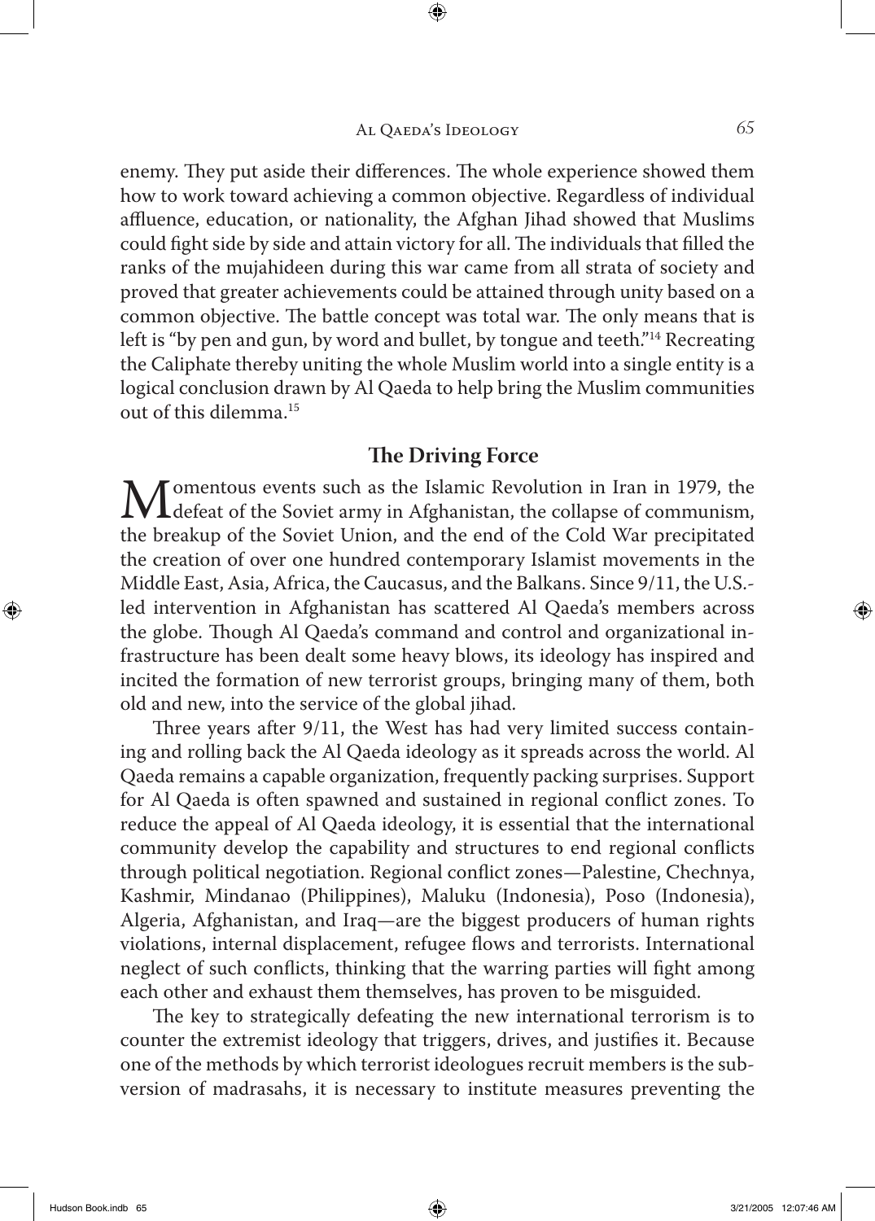enemy. They put aside their differences. The whole experience showed them how to work toward achieving a common objective. Regardless of individual affluence, education, or nationality, the Afghan Jihad showed that Muslims could fight side by side and attain victory for all. The individuals that filled the ranks of the mujahideen during this war came from all strata of society and proved that greater achievements could be attained through unity based on a common objective. The battle concept was total war. The only means that is left is "by pen and gun, by word and bullet, by tongue and teeth."[14] Recreating the Caliphate thereby uniting the whole Muslim world into a single entity is a logical conclusion drawn by Al Qaeda to help bring the Muslim communities out of this dilemma.[15]

## The Driving Force

Momentous events such as the Islamic Revolution in Iran in 1979, the defeat of the Soviet army in Afghanistan, the collapse of communism, the breakup of the Soviet Union, and the end of the Cold War precipitated the creation of over one hundred contemporary Islamist movements in the Middle East, Asia, Africa, the Caucasus, and the Balkans. Since 9/11, the U.S.-led intervention in Afghanistan has scattered Al Qaeda's members across the globe. Though Al Qaeda's command and control and organizational infrastructure has been dealt some heavy blows, its ideology has inspired and incited the formation of new terrorist groups, bringing many of them, both old and new, into the service of the global jihad.

Three years after 9/11, the West has had very limited success containing and rolling back the Al Qaeda ideology as it spreads across the world. Al Qaeda remains a capable organization, frequently packing surprises. Support for Al Qaeda is often spawned and sustained in regional conflict zones. To reduce the appeal of Al Qaeda ideology, it is essential that the international community develop the capability and structures to end regional conflicts through political negotiation. Regional conflict zones—Palestine, Chechnya, Kashmir, Mindanao (Philippines), Maluku (Indonesia), Poso (Indonesia), Algeria, Afghanistan, and Iraq—are the biggest producers of human rights violations, internal displacement, refugee flows and terrorists. International neglect of such conflicts, thinking that the warring parties will fight among each other and exhaust them themselves, has proven to be misguided.

The key to strategically defeating the new international terrorism is to counter the extremist ideology that triggers, drives, and justifies it. Because one of the methods by which terrorist ideologues recruit members is the subversion of madrasahs, it is necessary to institute measures preventing the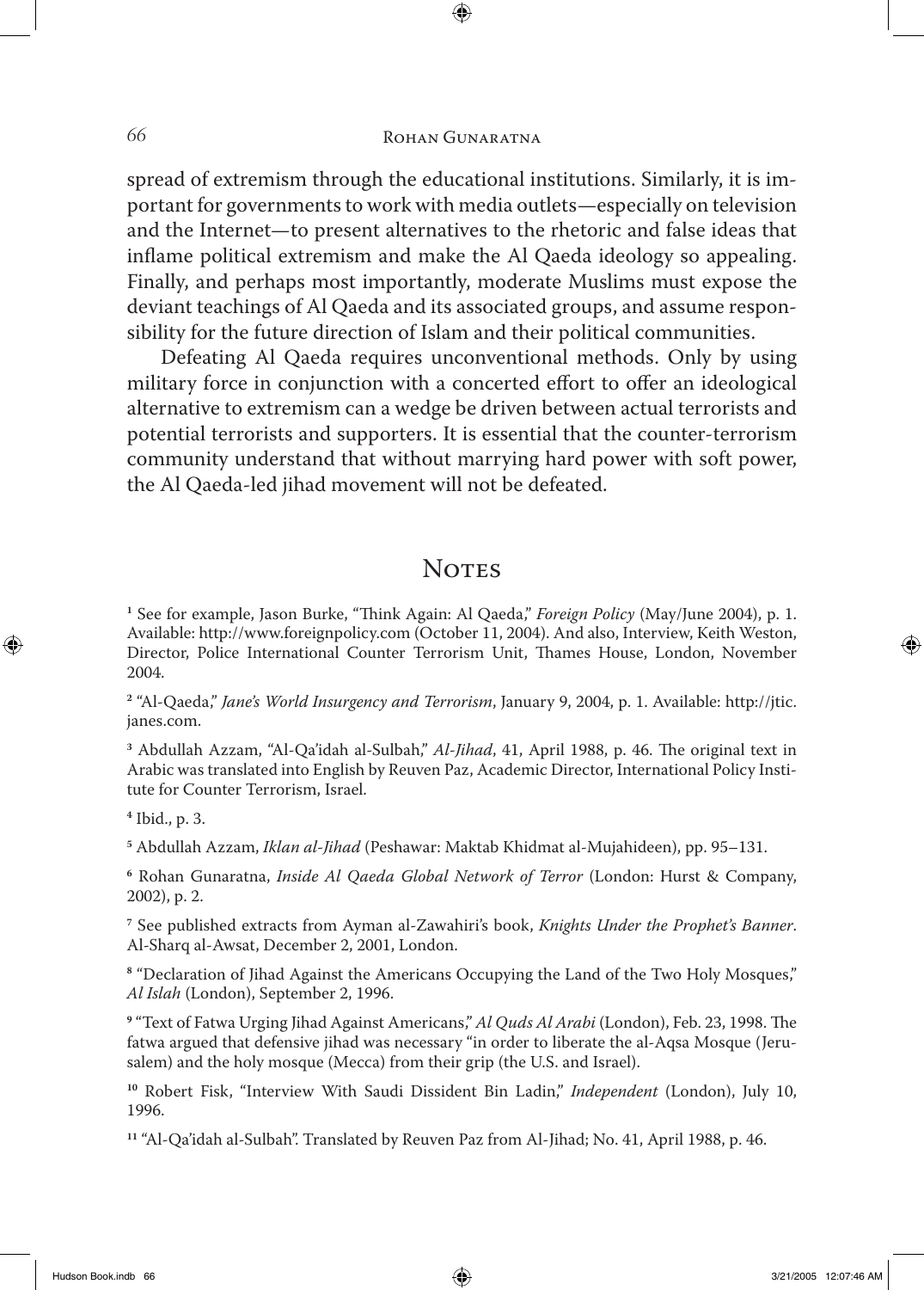spread of extremism through the educational institutions. Similarly, it is important for governments to work with media outlets—especially on television and the Internet—to present alternatives to the rhetoric and false ideas that inflame political extremism and make the Al Qaeda ideology so appealing. Finally, and perhaps most importantly, moderate Muslims must expose the deviant teachings of Al Qaeda and its associated groups, and assume responsibility for the future direction of Islam and their political communities.

Defeating Al Qaeda requires unconventional methods. Only by using military force in conjunction with a concerted effort to offer an ideological alternative to extremism can a wedge be driven between actual terrorists and potential terrorists and supporters. It is essential that the counter-terrorism community understand that without marrying hard power with soft power, the Al Qaeda-led jihad movement will not be defeated.

## Notes

[1] See for example, Jason Burke, "Think Again: Al Qaeda," *Foreign Policy* (May/June 2004), p. 1. Available: http://www.foreignpolicy.com (October 11, 2004). And also, Interview, Keith Weston, Director, Police International Counter Terrorism Unit, Thames House, London, November 2004.

[2] "Al-Qaeda," *Jane's World Insurgency and Terrorism*, January 9, 2004, p. 1. Available: http://jtic.janes.com.

[3] Abdullah Azzam, "Al-Qa'idah al-Sulbah," *Al-Jihad*, 41, April 1988, p. 46. The original text in Arabic was translated into English by Reuven Paz, Academic Director, International Policy Institute for Counter Terrorism, Israel.

[4] Ibid., p. 3.

[5] Abdullah Azzam, *Iklan al-Jihad* (Peshawar: Maktab Khidmat al-Mujahideen), pp. 95–131.

[6] Rohan Gunaratna, *Inside Al Qaeda Global Network of Terror* (London: Hurst & Company, 2002), p. 2.

[7] See published extracts from Ayman al-Zawahiri's book, *Knights Under the Prophet's Banner*. Al-Sharq al-Awsat, December 2, 2001, London.

[8] "Declaration of Jihad Against the Americans Occupying the Land of the Two Holy Mosques," *Al Islah* (London), September 2, 1996.

[9] "Text of Fatwa Urging Jihad Against Americans," *Al Quds Al Arabi* (London), Feb. 23, 1998. The fatwa argued that defensive jihad was necessary "in order to liberate the al-Aqsa Mosque (Jerusalem) and the holy mosque (Mecca) from their grip (the U.S. and Israel).

[10] Robert Fisk, "Interview With Saudi Dissident Bin Ladin," *Independent* (London), July 10, 1996.

[11] "Al-Qa'idah al-Sulbah". Translated by Reuven Paz from Al-Jihad; No. 41, April 1988, p. 46.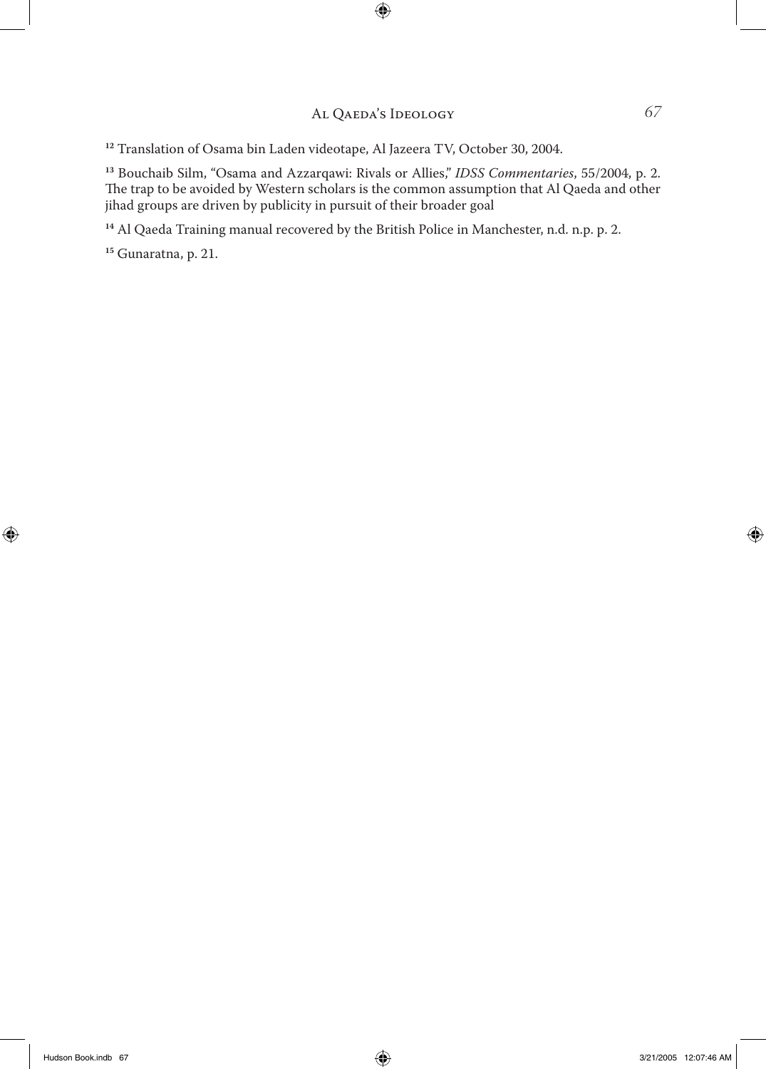[12] Translation of Osama bin Laden videotape, Al Jazeera TV, October 30, 2004.

[13] Bouchaib Silm, "Osama and Azzarqawi: Rivals or Allies," *IDSS Commentaries*, 55/2004, p. 2. The trap to be avoided by Western scholars is the common assumption that Al Qaeda and other jihad groups are driven by publicity in pursuit of their broader goal

[14] Al Qaeda Training manual recovered by the British Police in Manchester, n.d. n.p. p. 2.

[15] Gunaratna, p. 21.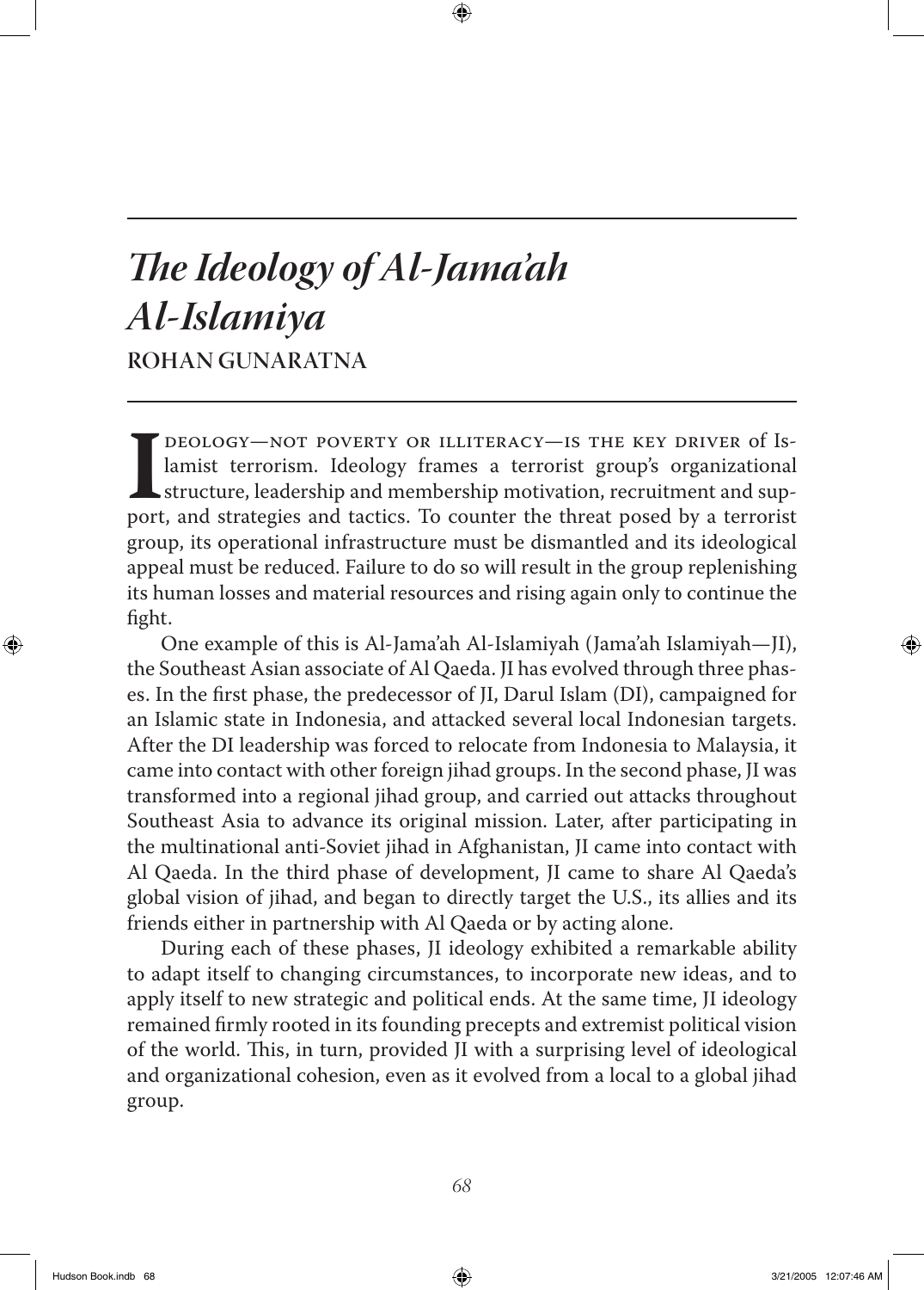# *The Ideology of Al-Jama'ah Al-Islamiya*

## ROHAN GUNARATNA

IDEOLOGY—NOT POVERTY OR ILLITERACY—IS THE KEY DRIVER of Islamist terrorism. Ideology frames a terrorist group's organizational structure, leadership and membership motivation, recruitment and support, and strategies and tactics. To counter the threat posed by a terrorist group, its operational infrastructure must be dismantled and its ideological appeal must be reduced. Failure to do so will result in the group replenishing its human losses and material resources and rising again only to continue the fight.

One example of this is Al-Jama'ah Al-Islamiyah (Jama'ah Islamiyah—JI), the Southeast Asian associate of Al Qaeda. JI has evolved through three phases. In the first phase, the predecessor of JI, Darul Islam (DI), campaigned for an Islamic state in Indonesia, and attacked several local Indonesian targets. After the DI leadership was forced to relocate from Indonesia to Malaysia, it came into contact with other foreign jihad groups. In the second phase, JI was transformed into a regional jihad group, and carried out attacks throughout Southeast Asia to advance its original mission. Later, after participating in the multinational anti-Soviet jihad in Afghanistan, JI came into contact with Al Qaeda. In the third phase of development, JI came to share Al Qaeda's global vision of jihad, and began to directly target the U.S., its allies and its friends either in partnership with Al Qaeda or by acting alone.

During each of these phases, JI ideology exhibited a remarkable ability to adapt itself to changing circumstances, to incorporate new ideas, and to apply itself to new strategic and political ends. At the same time, JI ideology remained firmly rooted in its founding precepts and extremist political vision of the world. This, in turn, provided JI with a surprising level of ideological and organizational cohesion, even as it evolved from a local to a global jihad group.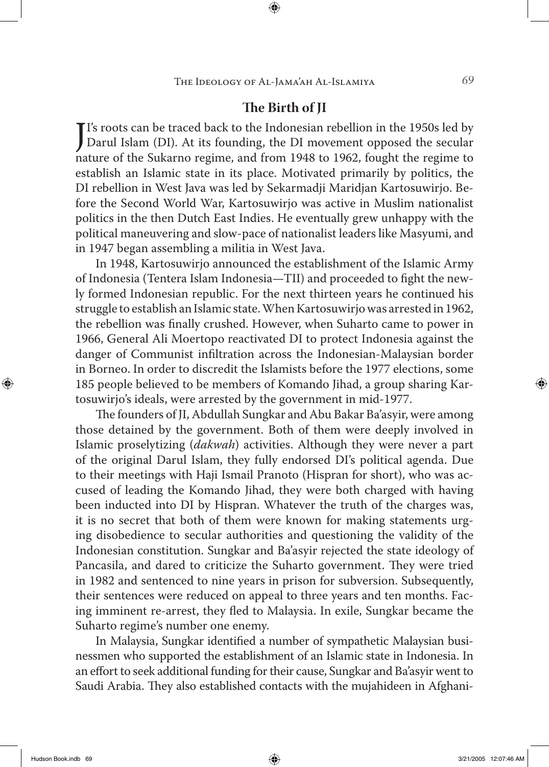## The Birth of JI

JI's roots can be traced back to the Indonesian rebellion in the 1950s led by Darul Islam (DI). At its founding, the DI movement opposed the secular nature of the Sukarno regime, and from 1948 to 1962, fought the regime to establish an Islamic state in its place. Motivated primarily by politics, the DI rebellion in West Java was led by Sekarmadji Maridjan Kartosuwirjo. Before the Second World War, Kartosuwirjo was active in Muslim nationalist politics in the then Dutch East Indies. He eventually grew unhappy with the political maneuvering and slow-pace of nationalist leaders like Masyumi, and in 1947 began assembling a militia in West Java.

In 1948, Kartosuwirjo announced the establishment of the Islamic Army of Indonesia (Tentera Islam Indonesia—TII) and proceeded to fight the newly formed Indonesian republic. For the next thirteen years he continued his struggle to establish an Islamic state. When Kartosuwirjo was arrested in 1962, the rebellion was finally crushed. However, when Suharto came to power in 1966, General Ali Moertopo reactivated DI to protect Indonesia against the danger of Communist infiltration across the Indonesian-Malaysian border in Borneo. In order to discredit the Islamists before the 1977 elections, some 185 people believed to be members of Komando Jihad, a group sharing Kartosuwirjo's ideals, were arrested by the government in mid-1977.

The founders of JI, Abdullah Sungkar and Abu Bakar Ba'asyir, were among those detained by the government. Both of them were deeply involved in Islamic proselytizing (*dakwah*) activities. Although they were never a part of the original Darul Islam, they fully endorsed DI's political agenda. Due to their meetings with Haji Ismail Pranoto (Hispran for short), who was accused of leading the Komando Jihad, they were both charged with having been inducted into DI by Hispran. Whatever the truth of the charges was, it is no secret that both of them were known for making statements urging disobedience to secular authorities and questioning the validity of the Indonesian constitution. Sungkar and Ba'asyir rejected the state ideology of Pancasila, and dared to criticize the Suharto government. They were tried in 1982 and sentenced to nine years in prison for subversion. Subsequently, their sentences were reduced on appeal to three years and ten months. Facing imminent re-arrest, they fled to Malaysia. In exile, Sungkar became the Suharto regime's number one enemy.

In Malaysia, Sungkar identified a number of sympathetic Malaysian businessmen who supported the establishment of an Islamic state in Indonesia. In an effort to seek additional funding for their cause, Sungkar and Ba'asyir went to Saudi Arabia. They also established contacts with the mujahideen in Afghani-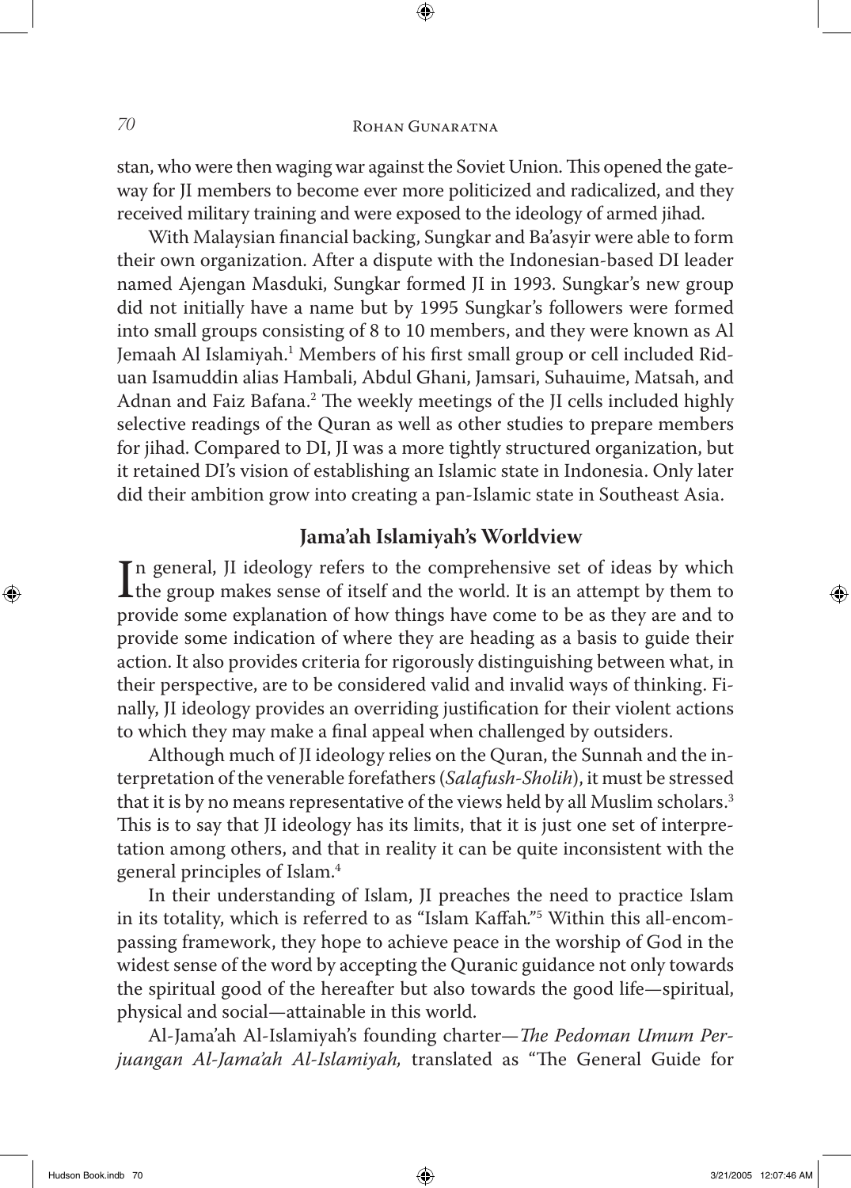stan, who were then waging war against the Soviet Union. This opened the gateway for JI members to become ever more politicized and radicalized, and they received military training and were exposed to the ideology of armed jihad.

With Malaysian financial backing, Sungkar and Ba'asyir were able to form their own organization. After a dispute with the Indonesian-based DI leader named Ajengan Masduki, Sungkar formed JI in 1993. Sungkar's new group did not initially have a name but by 1995 Sungkar's followers were formed into small groups consisting of 8 to 10 members, and they were known as Al Jemaah Al Islamiyah.[1] Members of his first small group or cell included Riduan Isamuddin alias Hambali, Abdul Ghani, Jamsari, Suhauime, Matsah, and Adnan and Faiz Bafana.[2] The weekly meetings of the JI cells included highly selective readings of the Quran as well as other studies to prepare members for jihad. Compared to DI, JI was a more tightly structured organization, but it retained DI's vision of establishing an Islamic state in Indonesia. Only later did their ambition grow into creating a pan-Islamic state in Southeast Asia.

## Jama'ah Islamiyah's Worldview

In general, JI ideology refers to the comprehensive set of ideas by which the group makes sense of itself and the world. It is an attempt by them to provide some explanation of how things have come to be as they are and to provide some indication of where they are heading as a basis to guide their action. It also provides criteria for rigorously distinguishing between what, in their perspective, are to be considered valid and invalid ways of thinking. Finally, JI ideology provides an overriding justification for their violent actions to which they may make a final appeal when challenged by outsiders.

Although much of JI ideology relies on the Quran, the Sunnah and the interpretation of the venerable forefathers (*Salafush-Sholih*), it must be stressed that it is by no means representative of the views held by all Muslim scholars.[3] This is to say that JI ideology has its limits, that it is just one set of interpretation among others, and that in reality it can be quite inconsistent with the general principles of Islam.[4]

In their understanding of Islam, JI preaches the need to practice Islam in its totality, which is referred to as "Islam Kaffah."[5] Within this all-encompassing framework, they hope to achieve peace in the worship of God in the widest sense of the word by accepting the Quranic guidance not only towards the spiritual good of the hereafter but also towards the good life—spiritual, physical and social—attainable in this world.

Al-Jama'ah Al-Islamiyah's founding charter—*The Pedoman Umum Perjuangan Al-Jama'ah Al-Islamiyah,* translated as "The General Guide for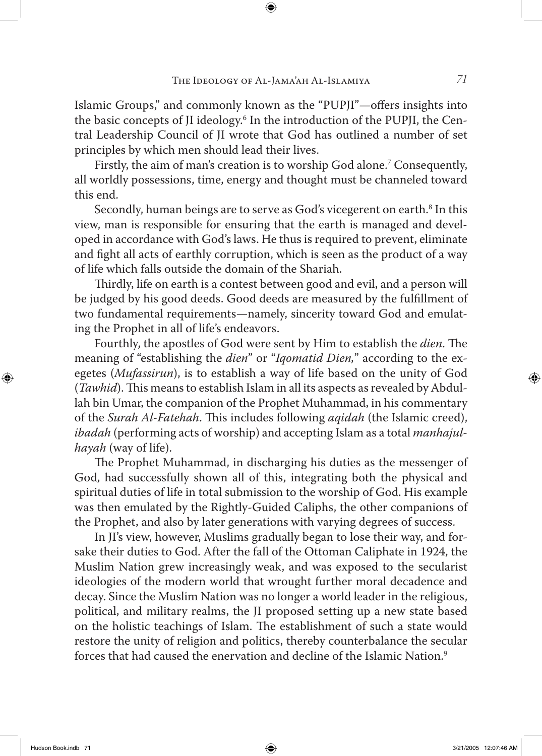Islamic Groups," and commonly known as the "PUPJI"—offers insights into the basic concepts of JI ideology.[6] In the introduction of the PUPJI, the Central Leadership Council of JI wrote that God has outlined a number of set principles by which men should lead their lives.

Firstly, the aim of man's creation is to worship God alone.[7] Consequently, all worldly possessions, time, energy and thought must be channeled toward this end.

Secondly, human beings are to serve as God's vicegerent on earth.[8] In this view, man is responsible for ensuring that the earth is managed and developed in accordance with God's laws. He thus is required to prevent, eliminate and fight all acts of earthly corruption, which is seen as the product of a way of life which falls outside the domain of the Shariah.

Thirdly, life on earth is a contest between good and evil, and a person will be judged by his good deeds. Good deeds are measured by the fulfillment of two fundamental requirements—namely, sincerity toward God and emulating the Prophet in all of life's endeavors.

Fourthly, the apostles of God were sent by Him to establish the *dien*. The meaning of "establishing the *dien*" or "*Iqomatid Dien,*" according to the exegetes (*Mufassirun*), is to establish a way of life based on the unity of God (*Tawhid*). This means to establish Islam in all its aspects as revealed by Abdullah bin Umar, the companion of the Prophet Muhammad, in his commentary of the *Surah Al-Fatehah*. This includes following *aqidah* (the Islamic creed), *ibadah* (performing acts of worship) and accepting Islam as a total *manhajulhayah* (way of life).

The Prophet Muhammad, in discharging his duties as the messenger of God, had successfully shown all of this, integrating both the physical and spiritual duties of life in total submission to the worship of God. His example was then emulated by the Rightly-Guided Caliphs, the other companions of the Prophet, and also by later generations with varying degrees of success.

In JI's view, however, Muslims gradually began to lose their way, and forsake their duties to God. After the fall of the Ottoman Caliphate in 1924, the Muslim Nation grew increasingly weak, and was exposed to the secularist ideologies of the modern world that wrought further moral decadence and decay. Since the Muslim Nation was no longer a world leader in the religious, political, and military realms, the JI proposed setting up a new state based on the holistic teachings of Islam. The establishment of such a state would restore the unity of religion and politics, thereby counterbalance the secular forces that had caused the enervation and decline of the Islamic Nation.[9]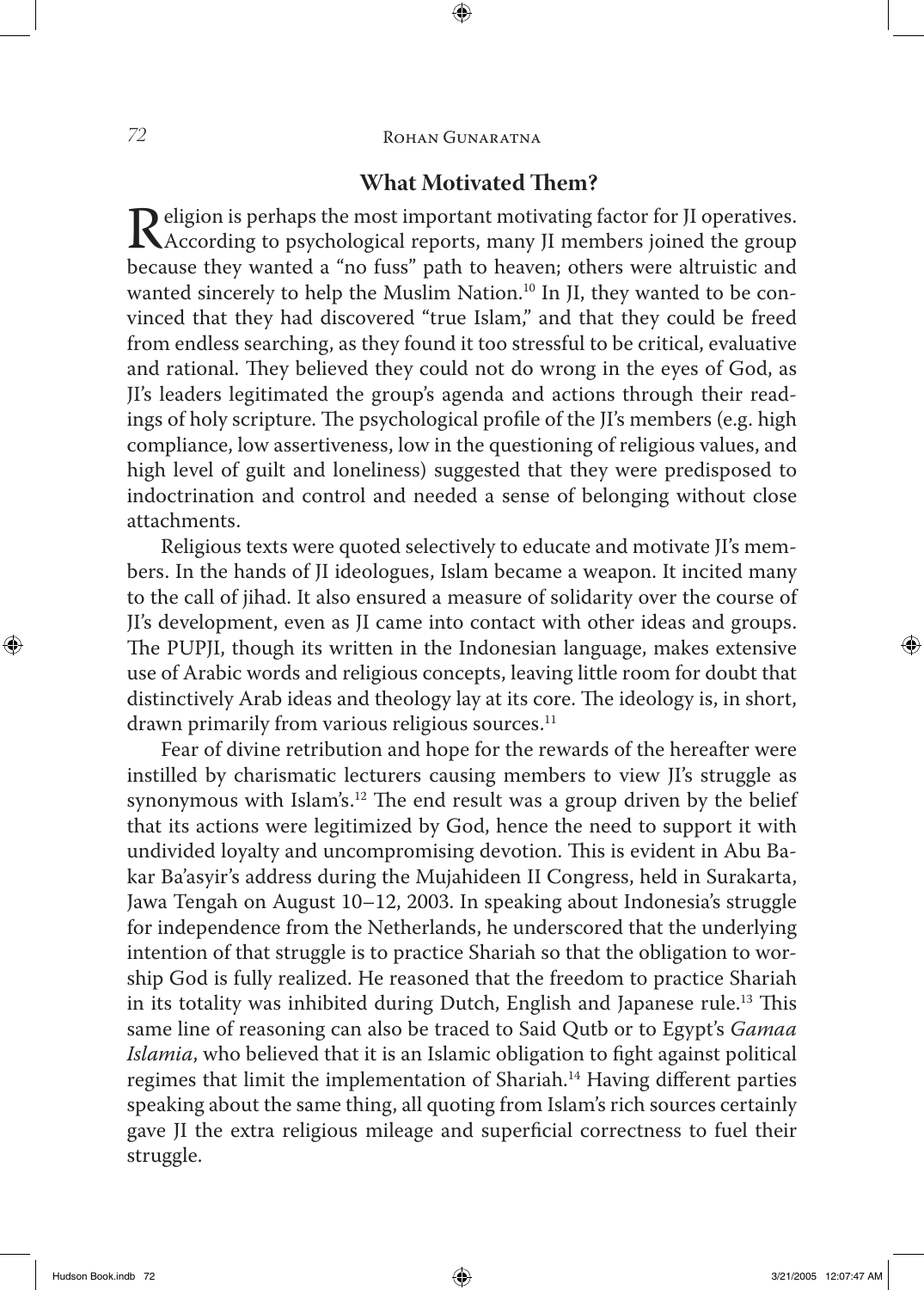## What Motivated Them?

Religion is perhaps the most important motivating factor for JI operatives. According to psychological reports, many JI members joined the group because they wanted a "no fuss" path to heaven; others were altruistic and wanted sincerely to help the Muslim Nation.[10] In JI, they wanted to be convinced that they had discovered "true Islam," and that they could be freed from endless searching, as they found it too stressful to be critical, evaluative and rational. They believed they could not do wrong in the eyes of God, as JI's leaders legitimated the group's agenda and actions through their readings of holy scripture. The psychological profile of the JI's members (e.g. high compliance, low assertiveness, low in the questioning of religious values, and high level of guilt and loneliness) suggested that they were predisposed to indoctrination and control and needed a sense of belonging without close attachments.

Religious texts were quoted selectively to educate and motivate JI's members. In the hands of JI ideologues, Islam became a weapon. It incited many to the call of jihad. It also ensured a measure of solidarity over the course of JI's development, even as JI came into contact with other ideas and groups. The PUPJI, though its written in the Indonesian language, makes extensive use of Arabic words and religious concepts, leaving little room for doubt that distinctively Arab ideas and theology lay at its core. The ideology is, in short, drawn primarily from various religious sources.[11]

Fear of divine retribution and hope for the rewards of the hereafter were instilled by charismatic lecturers causing members to view JI's struggle as synonymous with Islam's.[12] The end result was a group driven by the belief that its actions were legitimized by God, hence the need to support it with undivided loyalty and uncompromising devotion. This is evident in Abu Bakar Ba'asyir's address during the Mujahideen II Congress, held in Surakarta, Jawa Tengah on August 10–12, 2003. In speaking about Indonesia's struggle for independence from the Netherlands, he underscored that the underlying intention of that struggle is to practice Shariah so that the obligation to worship God is fully realized. He reasoned that the freedom to practice Shariah in its totality was inhibited during Dutch, English and Japanese rule.[13] This same line of reasoning can also be traced to Said Qutb or to Egypt's *Gamaa Islamia*, who believed that it is an Islamic obligation to fight against political regimes that limit the implementation of Shariah.[14] Having different parties speaking about the same thing, all quoting from Islam's rich sources certainly gave JI the extra religious mileage and superficial correctness to fuel their struggle.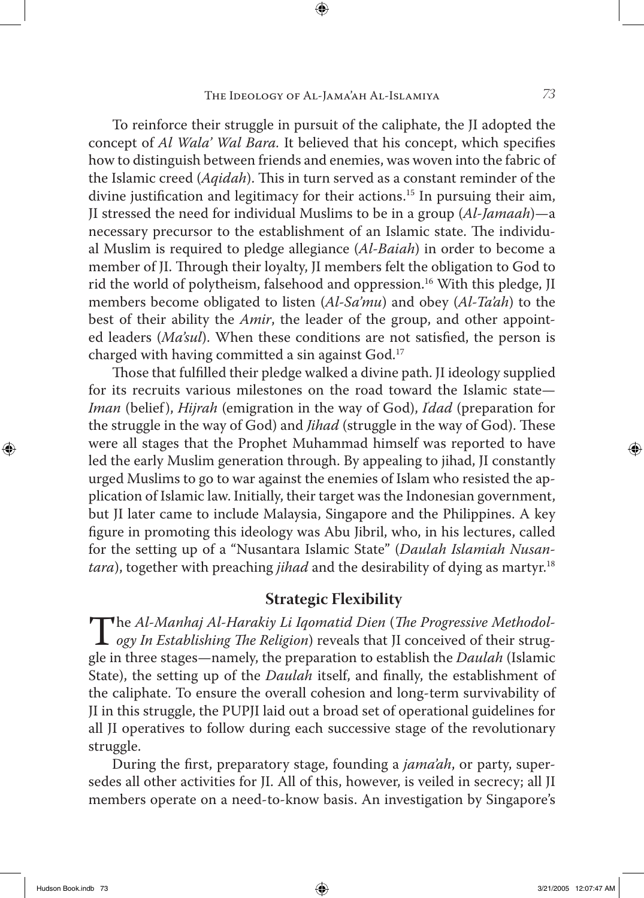To reinforce their struggle in pursuit of the caliphate, the JI adopted the concept of *Al Wala' Wal Bara.* It believed that his concept, which specifies how to distinguish between friends and enemies, was woven into the fabric of the Islamic creed (*Aqidah*). This in turn served as a constant reminder of the divine justification and legitimacy for their actions.[15] In pursuing their aim, JI stressed the need for individual Muslims to be in a group (*Al-Jamaah*)—a necessary precursor to the establishment of an Islamic state. The individual Muslim is required to pledge allegiance (*Al-Baiah*) in order to become a member of JI. Through their loyalty, JI members felt the obligation to God to rid the world of polytheism, falsehood and oppression.[16] With this pledge, JI members become obligated to listen (*Al-Sa'mu*) and obey (*Al-Ta'ah*) to the best of their ability the *Amir*, the leader of the group, and other appointed leaders (*Ma'sul*). When these conditions are not satisfied, the person is charged with having committed a sin against God.[17]

Those that fulfilled their pledge walked a divine path. JI ideology supplied for its recruits various milestones on the road toward the Islamic state—*Iman* (belief), *Hijrah* (emigration in the way of God), *I'dad* (preparation for the struggle in the way of God) and *Jihad* (struggle in the way of God). These were all stages that the Prophet Muhammad himself was reported to have led the early Muslim generation through. By appealing to jihad, JI constantly urged Muslims to go to war against the enemies of Islam who resisted the application of Islamic law. Initially, their target was the Indonesian government, but JI later came to include Malaysia, Singapore and the Philippines. A key figure in promoting this ideology was Abu Jibril, who, in his lectures, called for the setting up of a "Nusantara Islamic State" (*Daulah Islamiah Nusantara*), together with preaching *jihad* and the desirability of dying as martyr.[18]

## Strategic Flexibility

The *Al-Manhaj Al-Harakiy Li Iqomatid Dien* (*The Progressive Methodology In Establishing The Religion*) reveals that JI conceived of their struggle in three stages—namely, the preparation to establish the *Daulah* (Islamic State), the setting up of the *Daulah* itself, and finally, the establishment of the caliphate. To ensure the overall cohesion and long-term survivability of JI in this struggle, the PUPJI laid out a broad set of operational guidelines for all JI operatives to follow during each successive stage of the revolutionary struggle.

During the first, preparatory stage, founding a *jama'ah*, or party, supersedes all other activities for JI. All of this, however, is veiled in secrecy; all JI members operate on a need-to-know basis. An investigation by Singapore's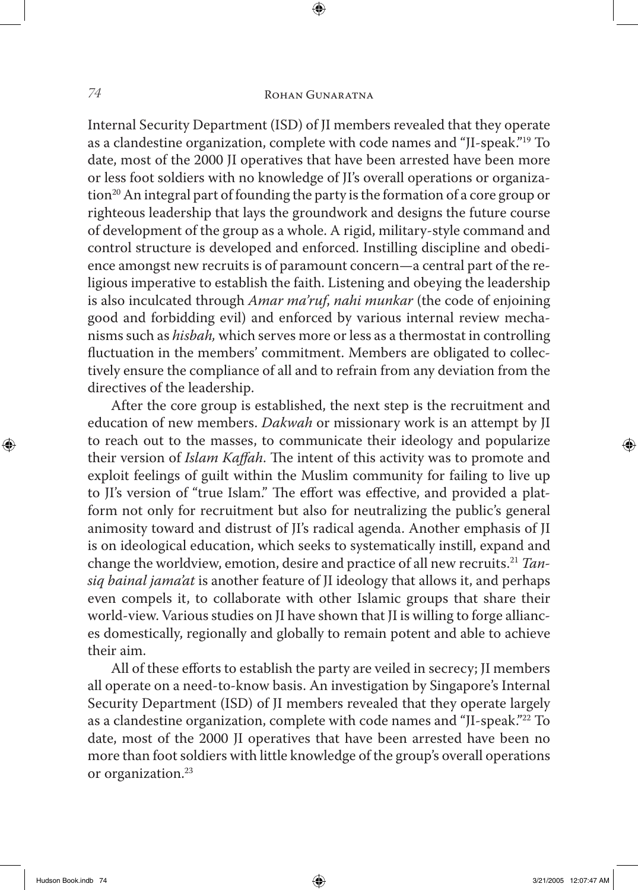Internal Security Department (ISD) of JI members revealed that they operate as a clandestine organization, complete with code names and "JI-speak."[19] To date, most of the 2000 JI operatives that have been arrested have been more or less foot soldiers with no knowledge of JI's overall operations or organization[20] An integral part of founding the party is the formation of a core group or righteous leadership that lays the groundwork and designs the future course of development of the group as a whole. A rigid, military-style command and control structure is developed and enforced. Instilling discipline and obedience amongst new recruits is of paramount concern—a central part of the religious imperative to establish the faith. Listening and obeying the leadership is also inculcated through *Amar ma'ruf*, *nahi munkar* (the code of enjoining good and forbidding evil) and enforced by various internal review mechanisms such as *hisbah,* which serves more or less as a thermostat in controlling fluctuation in the members' commitment. Members are obligated to collectively ensure the compliance of all and to refrain from any deviation from the directives of the leadership.

After the core group is established, the next step is the recruitment and education of new members. *Dakwah* or missionary work is an attempt by JI to reach out to the masses, to communicate their ideology and popularize their version of *Islam Kaffah*. The intent of this activity was to promote and exploit feelings of guilt within the Muslim community for failing to live up to JI's version of "true Islam." The effort was effective, and provided a platform not only for recruitment but also for neutralizing the public's general animosity toward and distrust of JI's radical agenda. Another emphasis of JI is on ideological education, which seeks to systematically instill, expand and change the worldview, emotion, desire and practice of all new recruits.[21] *Tansiq bainal jama'at* is another feature of JI ideology that allows it, and perhaps even compels it, to collaborate with other Islamic groups that share their world-view. Various studies on JI have shown that JI is willing to forge alliances domestically, regionally and globally to remain potent and able to achieve their aim.

All of these efforts to establish the party are veiled in secrecy; JI members all operate on a need-to-know basis. An investigation by Singapore's Internal Security Department (ISD) of JI members revealed that they operate largely as a clandestine organization, complete with code names and "JI-speak."[22] To date, most of the 2000 JI operatives that have been arrested have been no more than foot soldiers with little knowledge of the group's overall operations or organization.[23]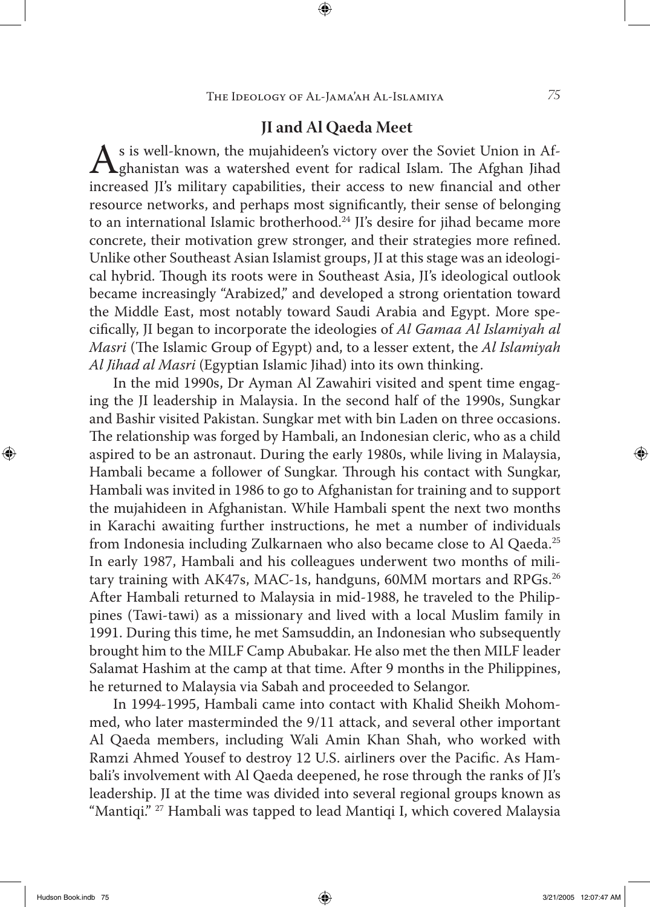## JI and Al Qaeda Meet

As is well-known, the mujahideen's victory over the Soviet Union in Afghanistan was a watershed event for radical Islam. The Afghan Jihad increased JI's military capabilities, their access to new financial and other resource networks, and perhaps most significantly, their sense of belonging to an international Islamic brotherhood.[24] JI's desire for jihad became more concrete, their motivation grew stronger, and their strategies more refined. Unlike other Southeast Asian Islamist groups, JI at this stage was an ideological hybrid. Though its roots were in Southeast Asia, JI's ideological outlook became increasingly "Arabized," and developed a strong orientation toward the Middle East, most notably toward Saudi Arabia and Egypt. More specifically, JI began to incorporate the ideologies of *Al Gamaa Al Islamiyah al Masri* (The Islamic Group of Egypt) and, to a lesser extent, the *Al Islamiyah Al Jihad al Masri* (Egyptian Islamic Jihad) into its own thinking.

In the mid 1990s, Dr Ayman Al Zawahiri visited and spent time engaging the JI leadership in Malaysia. In the second half of the 1990s, Sungkar and Bashir visited Pakistan. Sungkar met with bin Laden on three occasions. The relationship was forged by Hambali, an Indonesian cleric, who as a child aspired to be an astronaut. During the early 1980s, while living in Malaysia, Hambali became a follower of Sungkar. Through his contact with Sungkar, Hambali was invited in 1986 to go to Afghanistan for training and to support the mujahideen in Afghanistan. While Hambali spent the next two months in Karachi awaiting further instructions, he met a number of individuals from Indonesia including Zulkarnaen who also became close to Al Qaeda.[25] In early 1987, Hambali and his colleagues underwent two months of military training with AK47s, MAC-1s, handguns, 60MM mortars and RPGs.[26] After Hambali returned to Malaysia in mid-1988, he traveled to the Philippines (Tawi-tawi) as a missionary and lived with a local Muslim family in 1991. During this time, he met Samsuddin, an Indonesian who subsequently brought him to the MILF Camp Abubakar. He also met the then MILF leader Salamat Hashim at the camp at that time. After 9 months in the Philippines, he returned to Malaysia via Sabah and proceeded to Selangor.

In 1994-1995, Hambali came into contact with Khalid Sheikh Mohommed, who later masterminded the 9/11 attack, and several other important Al Qaeda members, including Wali Amin Khan Shah, who worked with Ramzi Ahmed Yousef to destroy 12 U.S. airliners over the Pacific. As Hambali's involvement with Al Qaeda deepened, he rose through the ranks of JI's leadership. JI at the time was divided into several regional groups known as "Mantiqi."[27] Hambali was tapped to lead Mantiqi I, which covered Malaysia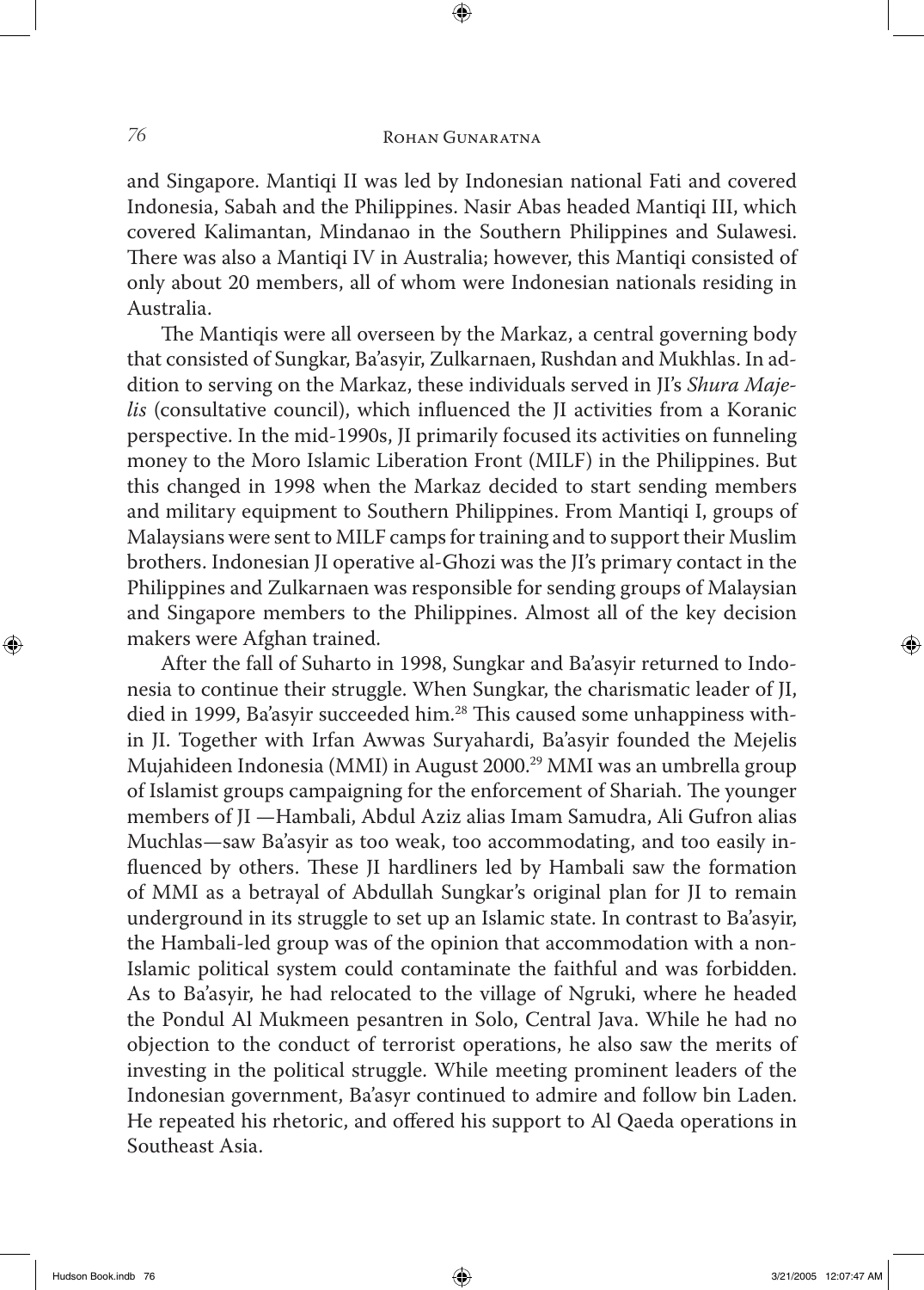and Singapore. Mantiqi II was led by Indonesian national Fati and covered Indonesia, Sabah and the Philippines. Nasir Abas headed Mantiqi III, which covered Kalimantan, Mindanao in the Southern Philippines and Sulawesi. There was also a Mantiqi IV in Australia; however, this Mantiqi consisted of only about 20 members, all of whom were Indonesian nationals residing in Australia.

The Mantiqis were all overseen by the Markaz, a central governing body that consisted of Sungkar, Ba'asyir, Zulkarnaen, Rushdan and Mukhlas. In addition to serving on the Markaz, these individuals served in JI's *Shura Majelis* (consultative council), which influenced the JI activities from a Koranic perspective. In the mid-1990s, JI primarily focused its activities on funneling money to the Moro Islamic Liberation Front (MILF) in the Philippines. But this changed in 1998 when the Markaz decided to start sending members and military equipment to Southern Philippines. From Mantiqi I, groups of Malaysians were sent to MILF camps for training and to support their Muslim brothers. Indonesian JI operative al-Ghozi was the JI's primary contact in the Philippines and Zulkarnaen was responsible for sending groups of Malaysian and Singapore members to the Philippines. Almost all of the key decision makers were Afghan trained.

After the fall of Suharto in 1998, Sungkar and Ba'asyir returned to Indonesia to continue their struggle. When Sungkar, the charismatic leader of JI, died in 1999, Ba'asyir succeeded him.[28] This caused some unhappiness within JI. Together with Irfan Awwas Suryahardi, Ba'asyir founded the Mejelis Mujahideen Indonesia (MMI) in August 2000.[29] MMI was an umbrella group of Islamist groups campaigning for the enforcement of Shariah. The younger members of JI —Hambali, Abdul Aziz alias Imam Samudra, Ali Gufron alias Muchlas—saw Ba'asyir as too weak, too accommodating, and too easily influenced by others. These JI hardliners led by Hambali saw the formation of MMI as a betrayal of Abdullah Sungkar's original plan for JI to remain underground in its struggle to set up an Islamic state. In contrast to Ba'asyir, the Hambali-led group was of the opinion that accommodation with a non-Islamic political system could contaminate the faithful and was forbidden. As to Ba'asyir, he had relocated to the village of Ngruki, where he headed the Pondul Al Mukmeen pesantren in Solo, Central Java. While he had no objection to the conduct of terrorist operations, he also saw the merits of investing in the political struggle. While meeting prominent leaders of the Indonesian government, Ba'asyr continued to admire and follow bin Laden. He repeated his rhetoric, and offered his support to Al Qaeda operations in Southeast Asia.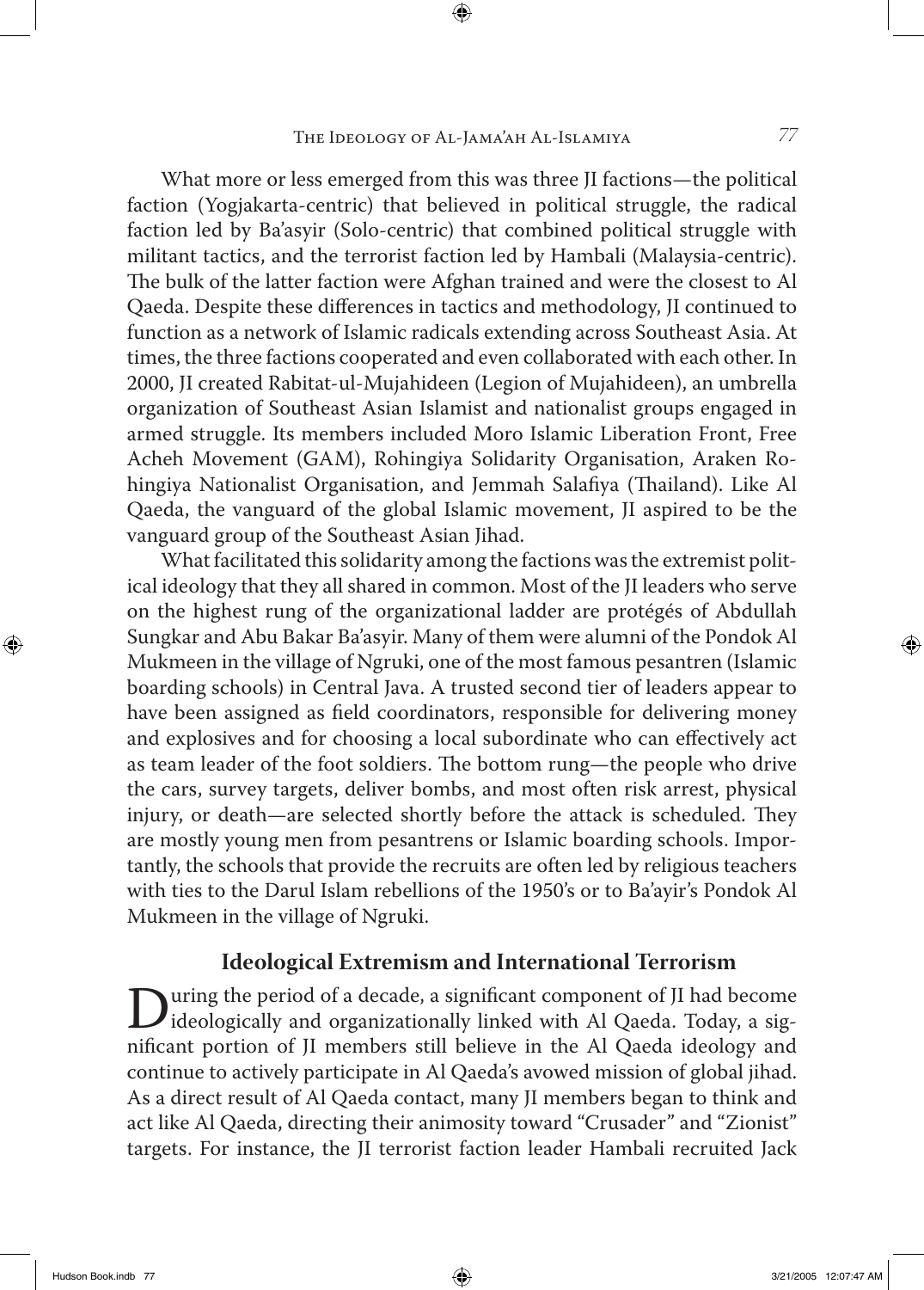What more or less emerged from this was three JI factions—the political faction (Yogjakarta-centric) that believed in political struggle, the radical faction led by Ba'asyir (Solo-centric) that combined political struggle with militant tactics, and the terrorist faction led by Hambali (Malaysia-centric). The bulk of the latter faction were Afghan trained and were the closest to Al Qaeda. Despite these differences in tactics and methodology, JI continued to function as a network of Islamic radicals extending across Southeast Asia. At times, the three factions cooperated and even collaborated with each other. In 2000, JI created Rabitat-ul-Mujahideen (Legion of Mujahideen), an umbrella organization of Southeast Asian Islamist and nationalist groups engaged in armed struggle. Its members included Moro Islamic Liberation Front, Free Acheh Movement (GAM), Rohingiya Solidarity Organisation, Araken Rohingiya Nationalist Organisation, and Jemmah Salafiya (Thailand). Like Al Qaeda, the vanguard of the global Islamic movement, JI aspired to be the vanguard group of the Southeast Asian Jihad.

What facilitated this solidarity among the factions was the extremist political ideology that they all shared in common. Most of the JI leaders who serve on the highest rung of the organizational ladder are protégés of Abdullah Sungkar and Abu Bakar Ba'asyir. Many of them were alumni of the Pondok Al Mukmeen in the village of Ngruki, one of the most famous pesantren (Islamic boarding schools) in Central Java. A trusted second tier of leaders appear to have been assigned as field coordinators, responsible for delivering money and explosives and for choosing a local subordinate who can effectively act as team leader of the foot soldiers. The bottom rung—the people who drive the cars, survey targets, deliver bombs, and most often risk arrest, physical injury, or death—are selected shortly before the attack is scheduled. They are mostly young men from pesantrens or Islamic boarding schools. Importantly, the schools that provide the recruits are often led by religious teachers with ties to the Darul Islam rebellions of the 1950's or to Ba'ayir's Pondok Al Mukmeen in the village of Ngruki.

## Ideological Extremism and International Terrorism

During the period of a decade, a significant component of JI had become ideologically and organizationally linked with Al Qaeda. Today, a significant portion of JI members still believe in the Al Qaeda ideology and continue to actively participate in Al Qaeda's avowed mission of global jihad. As a direct result of Al Qaeda contact, many JI members began to think and act like Al Qaeda, directing their animosity toward "Crusader" and "Zionist" targets. For instance, the JI terrorist faction leader Hambali recruited Jack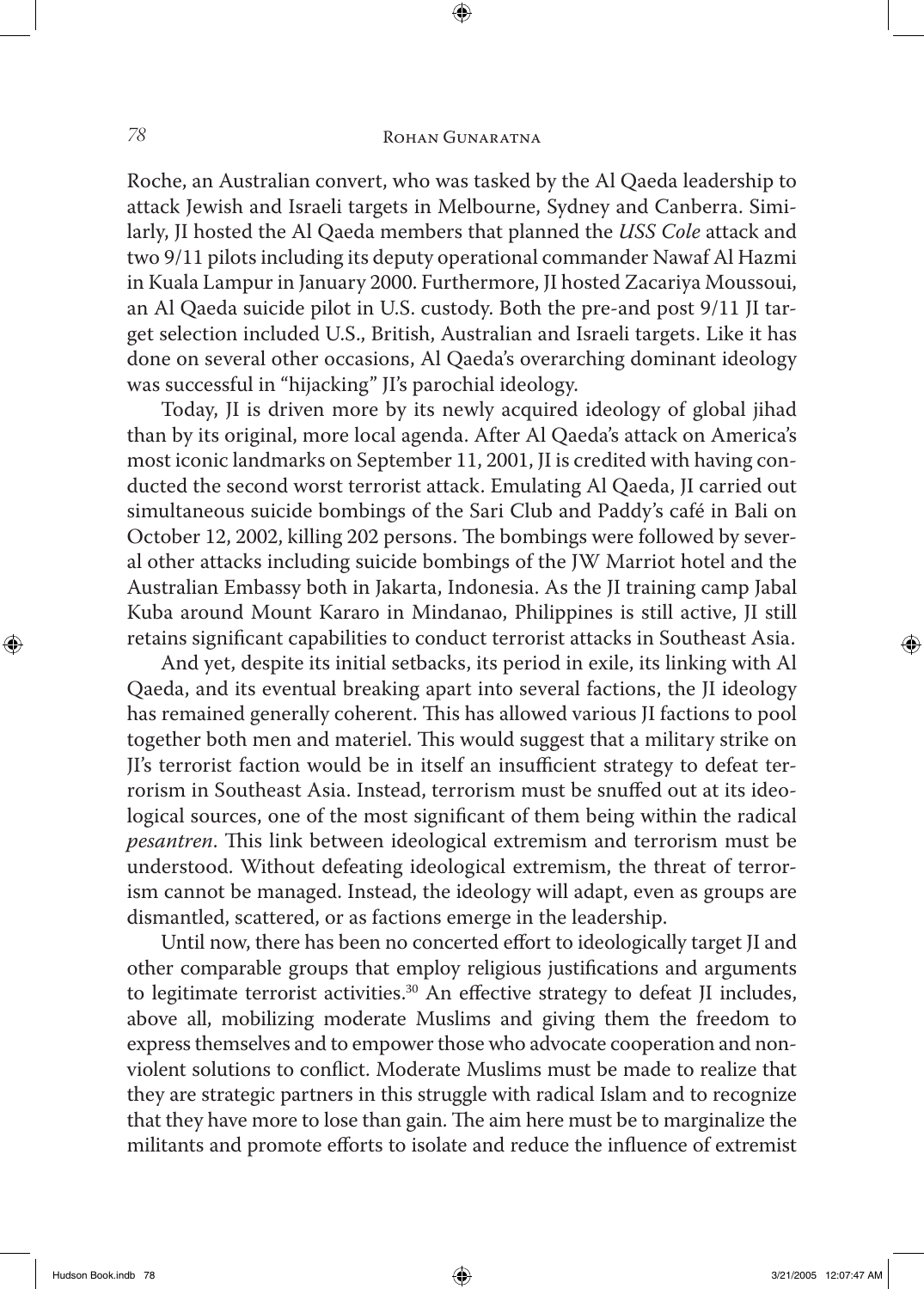Roche, an Australian convert, who was tasked by the Al Qaeda leadership to attack Jewish and Israeli targets in Melbourne, Sydney and Canberra. Similarly, JI hosted the Al Qaeda members that planned the *USS Cole* attack and two 9/11 pilots including its deputy operational commander Nawaf Al Hazmi in Kuala Lampur in January 2000. Furthermore, JI hosted Zacariya Moussoui, an Al Qaeda suicide pilot in U.S. custody. Both the pre-and post 9/11 JI target selection included U.S., British, Australian and Israeli targets. Like it has done on several other occasions, Al Qaeda's overarching dominant ideology was successful in "hijacking" JI's parochial ideology.

Today, JI is driven more by its newly acquired ideology of global jihad than by its original, more local agenda. After Al Qaeda's attack on America's most iconic landmarks on September 11, 2001, JI is credited with having conducted the second worst terrorist attack. Emulating Al Qaeda, JI carried out simultaneous suicide bombings of the Sari Club and Paddy's café in Bali on October 12, 2002, killing 202 persons. The bombings were followed by several other attacks including suicide bombings of the JW Marriot hotel and the Australian Embassy both in Jakarta, Indonesia. As the JI training camp Jabal Kuba around Mount Kararo in Mindanao, Philippines is still active, JI still retains significant capabilities to conduct terrorist attacks in Southeast Asia.

And yet, despite its initial setbacks, its period in exile, its linking with Al Qaeda, and its eventual breaking apart into several factions, the JI ideology has remained generally coherent. This has allowed various JI factions to pool together both men and materiel. This would suggest that a military strike on JI's terrorist faction would be in itself an insufficient strategy to defeat terrorism in Southeast Asia. Instead, terrorism must be snuffed out at its ideological sources, one of the most significant of them being within the radical *pesantren*. This link between ideological extremism and terrorism must be understood. Without defeating ideological extremism, the threat of terrorism cannot be managed. Instead, the ideology will adapt, even as groups are dismantled, scattered, or as factions emerge in the leadership.

Until now, there has been no concerted effort to ideologically target JI and other comparable groups that employ religious justifications and arguments to legitimate terrorist activities.[30] An effective strategy to defeat JI includes, above all, mobilizing moderate Muslims and giving them the freedom to express themselves and to empower those who advocate cooperation and nonviolent solutions to conflict. Moderate Muslims must be made to realize that they are strategic partners in this struggle with radical Islam and to recognize that they have more to lose than gain. The aim here must be to marginalize the militants and promote efforts to isolate and reduce the influence of extremist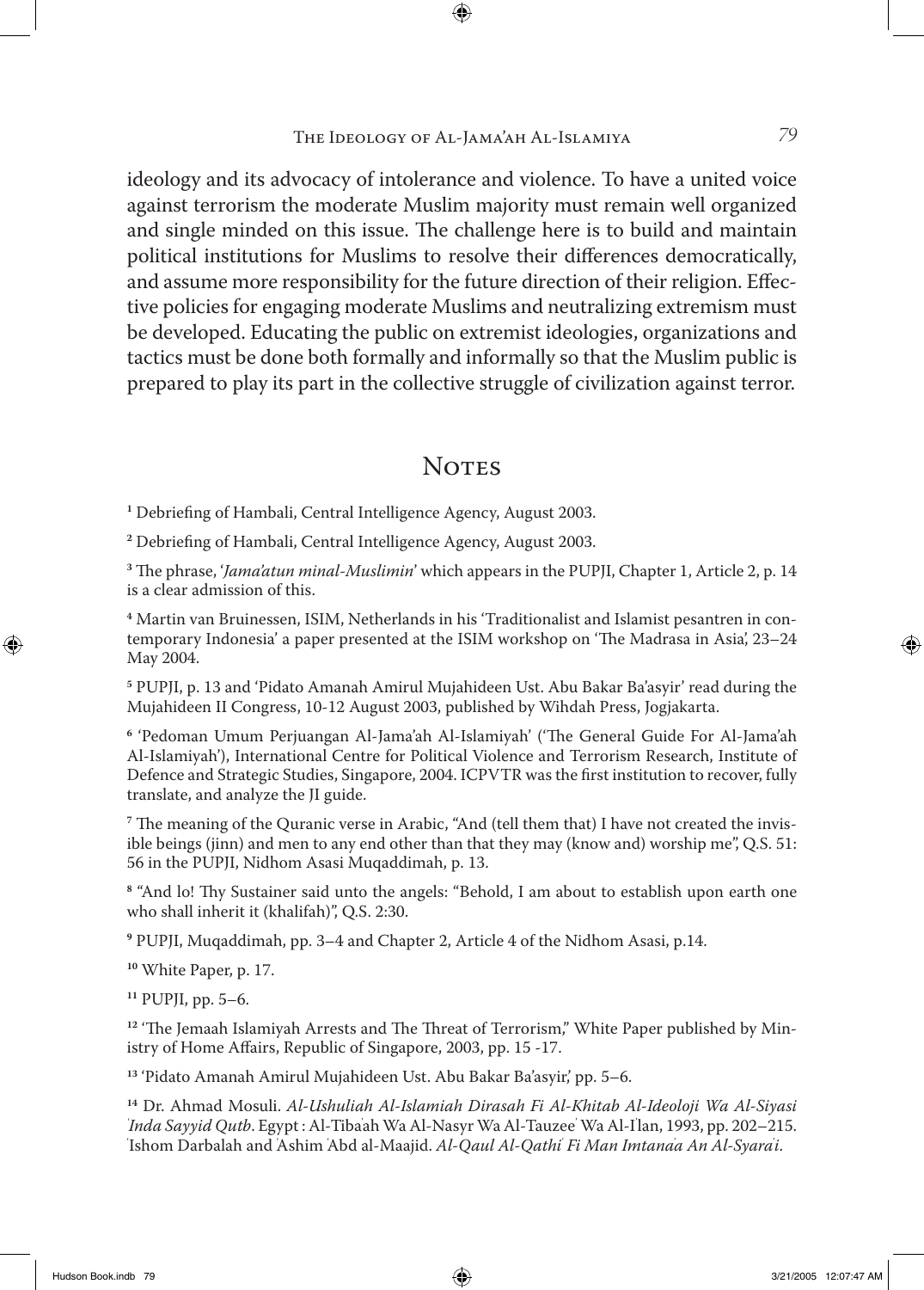ideology and its advocacy of intolerance and violence. To have a united voice against terrorism the moderate Muslim majority must remain well organized and single minded on this issue. The challenge here is to build and maintain political institutions for Muslims to resolve their differences democratically, and assume more responsibility for the future direction of their religion. Effective policies for engaging moderate Muslims and neutralizing extremism must be developed. Educating the public on extremist ideologies, organizations and tactics must be done both formally and informally so that the Muslim public is prepared to play its part in the collective struggle of civilization against terror.

## Notes

[1] Debriefing of Hambali, Central Intelligence Agency, August 2003.

[2] Debriefing of Hambali, Central Intelligence Agency, August 2003.

[3] The phrase, '*Jama'atun minal-Muslimin*' which appears in the PUPJI, Chapter 1, Article 2, p. 14 is a clear admission of this.

[4] Martin van Bruinessen, ISIM, Netherlands in his 'Traditionalist and Islamist pesantren in contemporary Indonesia' a paper presented at the ISIM workshop on 'The Madrasa in Asia', 23–24 May 2004.

[5] PUPJI, p. 13 and 'Pidato Amanah Amirul Mujahideen Ust. Abu Bakar Ba'asyir' read during the Mujahideen II Congress, 10-12 August 2003, published by Wihdah Press, Jogjakarta.

[6] 'Pedoman Umum Perjuangan Al-Jama'ah Al-Islamiyah' ('The General Guide For Al-Jama'ah Al-Islamiyah'), International Centre for Political Violence and Terrorism Research, Institute of Defence and Strategic Studies, Singapore, 2004. ICPVTR was the first institution to recover, fully translate, and analyze the JI guide.

[7] The meaning of the Quranic verse in Arabic, "And (tell them that) I have not created the invisible beings (jinn) and men to any end other than that they may (know and) worship me", Q.S. 51: 56 in the PUPJI, Nidhom Asasi Muqaddimah, p. 13.

[8] "And lo! Thy Sustainer said unto the angels: "Behold, I am about to establish upon earth one who shall inherit it (khalifah)", Q.S. 2:30.

[9] PUPJI, Muqaddimah, pp. 3–4 and Chapter 2, Article 4 of the Nidhom Asasi, p.14.

[10] White Paper, p. 17.

[11] PUPJI, pp. 5–6.

[12] 'The Jemaah Islamiyah Arrests and The Threat of Terrorism," White Paper published by Ministry of Home Affairs, Republic of Singapore, 2003, pp. 15 -17.

[13] 'Pidato Amanah Amirul Mujahideen Ust. Abu Bakar Ba'asyir,' pp. 5–6.

[14] Dr. Ahmad Mosuli. *Al-Ushuliah Al-Islamiah Dirasah Fi Al-Khitab Al-Ideoloji Wa Al-Siyasi 'Inda Sayyid Qutb*. Egypt : Al-Tiba'ah Wa Al-Nasyr Wa Al-Tauzee' Wa Al-I'lan, 1993, pp. 202–215. 'Ishom Darbalah and 'Ashim 'Abd al-Maajid. *Al-Qaul Al-Qathi' Fi Man Imtana'a An Al-Syara'i*.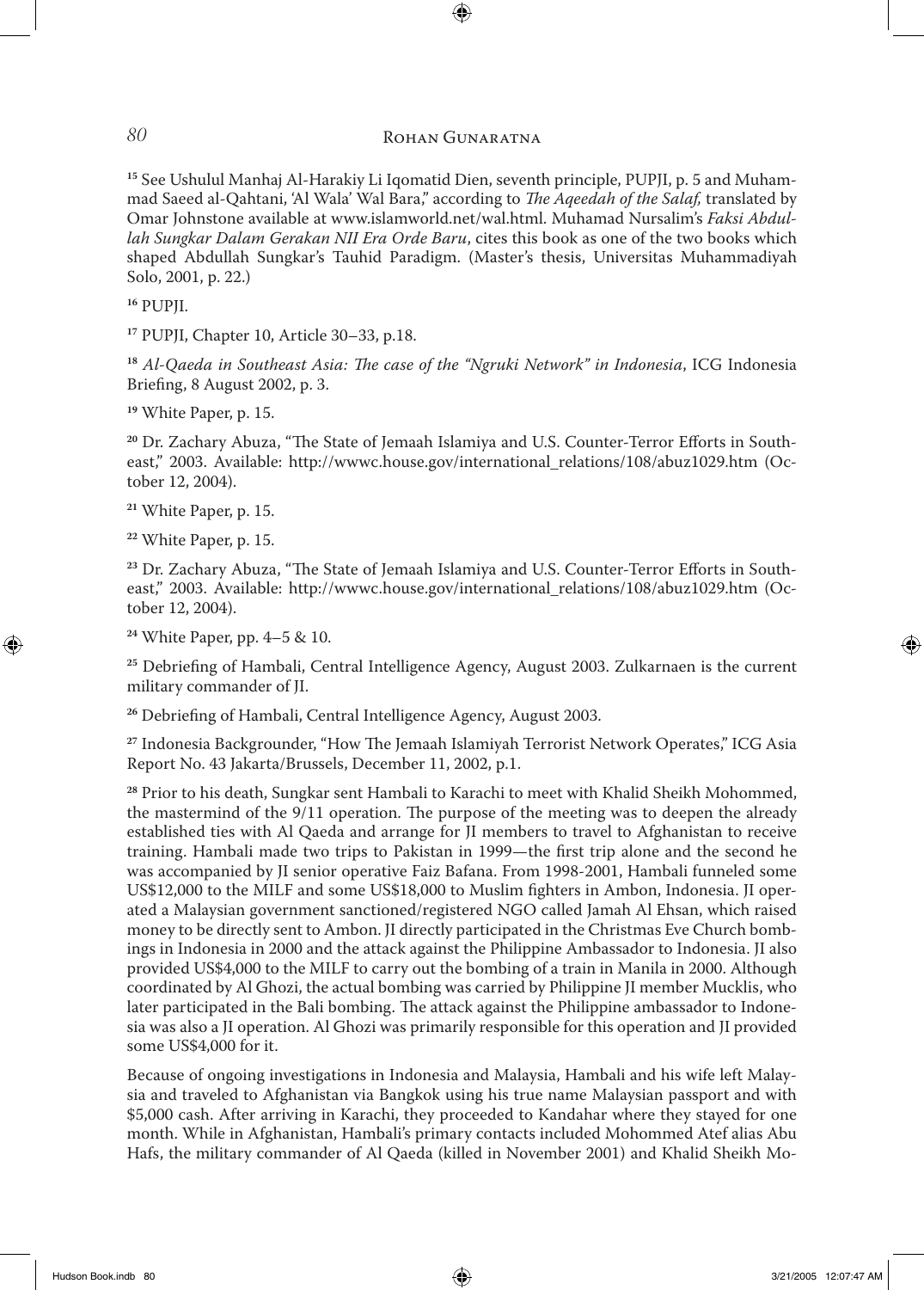[15] See Ushulul Manhaj Al-Harakiy Li Iqomatid Dien, seventh principle, PUPJI, p. 5 and Muhammad Saeed al-Qahtani, 'Al Wala' Wal Bara,'' according to *The Aqeedah of the Salaf*, translated by Omar Johnstone available at www.islamworld.net/wal.html. Muhamad Nursalim's *Faksi Abdullah Sungkar Dalam Gerakan NII Era Orde Baru*, cites this book as one of the two books which shaped Abdullah Sungkar's Tauhid Paradigm. (Master's thesis, Universitas Muhammadiyah Solo, 2001, p. 22.)

[16] PUPJI.

[17] PUPJI, Chapter 10, Article 30–33, p.18.

[18] *Al-Qaeda in Southeast Asia: The case of the "Ngruki Network" in Indonesia*, ICG Indonesia Briefing, 8 August 2002, p. 3.

[19] White Paper, p. 15.

[20] Dr. Zachary Abuza, "The State of Jemaah Islamiya and U.S. Counter-Terror Efforts in Southeast," 2003. Available: http://wwwc.house.gov/international_relations/108/abuz1029.htm (October 12, 2004).

[21] White Paper, p. 15.

[22] White Paper, p. 15.

[23] Dr. Zachary Abuza, "The State of Jemaah Islamiya and U.S. Counter-Terror Efforts in Southeast," 2003. Available: http://wwwc.house.gov/international_relations/108/abuz1029.htm (October 12, 2004).

[24] White Paper, pp. 4–5 & 10.

[25] Debriefing of Hambali, Central Intelligence Agency, August 2003. Zulkarnaen is the current military commander of JI.

[26] Debriefing of Hambali, Central Intelligence Agency, August 2003.

[27] Indonesia Backgrounder, "How The Jemaah Islamiyah Terrorist Network Operates," ICG Asia Report No. 43 Jakarta/Brussels, December 11, 2002, p.1.

[28] Prior to his death, Sungkar sent Hambali to Karachi to meet with Khalid Sheikh Mohommed, the mastermind of the 9/11 operation. The purpose of the meeting was to deepen the already established ties with Al Qaeda and arrange for JI members to travel to Afghanistan to receive training. Hambali made two trips to Pakistan in 1999—the first trip alone and the second he was accompanied by JI senior operative Faiz Bafana. From 1998-2001, Hambali funneled some US$12,000 to the MILF and some US$18,000 to Muslim fighters in Ambon, Indonesia. JI operated a Malaysian government sanctioned/registered NGO called Jamah Al Ehsan, which raised money to be directly sent to Ambon. JI directly participated in the Christmas Eve Church bombings in Indonesia in 2000 and the attack against the Philippine Ambassador to Indonesia. JI also provided US$4,000 to the MILF to carry out the bombing of a train in Manila in 2000. Although coordinated by Al Ghozi, the actual bombing was carried by Philippine JI member Mucklis, who later participated in the Bali bombing. The attack against the Philippine ambassador to Indonesia was also a JI operation. Al Ghozi was primarily responsible for this operation and JI provided some US$4,000 for it.

Because of ongoing investigations in Indonesia and Malaysia, Hambali and his wife left Malaysia and traveled to Afghanistan via Bangkok using his true name Malaysian passport and with $5,000 cash. After arriving in Karachi, they proceeded to Kandahar where they stayed for one month. While in Afghanistan, Hambali's primary contacts included Mohommed Atef alias Abu Hafs, the military commander of Al Qaeda (killed in November 2001) and Khalid Sheikh Mo-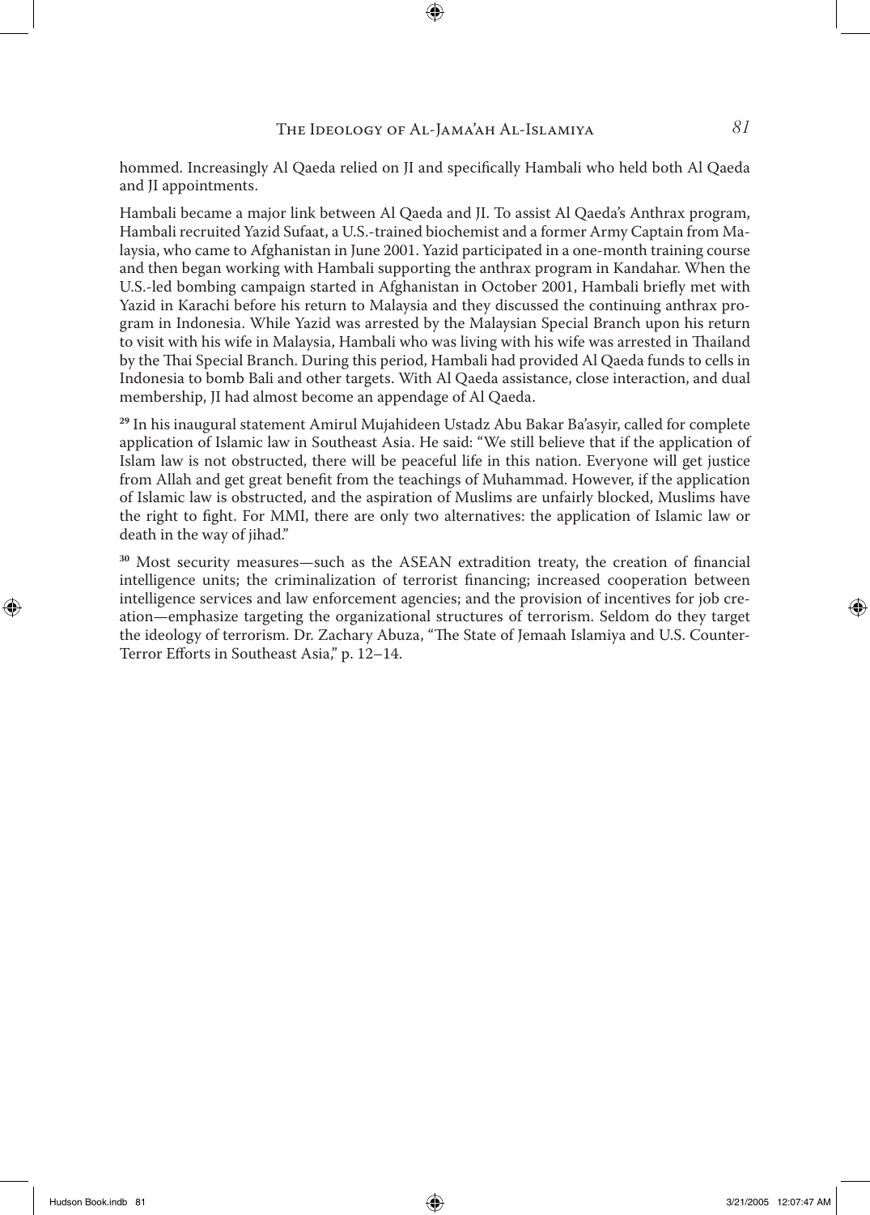hommed. Increasingly Al Qaeda relied on JI and specifically Hambali who held both Al Qaeda and JI appointments.

Hambali became a major link between Al Qaeda and JI. To assist Al Qaeda's Anthrax program, Hambali recruited Yazid Sufaat, a U.S.-trained biochemist and a former Army Captain from Malaysia, who came to Afghanistan in June 2001. Yazid participated in a one-month training course and then began working with Hambali supporting the anthrax program in Kandahar. When the U.S.-led bombing campaign started in Afghanistan in October 2001, Hambali briefly met with Yazid in Karachi before his return to Malaysia and they discussed the continuing anthrax program in Indonesia. While Yazid was arrested by the Malaysian Special Branch upon his return to visit with his wife in Malaysia, Hambali who was living with his wife was arrested in Thailand by the Thai Special Branch. During this period, Hambali had provided Al Qaeda funds to cells in Indonesia to bomb Bali and other targets. With Al Qaeda assistance, close interaction, and dual membership, JI had almost become an appendage of Al Qaeda.

[29] In his inaugural statement Amirul Mujahideen Ustadz Abu Bakar Ba'asyir, called for complete application of Islamic law in Southeast Asia. He said: "We still believe that if the application of Islam law is not obstructed, there will be peaceful life in this nation. Everyone will get justice from Allah and get great benefit from the teachings of Muhammad. However, if the application of Islamic law is obstructed, and the aspiration of Muslims are unfairly blocked, Muslims have the right to fight. For MMI, there are only two alternatives: the application of Islamic law or death in the way of jihad."

[30] Most security measures—such as the ASEAN extradition treaty, the creation of financial intelligence units; the criminalization of terrorist financing; increased cooperation between intelligence services and law enforcement agencies; and the provision of incentives for job creation—emphasize targeting the organizational structures of terrorism. Seldom do they target the ideology of terrorism. Dr. Zachary Abuza, "The State of Jemaah Islamiya and U.S. Counter-Terror Efforts in Southeast Asia," p. 12–14.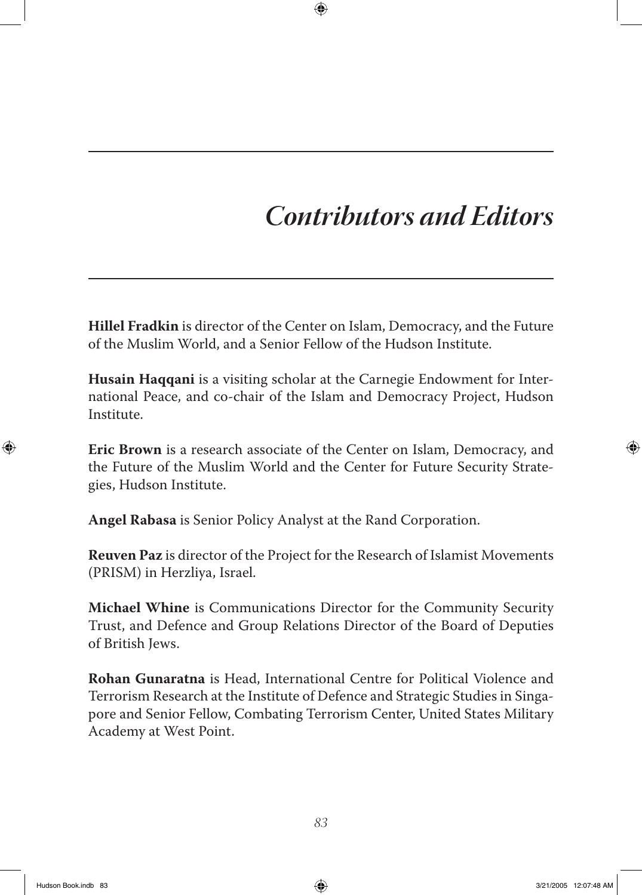# *Contributors and Editors*

**Hillel Fradkin** is director of the Center on Islam, Democracy, and the Future of the Muslim World, and a Senior Fellow of the Hudson Institute.

**Husain Haqqani** is a visiting scholar at the Carnegie Endowment for International Peace, and co-chair of the Islam and Democracy Project, Hudson Institute.

**Eric Brown** is a research associate of the Center on Islam, Democracy, and the Future of the Muslim World and the Center for Future Security Strategies, Hudson Institute.

**Angel Rabasa** is Senior Policy Analyst at the Rand Corporation.

**Reuven Paz** is director of the Project for the Research of Islamist Movements (PRISM) in Herzliya, Israel.

**Michael Whine** is Communications Director for the Community Security Trust, and Defence and Group Relations Director of the Board of Deputies of British Jews.

**Rohan Gunaratna** is Head, International Centre for Political Violence and Terrorism Research at the Institute of Defence and Strategic Studies in Singapore and Senior Fellow, Combating Terrorism Center, United States Military Academy at West Point.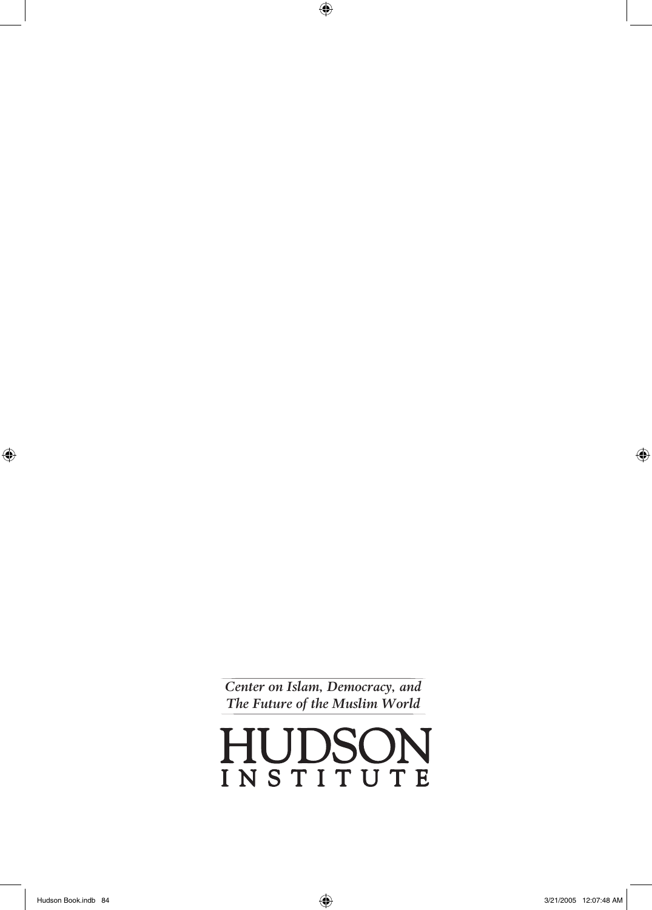*Center on Islam, Democracy, and The Future of the Muslim World*

HUDSON INSTITUTE